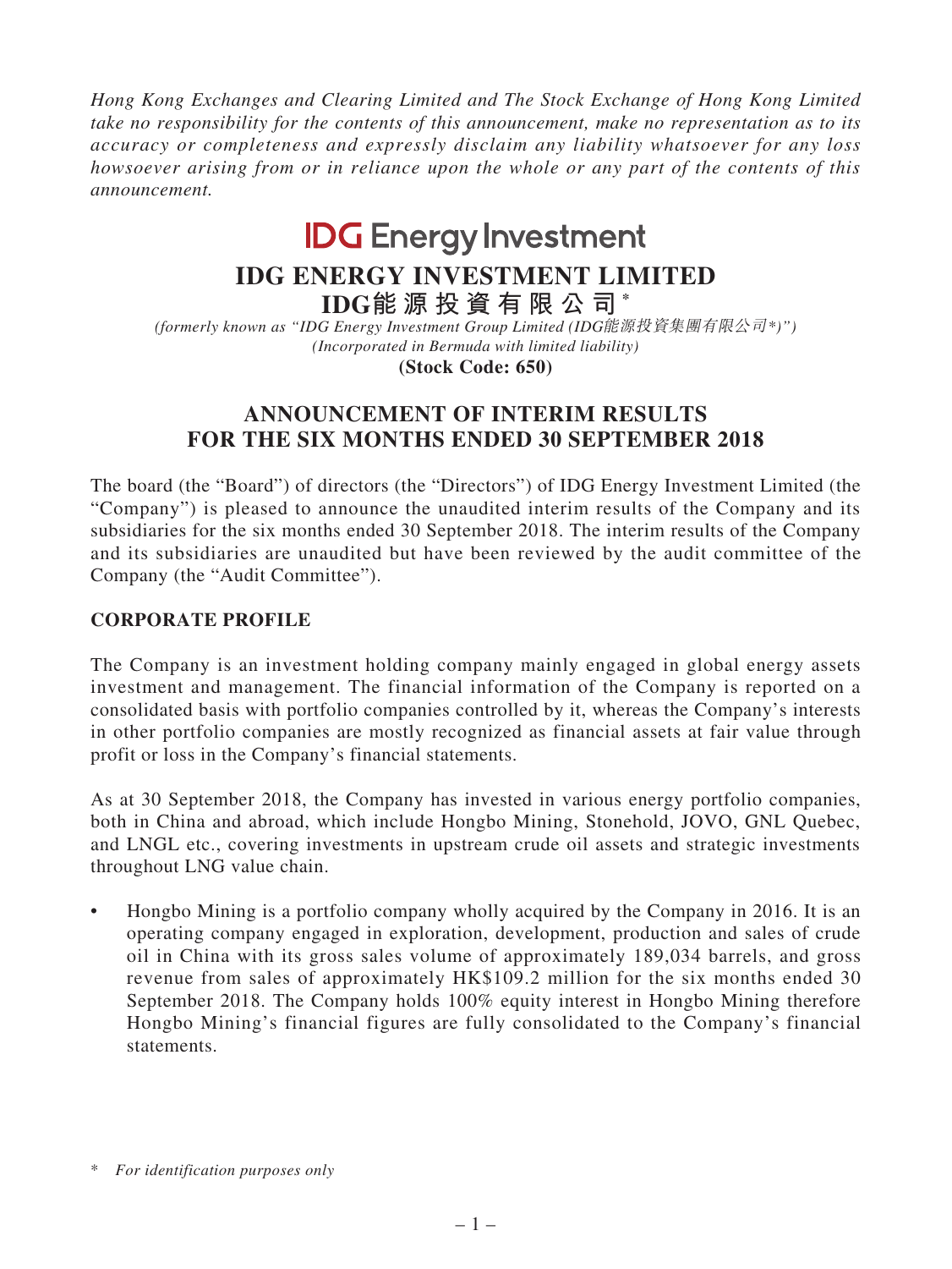*Hong Kong Exchanges and Clearing Limited and The Stock Exchange of Hong Kong Limited take no responsibility for the contents of this announcement, make no representation as to its accuracy or completeness and expressly disclaim any liability whatsoever for any loss howsoever arising from or in reliance upon the whole or any part of the contents of this announcement.*

# IDG Energy Investment

# IDG ENERGY INVESTMENT LIMITED

# IDG能源投資有限公司*

*(formerly known as "IDG Energy Investment Group Limited (IDG能源投資集團有限公司*)")*
*(Incorporated in Bermuda with limited liability)*
**(Stock Code: 650)**

## ANNOUNCEMENT OF INTERIM RESULTS FOR THE SIX MONTHS ENDED 30 SEPTEMBER 2018

The board (the "Board") of directors (the "Directors") of IDG Energy Investment Limited (the "Company") is pleased to announce the unaudited interim results of the Company and its subsidiaries for the six months ended 30 September 2018. The interim results of the Company and its subsidiaries are unaudited but have been reviewed by the audit committee of the Company (the "Audit Committee").

### CORPORATE PROFILE

The Company is an investment holding company mainly engaged in global energy assets investment and management. The financial information of the Company is reported on a consolidated basis with portfolio companies controlled by it, whereas the Company's interests in other portfolio companies are mostly recognized as financial assets at fair value through profit or loss in the Company's financial statements.

As at 30 September 2018, the Company has invested in various energy portfolio companies, both in China and abroad, which include Hongbo Mining, Stonehold, JOVO, GNL Quebec, and LNGL etc., covering investments in upstream crude oil assets and strategic investments throughout LNG value chain.

- Hongbo Mining is a portfolio company wholly acquired by the Company in 2016. It is an operating company engaged in exploration, development, production and sales of crude oil in China with its gross sales volume of approximately 189,034 barrels, and gross revenue from sales of approximately HK$109.2 million for the six months ended 30 September 2018. The Company holds 100% equity interest in Hongbo Mining therefore Hongbo Mining's financial figures are fully consolidated to the Company's financial statements.

\* *For identification purposes only*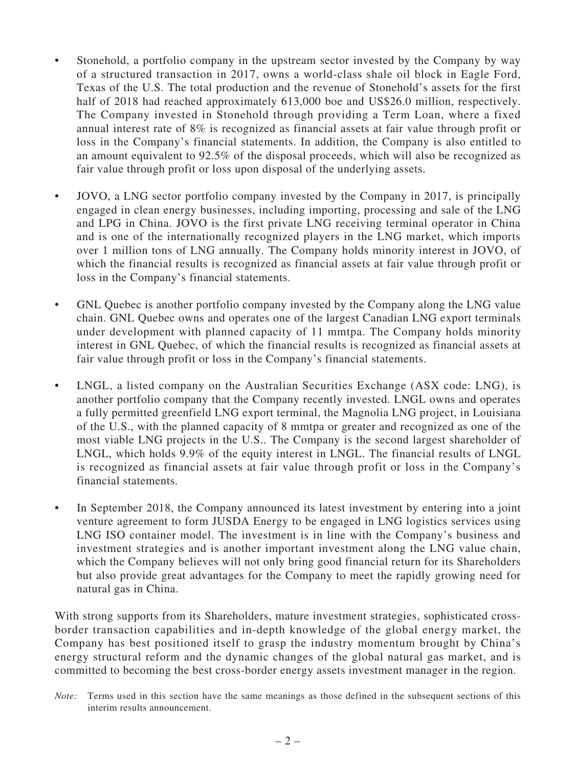- Stonehold, a portfolio company in the upstream sector invested by the Company by way of a structured transaction in 2017, owns a world-class shale oil block in Eagle Ford, Texas of the U.S. The total production and the revenue of Stonehold's assets for the first half of 2018 had reached approximately 613,000 boe and US$26.0 million, respectively. The Company invested in Stonehold through providing a Term Loan, where a fixed annual interest rate of 8% is recognized as financial assets at fair value through profit or loss in the Company's financial statements. In addition, the Company is also entitled to an amount equivalent to 92.5% of the disposal proceeds, which will also be recognized as fair value through profit or loss upon disposal of the underlying assets.

- JOVO, a LNG sector portfolio company invested by the Company in 2017, is principally engaged in clean energy businesses, including importing, processing and sale of the LNG and LPG in China. JOVO is the first private LNG receiving terminal operator in China and is one of the internationally recognized players in the LNG market, which imports over 1 million tons of LNG annually. The Company holds minority interest in JOVO, of which the financial results is recognized as financial assets at fair value through profit or loss in the Company's financial statements.

- GNL Quebec is another portfolio company invested by the Company along the LNG value chain. GNL Quebec owns and operates one of the largest Canadian LNG export terminals under development with planned capacity of 11 mmtpa. The Company holds minority interest in GNL Quebec, of which the financial results is recognized as financial assets at fair value through profit or loss in the Company's financial statements.

- LNGL, a listed company on the Australian Securities Exchange (ASX code: LNG), is another portfolio company that the Company recently invested. LNGL owns and operates a fully permitted greenfield LNG export terminal, the Magnolia LNG project, in Louisiana of the U.S., with the planned capacity of 8 mmtpa or greater and recognized as one of the most viable LNG projects in the U.S.. The Company is the second largest shareholder of LNGL, which holds 9.9% of the equity interest in LNGL. The financial results of LNGL is recognized as financial assets at fair value through profit or loss in the Company's financial statements.

- In September 2018, the Company announced its latest investment by entering into a joint venture agreement to form JUSDA Energy to be engaged in LNG logistics services using LNG ISO container model. The investment is in line with the Company's business and investment strategies and is another important investment along the LNG value chain, which the Company believes will not only bring good financial return for its Shareholders but also provide great advantages for the Company to meet the rapidly growing need for natural gas in China.

With strong supports from its Shareholders, mature investment strategies, sophisticated cross-border transaction capabilities and in-depth knowledge of the global energy market, the Company has best positioned itself to grasp the industry momentum brought by China's energy structural reform and the dynamic changes of the global natural gas market, and is committed to becoming the best cross-border energy assets investment manager in the region.

*Note:* Terms used in this section have the same meanings as those defined in the subsequent sections of this interim results announcement.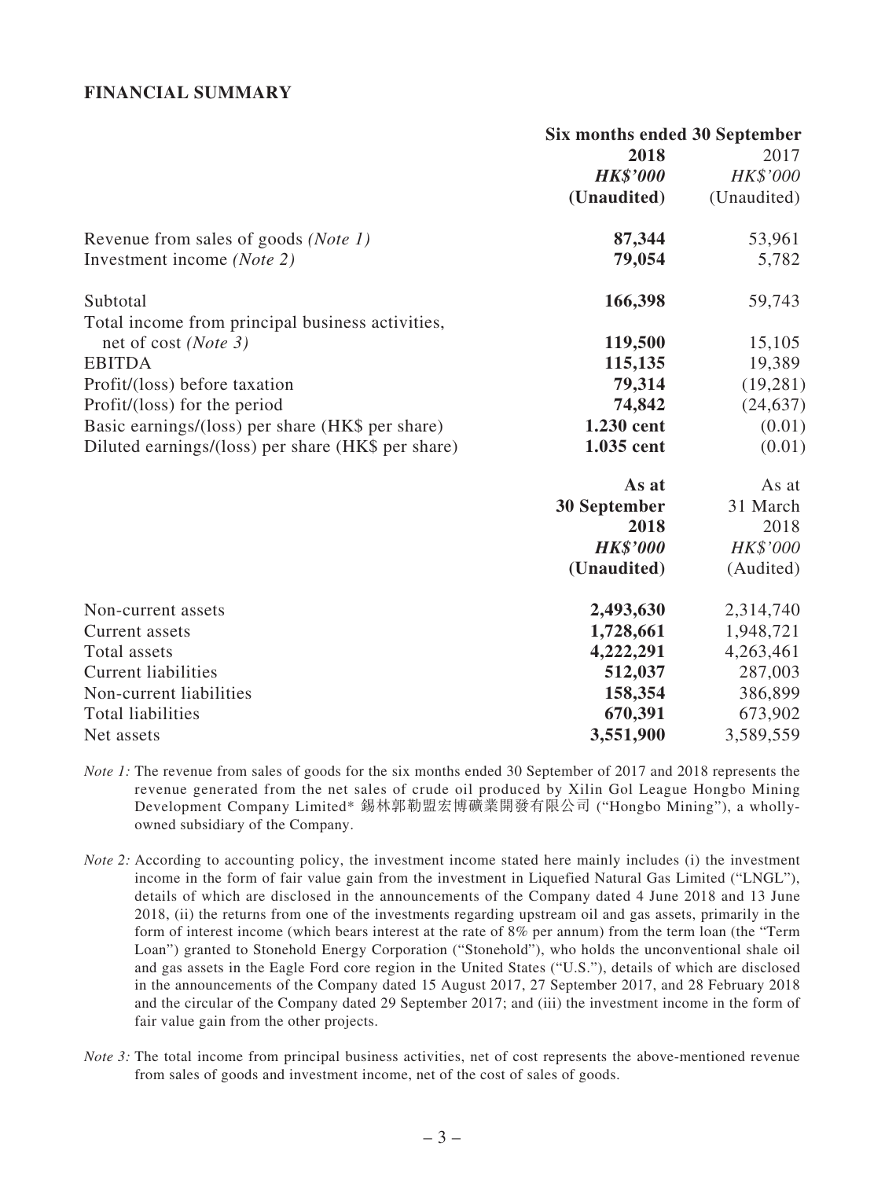## FINANCIAL SUMMARY

| | Six months ended 30 September | |
|---|---|---|
| | **2018** | 2017 |
| | ***HK$'000*** | *HK$'000* |
| | **(Unaudited)** | (Unaudited) |
| Revenue from sales of goods *(Note 1)* | **87,344** | 53,961 |
| Investment income *(Note 2)* | **79,054** | 5,782 |
| Subtotal | **166,398** | 59,743 |
| Total income from principal business activities, net of cost *(Note 3)* | **119,500** | 15,105 |
| EBITDA | **115,135** | 19,389 |
| Profit/(loss) before taxation | **79,314** | (19,281) |
| Profit/(loss) for the period | **74,842** | (24,637) |
| Basic earnings/(loss) per share (HK$ per share) | **1.230 cent** | (0.01) |
| Diluted earnings/(loss) per share (HK$ per share) | **1.035 cent** | (0.01) |

| | **As at 30 September 2018** | As at 31 March 2018 |
|---|---|---|
| | ***HK$'000*** | *HK$'000* |
| | **(Unaudited)** | (Audited) |
| Non-current assets | **2,493,630** | 2,314,740 |
| Current assets | **1,728,661** | 1,948,721 |
| Total assets | **4,222,291** | 4,263,461 |
| Current liabilities | **512,037** | 287,003 |
| Non-current liabilities | **158,354** | 386,899 |
| Total liabilities | **670,391** | 673,902 |
| Net assets | **3,551,900** | 3,589,559 |

*Note 1:* The revenue from sales of goods for the six months ended 30 September of 2017 and 2018 represents the revenue generated from the net sales of crude oil produced by Xilin Gol League Hongbo Mining Development Company Limited* 錫林郭勒盟宏博礦業開發有限公司 ("Hongbo Mining"), a wholly-owned subsidiary of the Company.

*Note 2:* According to accounting policy, the investment income stated here mainly includes (i) the investment income in the form of fair value gain from the investment in Liquefied Natural Gas Limited ("LNGL"), details of which are disclosed in the announcements of the Company dated 4 June 2018 and 13 June 2018, (ii) the returns from one of the investments regarding upstream oil and gas assets, primarily in the form of interest income (which bears interest at the rate of 8% per annum) from the term loan (the "Term Loan") granted to Stonehold Energy Corporation ("Stonehold"), who holds the unconventional shale oil and gas assets in the Eagle Ford core region in the United States ("U.S."), details of which are disclosed in the announcements of the Company dated 15 August 2017, 27 September 2017, and 28 February 2018 and the circular of the Company dated 29 September 2017; and (iii) the investment income in the form of fair value gain from the other projects.

*Note 3:* The total income from principal business activities, net of cost represents the above-mentioned revenue from sales of goods and investment income, net of the cost of sales of goods.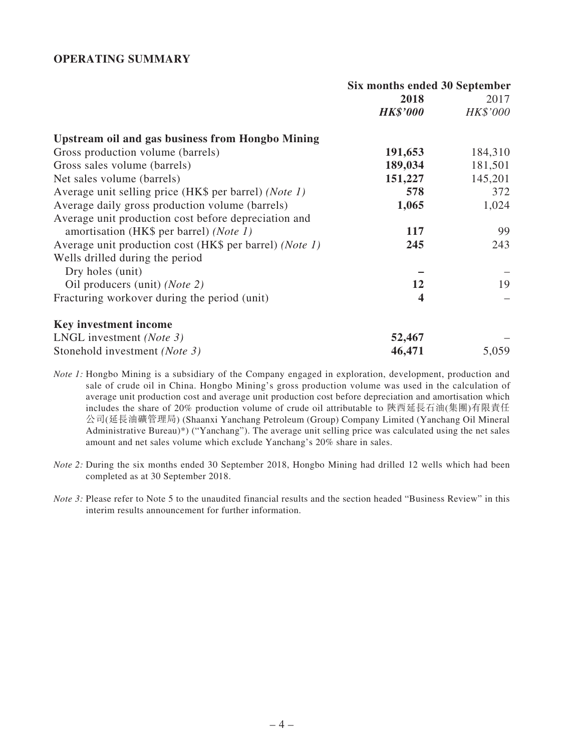## OPERATING SUMMARY

| | Six months ended 30 September | |
|---|---|---|
| | **2018** | 2017 |
| | ***HK$'000*** | *HK$'000* |
| **Upstream oil and gas business from Hongbo Mining** | | |
| Gross production volume (barrels) | **191,653** | 184,310 |
| Gross sales volume (barrels) | **189,034** | 181,501 |
| Net sales volume (barrels) | **151,227** | 145,201 |
| Average unit selling price (HK$ per barrel) *(Note 1)* | **578** | 372 |
| Average daily gross production volume (barrels) | **1,065** | 1,024 |
| Average unit production cost before depreciation and amortisation (HK$ per barrel) *(Note 1)* | **117** | 99 |
| Average unit production cost (HK$ per barrel) *(Note 1)* | **245** | 243 |
| Wells drilled during the period | | |
| Dry holes (unit) | **–** | – |
| Oil producers (unit) *(Note 2)* | **12** | 19 |
| Fracturing workover during the period (unit) | **4** | – |
| **Key investment income** | | |
| LNGL investment *(Note 3)* | **52,467** | – |
| Stonehold investment *(Note 3)* | **46,471** | 5,059 |

*Note 1:* Hongbo Mining is a subsidiary of the Company engaged in exploration, development, production and sale of crude oil in China. Hongbo Mining's gross production volume was used in the calculation of average unit production cost and average unit production cost before depreciation and amortisation which includes the share of 20% production volume of crude oil attributable to 陝西延長石油(集團)有限責任公司(延長油礦管理局) (Shaanxi Yanchang Petroleum (Group) Company Limited (Yanchang Oil Mineral Administrative Bureau)*) ("Yanchang"). The average unit selling price was calculated using the net sales amount and net sales volume which exclude Yanchang's 20% share in sales.

*Note 2:* During the six months ended 30 September 2018, Hongbo Mining had drilled 12 wells which had been completed as at 30 September 2018.

*Note 3:* Please refer to Note 5 to the unaudited financial results and the section headed "Business Review" in this interim results announcement for further information.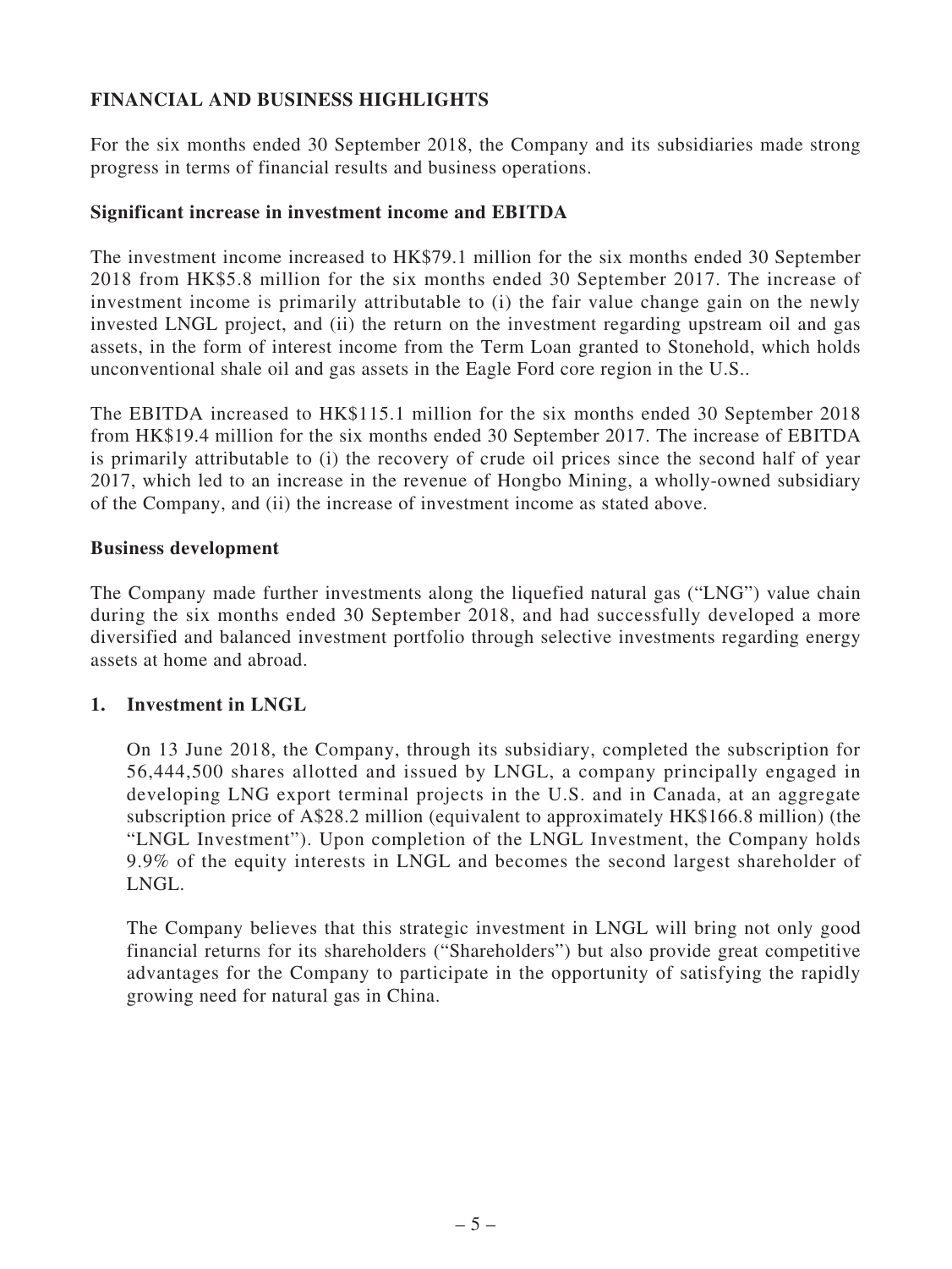## FINANCIAL AND BUSINESS HIGHLIGHTS

For the six months ended 30 September 2018, the Company and its subsidiaries made strong progress in terms of financial results and business operations.

### Significant increase in investment income and EBITDA

The investment income increased to HK$79.1 million for the six months ended 30 September 2018 from HK$5.8 million for the six months ended 30 September 2017. The increase of investment income is primarily attributable to (i) the fair value change gain on the newly invested LNGL project, and (ii) the return on the investment regarding upstream oil and gas assets, in the form of interest income from the Term Loan granted to Stonehold, which holds unconventional shale oil and gas assets in the Eagle Ford core region in the U.S..

The EBITDA increased to HK$115.1 million for the six months ended 30 September 2018 from HK$19.4 million for the six months ended 30 September 2017. The increase of EBITDA is primarily attributable to (i) the recovery of crude oil prices since the second half of year 2017, which led to an increase in the revenue of Hongbo Mining, a wholly-owned subsidiary of the Company, and (ii) the increase of investment income as stated above.

### Business development

The Company made further investments along the liquefied natural gas ("LNG") value chain during the six months ended 30 September 2018, and had successfully developed a more diversified and balanced investment portfolio through selective investments regarding energy assets at home and abroad.

#### 1. Investment in LNGL

On 13 June 2018, the Company, through its subsidiary, completed the subscription for 56,444,500 shares allotted and issued by LNGL, a company principally engaged in developing LNG export terminal projects in the U.S. and in Canada, at an aggregate subscription price of A$28.2 million (equivalent to approximately HK$166.8 million) (the "LNGL Investment"). Upon completion of the LNGL Investment, the Company holds 9.9% of the equity interests in LNGL and becomes the second largest shareholder of LNGL.

The Company believes that this strategic investment in LNGL will bring not only good financial returns for its shareholders ("Shareholders") but also provide great competitive advantages for the Company to participate in the opportunity of satisfying the rapidly growing need for natural gas in China.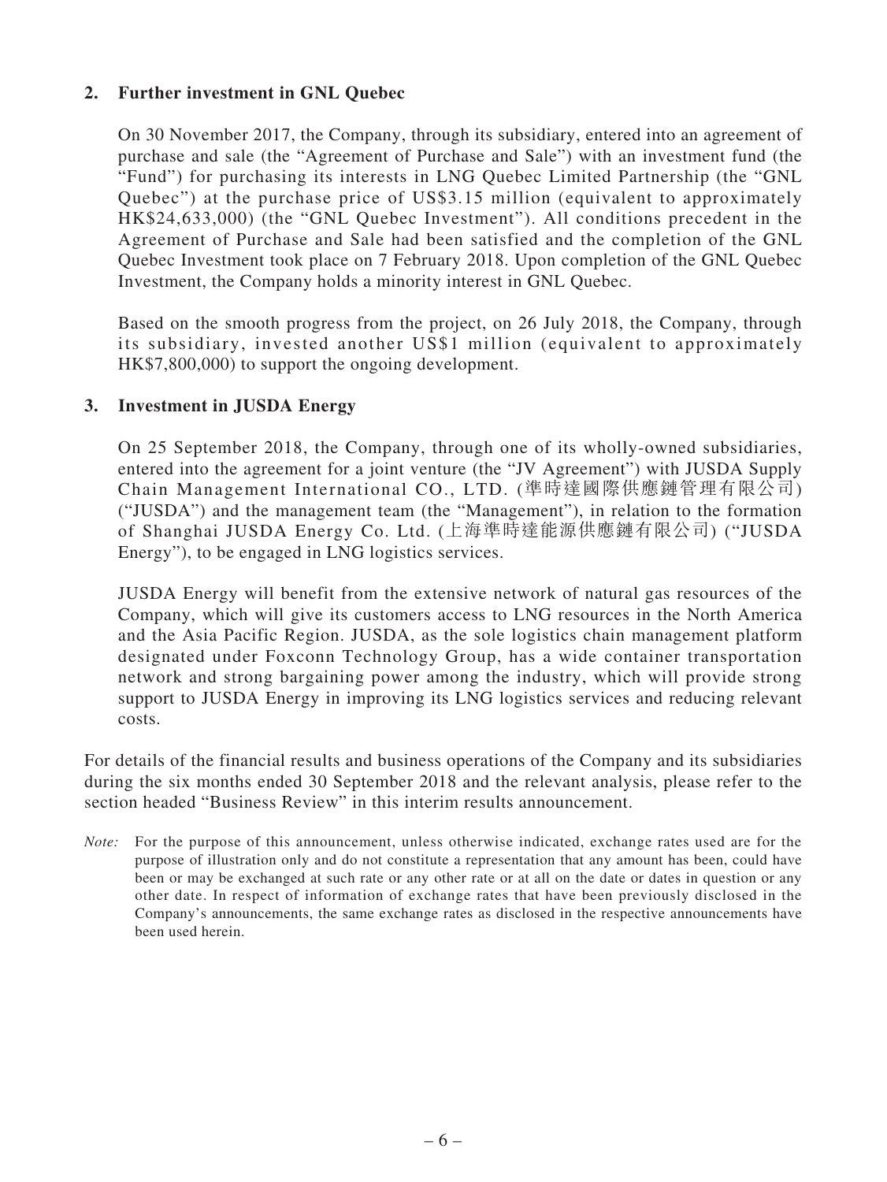## 2. Further investment in GNL Quebec

On 30 November 2017, the Company, through its subsidiary, entered into an agreement of purchase and sale (the "Agreement of Purchase and Sale") with an investment fund (the "Fund") for purchasing its interests in LNG Quebec Limited Partnership (the "GNL Quebec") at the purchase price of US$3.15 million (equivalent to approximately HK$24,633,000) (the "GNL Quebec Investment"). All conditions precedent in the Agreement of Purchase and Sale had been satisfied and the completion of the GNL Quebec Investment took place on 7 February 2018. Upon completion of the GNL Quebec Investment, the Company holds a minority interest in GNL Quebec.

Based on the smooth progress from the project, on 26 July 2018, the Company, through its subsidiary, invested another US$1 million (equivalent to approximately HK$7,800,000) to support the ongoing development.

## 3. Investment in JUSDA Energy

On 25 September 2018, the Company, through one of its wholly-owned subsidiaries, entered into the agreement for a joint venture (the "JV Agreement") with JUSDA Supply Chain Management International CO., LTD. (準時達國際供應鏈管理有限公司) ("JUSDA") and the management team (the "Management"), in relation to the formation of Shanghai JUSDA Energy Co. Ltd. (上海準時達能源供應鏈有限公司) ("JUSDA Energy"), to be engaged in LNG logistics services.

JUSDA Energy will benefit from the extensive network of natural gas resources of the Company, which will give its customers access to LNG resources in the North America and the Asia Pacific Region. JUSDA, as the sole logistics chain management platform designated under Foxconn Technology Group, has a wide container transportation network and strong bargaining power among the industry, which will provide strong support to JUSDA Energy in improving its LNG logistics services and reducing relevant costs.

For details of the financial results and business operations of the Company and its subsidiaries during the six months ended 30 September 2018 and the relevant analysis, please refer to the section headed "Business Review" in this interim results announcement.

*Note:* For the purpose of this announcement, unless otherwise indicated, exchange rates used are for the purpose of illustration only and do not constitute a representation that any amount has been, could have been or may be exchanged at such rate or any other rate or at all on the date or dates in question or any other date. In respect of information of exchange rates that have been previously disclosed in the Company's announcements, the same exchange rates as disclosed in the respective announcements have been used herein.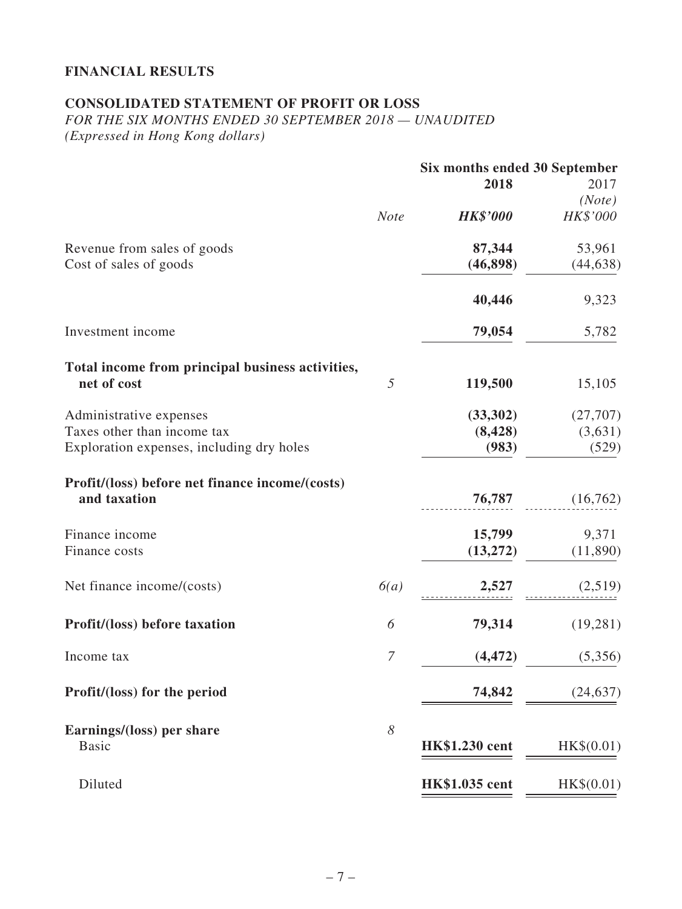## FINANCIAL RESULTS

## CONSOLIDATED STATEMENT OF PROFIT OR LOSS

*FOR THE SIX MONTHS ENDED 30 SEPTEMBER 2018 — UNAUDITED*
*(Expressed in Hong Kong dollars)*

| | | Six months ended 30 September | |
|---|---|---|---|
| | | **2018** | 2017 *(Note)* |
| | *Note* | ***HK$'000*** | *HK$'000* |
| Revenue from sales of goods | | **87,344** | 53,961 |
| Cost of sales of goods | | **(46,898)** | (44,638) |
| | | **40,446** | 9,323 |
| Investment income | | **79,054** | 5,782 |
| **Total income from principal business activities, net of cost** | *5* | **119,500** | 15,105 |
| Administrative expenses | | **(33,302)** | (27,707) |
| Taxes other than income tax | | **(8,428)** | (3,631) |
| Exploration expenses, including dry holes | | **(983)** | (529) |
| **Profit/(loss) before net finance income/(costs) and taxation** | | **76,787** | (16,762) |
| Finance income | | **15,799** | 9,371 |
| Finance costs | | **(13,272)** | (11,890) |
| Net finance income/(costs) | *6(a)* | **2,527** | (2,519) |
| **Profit/(loss) before taxation** | *6* | **79,314** | (19,281) |
| Income tax | *7* | **(4,472)** | (5,356) |
| **Profit/(loss) for the period** | | **74,842** | (24,637) |
| **Earnings/(loss) per share** | *8* | | |
| Basic | | **HK$1.230 cent** | HK$(0.01) |
| Diluted | | **HK$1.035 cent** | HK$(0.01) |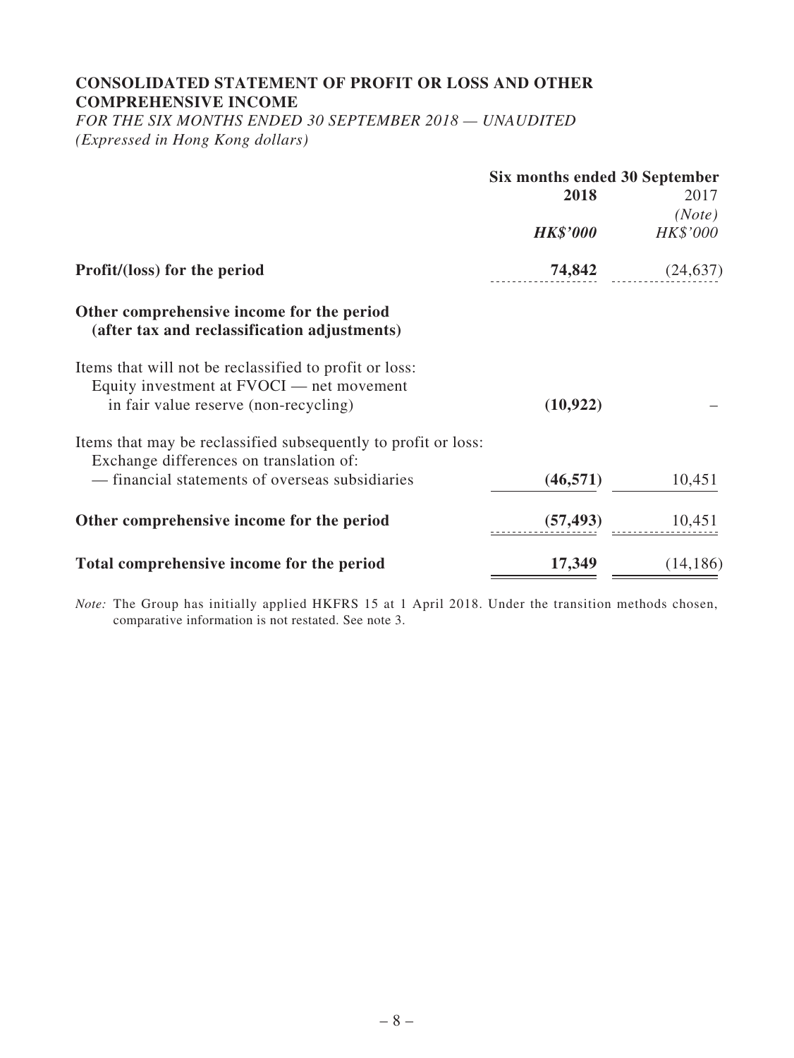## CONSOLIDATED STATEMENT OF PROFIT OR LOSS AND OTHER COMPREHENSIVE INCOME

*FOR THE SIX MONTHS ENDED 30 SEPTEMBER 2018 — UNAUDITED*
*(Expressed in Hong Kong dollars)*

| | Six months ended 30 September | |
|---|---|---|
| | **2018** | 2017 *(Note)* |
| | ***HK$'000*** | *HK$'000* |
| **Profit/(loss) for the period** | **74,842** | (24,637) |
| **Other comprehensive income for the period (after tax and reclassification adjustments)** | | |
| Items that will not be reclassified to profit or loss: | | |
| Equity investment at FVOCI — net movement in fair value reserve (non-recycling) | **(10,922)** | – |
| Items that may be reclassified subsequently to profit or loss: | | |
| Exchange differences on translation of: | | |
| — financial statements of overseas subsidiaries | **(46,571)** | 10,451 |
| **Other comprehensive income for the period** | **(57,493)** | 10,451 |
| **Total comprehensive income for the period** | **17,349** | (14,186) |

*Note:* The Group has initially applied HKFRS 15 at 1 April 2018. Under the transition methods chosen, comparative information is not restated. See note 3.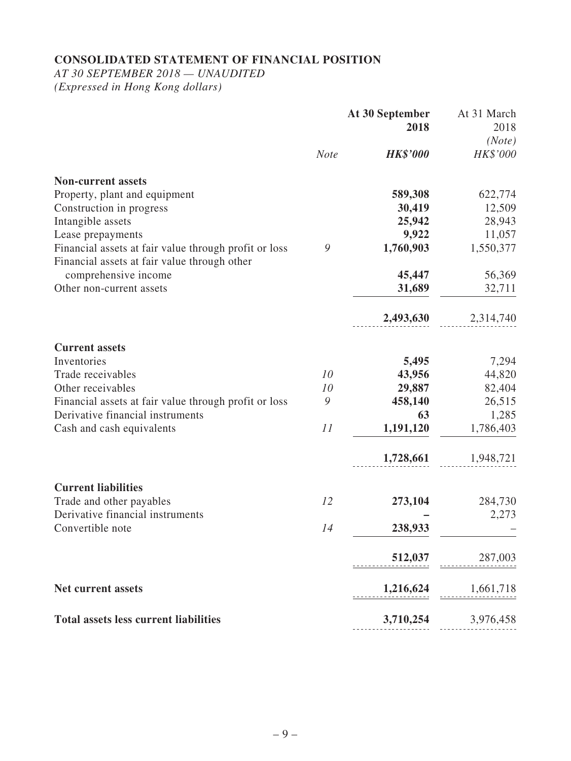# CONSOLIDATED STATEMENT OF FINANCIAL POSITION

*AT 30 SEPTEMBER 2018 — UNAUDITED*
*(Expressed in Hong Kong dollars)*

| | Note | At 30 September 2018 | At 31 March 2018 (Note) |
|---|---|---|---|
| | | ***HK$'000*** | *HK$'000* |
| **Non-current assets** | | | |
| Property, plant and equipment | | **589,308** | 622,774 |
| Construction in progress | | **30,419** | 12,509 |
| Intangible assets | | **25,942** | 28,943 |
| Lease prepayments | | **9,922** | 11,057 |
| Financial assets at fair value through profit or loss | 9 | **1,760,903** | 1,550,377 |
| Financial assets at fair value through other comprehensive income | | **45,447** | 56,369 |
| Other non-current assets | | **31,689** | 32,711 |
| | | **2,493,630** | 2,314,740 |
| **Current assets** | | | |
| Inventories | | **5,495** | 7,294 |
| Trade receivables | 10 | **43,956** | 44,820 |
| Other receivables | 10 | **29,887** | 82,404 |
| Financial assets at fair value through profit or loss | 9 | **458,140** | 26,515 |
| Derivative financial instruments | | **63** | 1,285 |
| Cash and cash equivalents | 11 | **1,191,120** | 1,786,403 |
| | | **1,728,661** | 1,948,721 |
| **Current liabilities** | | | |
| Trade and other payables | 12 | **273,104** | 284,730 |
| Derivative financial instruments | | **–** | 2,273 |
| Convertible note | 14 | **238,933** | – |
| | | **512,037** | 287,003 |
| **Net current assets** | | **1,216,624** | 1,661,718 |
| **Total assets less current liabilities** | | **3,710,254** | 3,976,458 |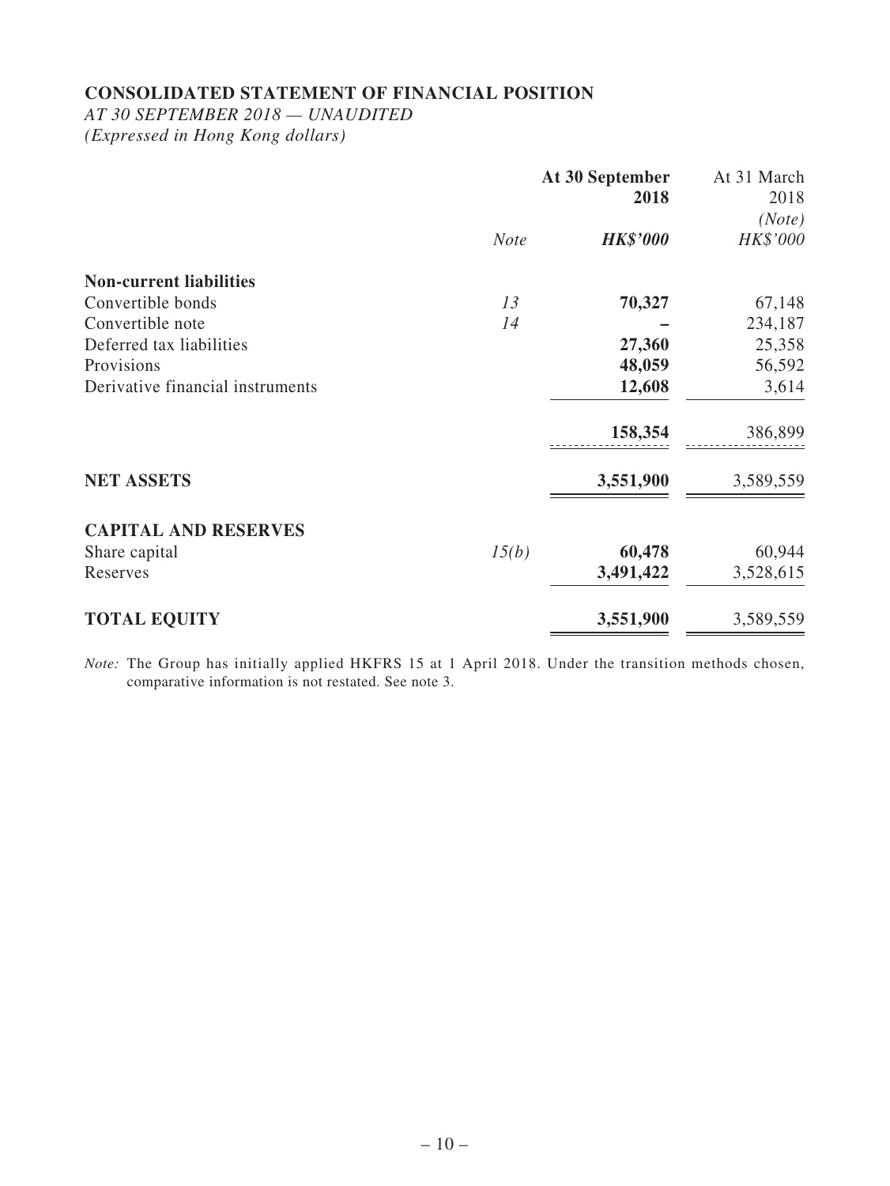## CONSOLIDATED STATEMENT OF FINANCIAL POSITION

*AT 30 SEPTEMBER 2018 — UNAUDITED*
*(Expressed in Hong Kong dollars)*

| | *Note* | **At 30 September 2018** **HK$'000** | At 31 March 2018 *(Note)* HK$'000 |
|---|---|---|---|
| **Non-current liabilities** | | | |
| Convertible bonds | *13* | **70,327** | 67,148 |
| Convertible note | *14* | **–** | 234,187 |
| Deferred tax liabilities | | **27,360** | 25,358 |
| Provisions | | **48,059** | 56,592 |
| Derivative financial instruments | | **12,608** | 3,614 |
| | | **158,354** | 386,899 |
| **NET ASSETS** | | **3,551,900** | 3,589,559 |
| **CAPITAL AND RESERVES** | | | |
| Share capital | *15(b)* | **60,478** | 60,944 |
| Reserves | | **3,491,422** | 3,528,615 |
| **TOTAL EQUITY** | | **3,551,900** | 3,589,559 |

*Note:* The Group has initially applied HKFRS 15 at 1 April 2018. Under the transition methods chosen, comparative information is not restated. See note 3.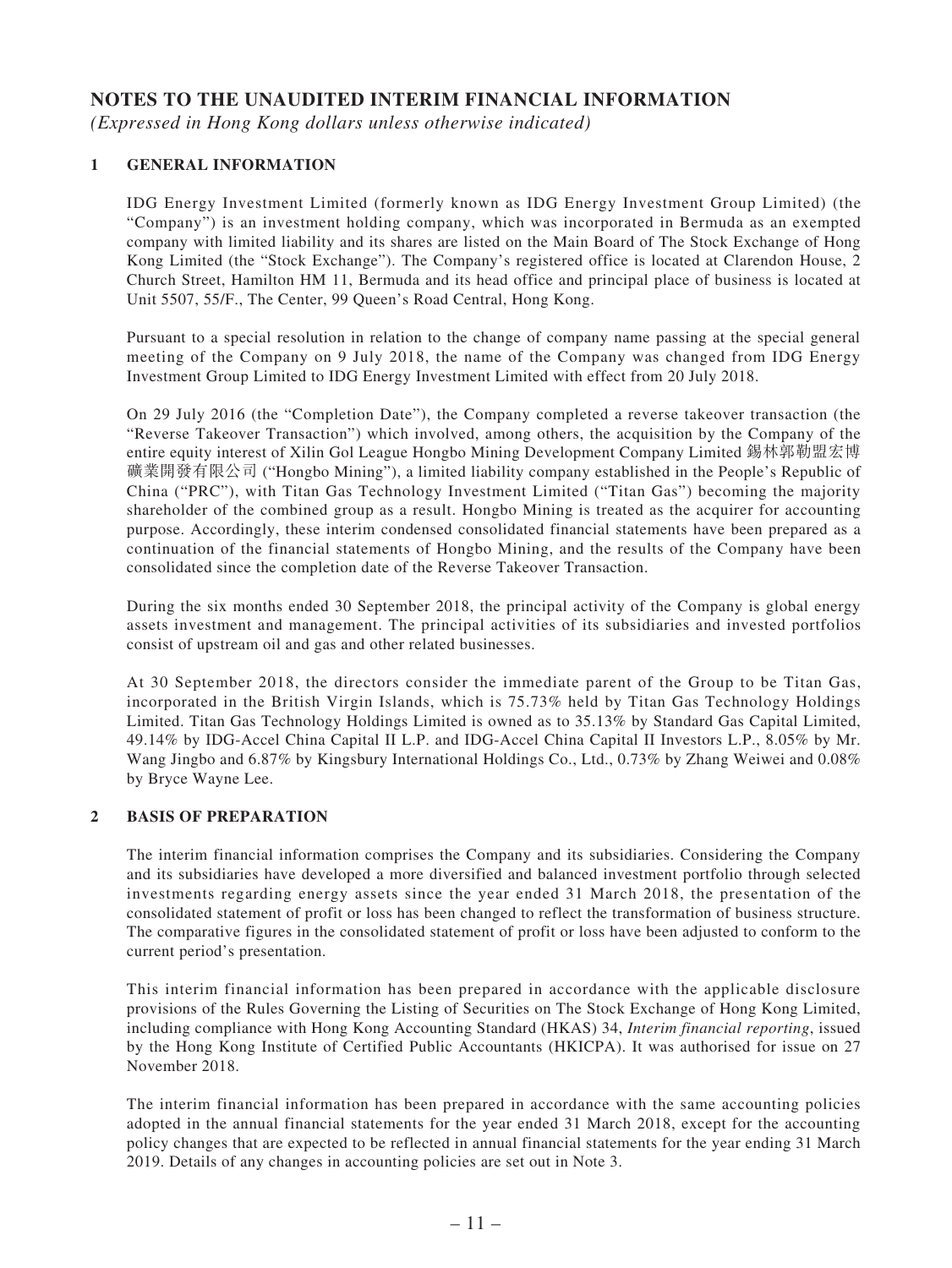# NOTES TO THE UNAUDITED INTERIM FINANCIAL INFORMATION

*(Expressed in Hong Kong dollars unless otherwise indicated)*

## 1 GENERAL INFORMATION

IDG Energy Investment Limited (formerly known as IDG Energy Investment Group Limited) (the "Company") is an investment holding company, which was incorporated in Bermuda as an exempted company with limited liability and its shares are listed on the Main Board of The Stock Exchange of Hong Kong Limited (the "Stock Exchange"). The Company's registered office is located at Clarendon House, 2 Church Street, Hamilton HM 11, Bermuda and its head office and principal place of business is located at Unit 5507, 55/F., The Center, 99 Queen's Road Central, Hong Kong.

Pursuant to a special resolution in relation to the change of company name passing at the special general meeting of the Company on 9 July 2018, the name of the Company was changed from IDG Energy Investment Group Limited to IDG Energy Investment Limited with effect from 20 July 2018.

On 29 July 2016 (the "Completion Date"), the Company completed a reverse takeover transaction (the "Reverse Takeover Transaction") which involved, among others, the acquisition by the Company of the entire equity interest of Xilin Gol League Hongbo Mining Development Company Limited 錫林郭勒盟宏博礦業開發有限公司 ("Hongbo Mining"), a limited liability company established in the People's Republic of China ("PRC"), with Titan Gas Technology Investment Limited ("Titan Gas") becoming the majority shareholder of the combined group as a result. Hongbo Mining is treated as the acquirer for accounting purpose. Accordingly, these interim condensed consolidated financial statements have been prepared as a continuation of the financial statements of Hongbo Mining, and the results of the Company have been consolidated since the completion date of the Reverse Takeover Transaction.

During the six months ended 30 September 2018, the principal activity of the Company is global energy assets investment and management. The principal activities of its subsidiaries and invested portfolios consist of upstream oil and gas and other related businesses.

At 30 September 2018, the directors consider the immediate parent of the Group to be Titan Gas, incorporated in the British Virgin Islands, which is 75.73% held by Titan Gas Technology Holdings Limited. Titan Gas Technology Holdings Limited is owned as to 35.13% by Standard Gas Capital Limited, 49.14% by IDG-Accel China Capital II L.P. and IDG-Accel China Capital II Investors L.P., 8.05% by Mr. Wang Jingbo and 6.87% by Kingsbury International Holdings Co., Ltd., 0.73% by Zhang Weiwei and 0.08% by Bryce Wayne Lee.

## 2 BASIS OF PREPARATION

The interim financial information comprises the Company and its subsidiaries. Considering the Company and its subsidiaries have developed a more diversified and balanced investment portfolio through selected investments regarding energy assets since the year ended 31 March 2018, the presentation of the consolidated statement of profit or loss has been changed to reflect the transformation of business structure. The comparative figures in the consolidated statement of profit or loss have been adjusted to conform to the current period's presentation.

This interim financial information has been prepared in accordance with the applicable disclosure provisions of the Rules Governing the Listing of Securities on The Stock Exchange of Hong Kong Limited, including compliance with Hong Kong Accounting Standard (HKAS) 34, *Interim financial reporting*, issued by the Hong Kong Institute of Certified Public Accountants (HKICPA). It was authorised for issue on 27 November 2018.

The interim financial information has been prepared in accordance with the same accounting policies adopted in the annual financial statements for the year ended 31 March 2018, except for the accounting policy changes that are expected to be reflected in annual financial statements for the year ending 31 March 2019. Details of any changes in accounting policies are set out in Note 3.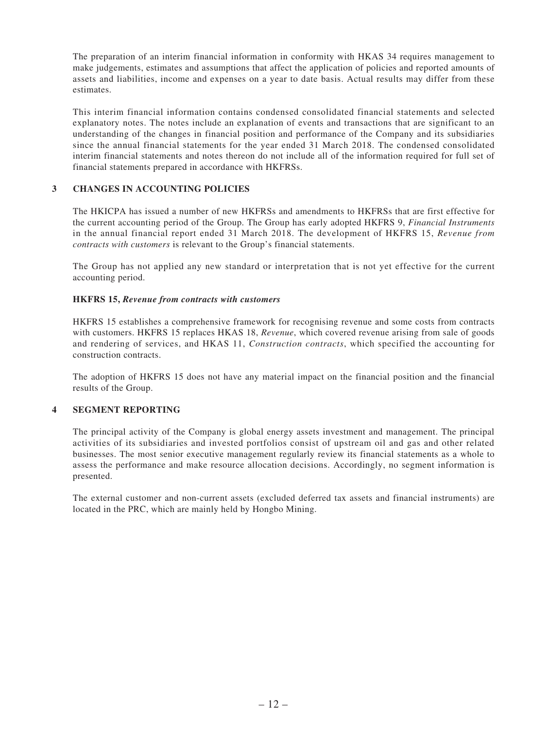The preparation of an interim financial information in conformity with HKAS 34 requires management to make judgements, estimates and assumptions that affect the application of policies and reported amounts of assets and liabilities, income and expenses on a year to date basis. Actual results may differ from these estimates.

This interim financial information contains condensed consolidated financial statements and selected explanatory notes. The notes include an explanation of events and transactions that are significant to an understanding of the changes in financial position and performance of the Company and its subsidiaries since the annual financial statements for the year ended 31 March 2018. The condensed consolidated interim financial statements and notes thereon do not include all of the information required for full set of financial statements prepared in accordance with HKFRSs.

## 3 CHANGES IN ACCOUNTING POLICIES

The HKICPA has issued a number of new HKFRSs and amendments to HKFRSs that are first effective for the current accounting period of the Group. The Group has early adopted HKFRS 9, *Financial Instruments* in the annual financial report ended 31 March 2018. The development of HKFRS 15, *Revenue from contracts with customers* is relevant to the Group's financial statements.

The Group has not applied any new standard or interpretation that is not yet effective for the current accounting period.

### HKFRS 15, *Revenue from contracts with customers*

HKFRS 15 establishes a comprehensive framework for recognising revenue and some costs from contracts with customers. HKFRS 15 replaces HKAS 18, *Revenue*, which covered revenue arising from sale of goods and rendering of services, and HKAS 11, *Construction contracts*, which specified the accounting for construction contracts.

The adoption of HKFRS 15 does not have any material impact on the financial position and the financial results of the Group.

## 4 SEGMENT REPORTING

The principal activity of the Company is global energy assets investment and management. The principal activities of its subsidiaries and invested portfolios consist of upstream oil and gas and other related businesses. The most senior executive management regularly review its financial statements as a whole to assess the performance and make resource allocation decisions. Accordingly, no segment information is presented.

The external customer and non-current assets (excluded deferred tax assets and financial instruments) are located in the PRC, which are mainly held by Hongbo Mining.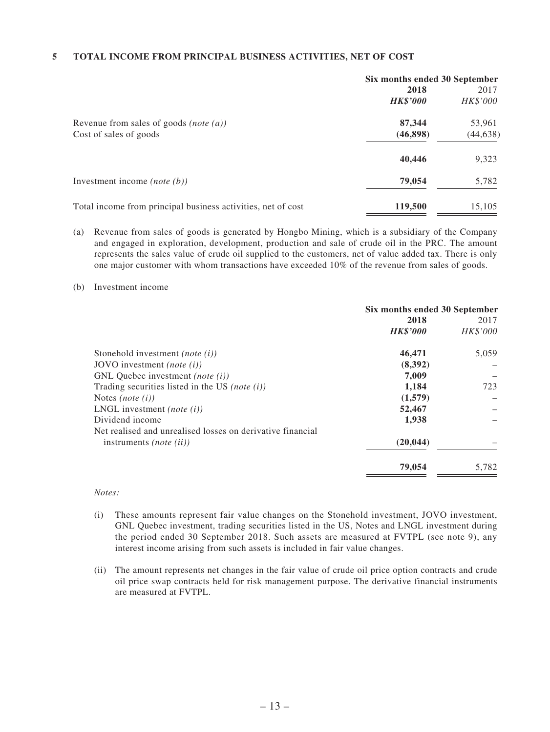## 5 TOTAL INCOME FROM PRINCIPAL BUSINESS ACTIVITIES, NET OF COST

| | Six months ended 30 September | |
|---|---|---|
| | **2018** | 2017 |
| | ***HK$'000*** | *HK$'000* |
| Revenue from sales of goods *(note (a))* | **87,344** | 53,961 |
| Cost of sales of goods | **(46,898)** | (44,638) |
| | **40,446** | 9,323 |
| Investment income *(note (b))* | **79,054** | 5,782 |
| Total income from principal business activities, net of cost | **119,500** | 15,105 |

(a) Revenue from sales of goods is generated by Hongbo Mining, which is a subsidiary of the Company and engaged in exploration, development, production and sale of crude oil in the PRC. The amount represents the sales value of crude oil supplied to the customers, net of value added tax. There is only one major customer with whom transactions have exceeded 10% of the revenue from sales of goods.

(b) Investment income

| | Six months ended 30 September | |
|---|---|---|
| | **2018** | 2017 |
| | ***HK$'000*** | *HK$'000* |
| Stonehold investment *(note (i))* | **46,471** | 5,059 |
| JOVO investment *(note (i))* | **(8,392)** | – |
| GNL Quebec investment *(note (i))* | **7,009** | – |
| Trading securities listed in the US *(note (i))* | **1,184** | 723 |
| Notes *(note (i))* | **(1,579)** | – |
| LNGL investment *(note (i))* | **52,467** | – |
| Dividend income | **1,938** | – |
| Net realised and unrealised losses on derivative financial instruments *(note (ii))* | **(20,044)** | – |
| | **79,054** | 5,782 |

*Notes:*

(i) These amounts represent fair value changes on the Stonehold investment, JOVO investment, GNL Quebec investment, trading securities listed in the US, Notes and LNGL investment during the period ended 30 September 2018. Such assets are measured at FVTPL (see note 9), any interest income arising from such assets is included in fair value changes.

(ii) The amount represents net changes in the fair value of crude oil price option contracts and crude oil price swap contracts held for risk management purpose. The derivative financial instruments are measured at FVTPL.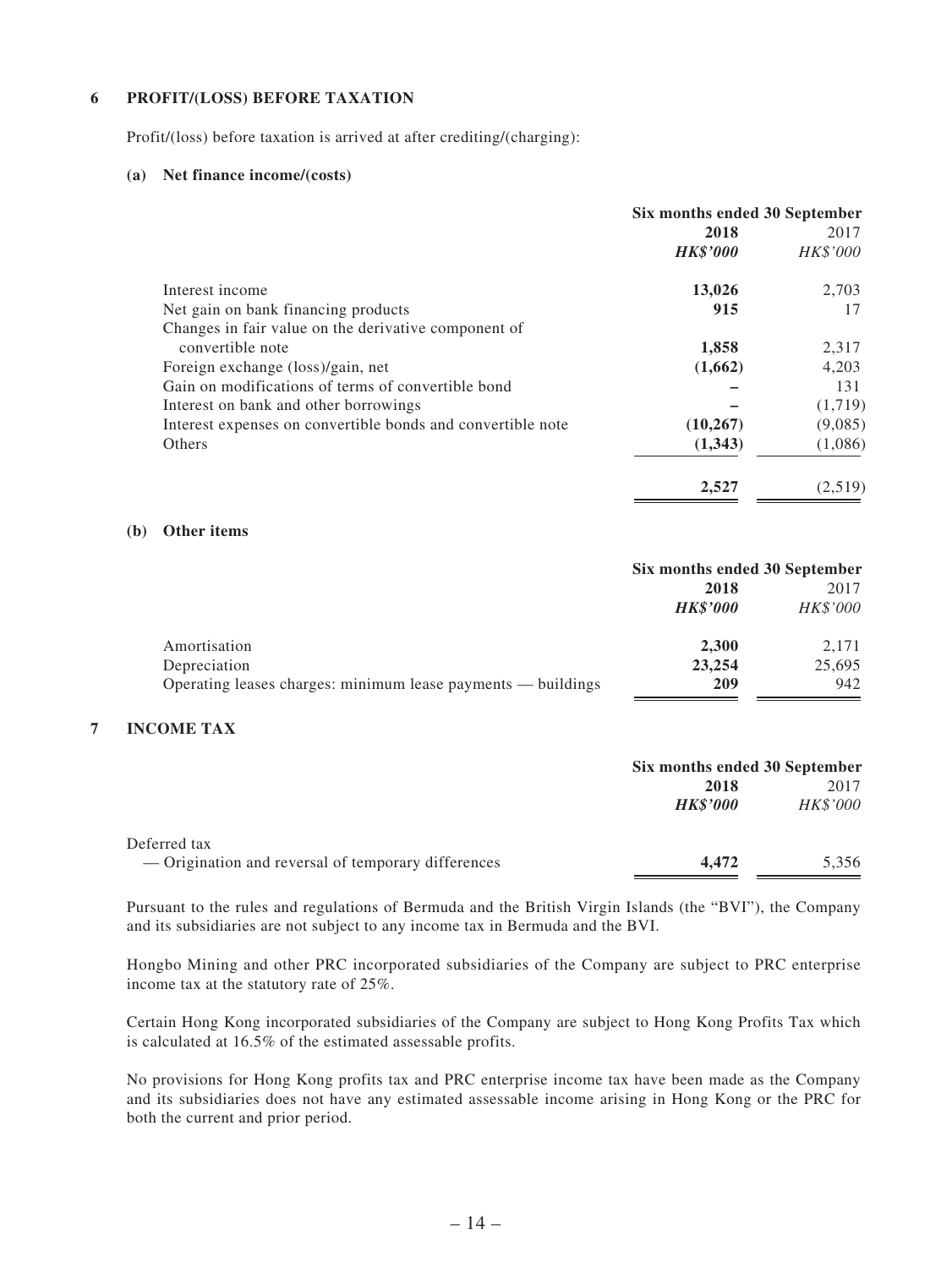## 6 PROFIT/(LOSS) BEFORE TAXATION

Profit/(loss) before taxation is arrived at after crediting/(charging):

### (a) Net finance income/(costs)

| | Six months ended 30 September | |
|---|---|---|
| | **2018** | 2017 |
| | ***HK$'000*** | *HK$'000* |
| Interest income | **13,026** | 2,703 |
| Net gain on bank financing products | **915** | 17 |
| Changes in fair value on the derivative component of convertible note | **1,858** | 2,317 |
| Foreign exchange (loss)/gain, net | **(1,662)** | 4,203 |
| Gain on modifications of terms of convertible bond | **–** | 131 |
| Interest on bank and other borrowings | **–** | (1,719) |
| Interest expenses on convertible bonds and convertible note | **(10,267)** | (9,085) |
| Others | **(1,343)** | (1,086) |
| | **2,527** | (2,519) |

### (b) Other items

| | Six months ended 30 September | |
|---|---|---|
| | **2018** | 2017 |
| | ***HK$'000*** | *HK$'000* |
| Amortisation | **2,300** | 2,171 |
| Depreciation | **23,254** | 25,695 |
| Operating leases charges: minimum lease payments — buildings | **209** | 942 |

## 7 INCOME TAX

| | Six months ended 30 September | |
|---|---|---|
| | **2018** | 2017 |
| | ***HK$'000*** | *HK$'000* |
| Deferred tax | | |
| — Origination and reversal of temporary differences | **4,472** | 5,356 |

Pursuant to the rules and regulations of Bermuda and the British Virgin Islands (the "BVI"), the Company and its subsidiaries are not subject to any income tax in Bermuda and the BVI.

Hongbo Mining and other PRC incorporated subsidiaries of the Company are subject to PRC enterprise income tax at the statutory rate of 25%.

Certain Hong Kong incorporated subsidiaries of the Company are subject to Hong Kong Profits Tax which is calculated at 16.5% of the estimated assessable profits.

No provisions for Hong Kong profits tax and PRC enterprise income tax have been made as the Company and its subsidiaries does not have any estimated assessable income arising in Hong Kong or the PRC for both the current and prior period.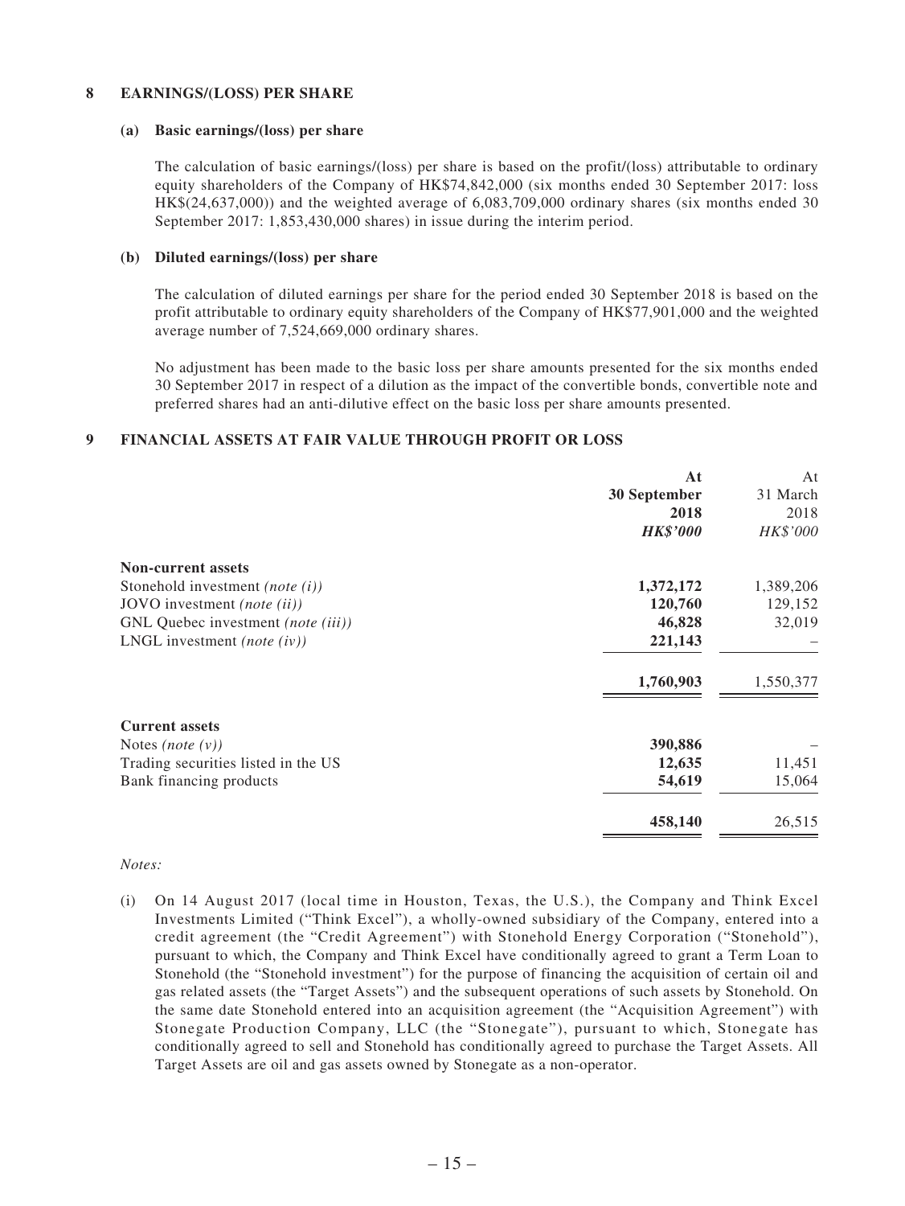## 8 EARNINGS/(LOSS) PER SHARE

### (a) Basic earnings/(loss) per share

The calculation of basic earnings/(loss) per share is based on the profit/(loss) attributable to ordinary equity shareholders of the Company of HK$74,842,000 (six months ended 30 September 2017: loss HK$(24,637,000)) and the weighted average of 6,083,709,000 ordinary shares (six months ended 30 September 2017: 1,853,430,000 shares) in issue during the interim period.

### (b) Diluted earnings/(loss) per share

The calculation of diluted earnings per share for the period ended 30 September 2018 is based on the profit attributable to ordinary equity shareholders of the Company of HK$77,901,000 and the weighted average number of 7,524,669,000 ordinary shares.

No adjustment has been made to the basic loss per share amounts presented for the six months ended 30 September 2017 in respect of a dilution as the impact of the convertible bonds, convertible note and preferred shares had an anti-dilutive effect on the basic loss per share amounts presented.

## 9 FINANCIAL ASSETS AT FAIR VALUE THROUGH PROFIT OR LOSS

| | **At 30 September 2018** | At 31 March 2018 |
|---|---|---|
| | ***HK$'000*** | *HK$'000* |
| **Non-current assets** | | |
| Stonehold investment *(note (i))* | **1,372,172** | 1,389,206 |
| JOVO investment *(note (ii))* | **120,760** | 129,152 |
| GNL Quebec investment *(note (iii))* | **46,828** | 32,019 |
| LNGL investment *(note (iv))* | **221,143** | – |
| | **1,760,903** | 1,550,377 |
| **Current assets** | | |
| Notes *(note (v))* | **390,886** | – |
| Trading securities listed in the US | **12,635** | 11,451 |
| Bank financing products | **54,619** | 15,064 |
| | **458,140** | 26,515 |

*Notes:*

(i) On 14 August 2017 (local time in Houston, Texas, the U.S.), the Company and Think Excel Investments Limited ("Think Excel"), a wholly-owned subsidiary of the Company, entered into a credit agreement (the "Credit Agreement") with Stonehold Energy Corporation ("Stonehold"), pursuant to which, the Company and Think Excel have conditionally agreed to grant a Term Loan to Stonehold (the "Stonehold investment") for the purpose of financing the acquisition of certain oil and gas related assets (the "Target Assets") and the subsequent operations of such assets by Stonehold. On the same date Stonehold entered into an acquisition agreement (the "Acquisition Agreement") with Stonegate Production Company, LLC (the "Stonegate"), pursuant to which, Stonegate has conditionally agreed to sell and Stonehold has conditionally agreed to purchase the Target Assets. All Target Assets are oil and gas assets owned by Stonegate as a non-operator.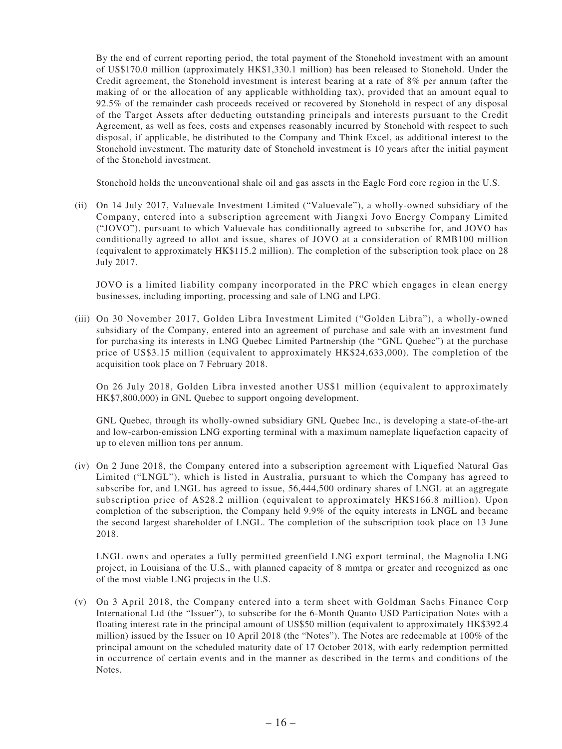By the end of current reporting period, the total payment of the Stonehold investment with an amount of US$170.0 million (approximately HK$1,330.1 million) has been released to Stonehold. Under the Credit agreement, the Stonehold investment is interest bearing at a rate of 8% per annum (after the making of or the allocation of any applicable withholding tax), provided that an amount equal to 92.5% of the remainder cash proceeds received or recovered by Stonehold in respect of any disposal of the Target Assets after deducting outstanding principals and interests pursuant to the Credit Agreement, as well as fees, costs and expenses reasonably incurred by Stonehold with respect to such disposal, if applicable, be distributed to the Company and Think Excel, as additional interest to the Stonehold investment. The maturity date of Stonehold investment is 10 years after the initial payment of the Stonehold investment.

Stonehold holds the unconventional shale oil and gas assets in the Eagle Ford core region in the U.S.

(ii) On 14 July 2017, Valuevale Investment Limited ("Valuevale"), a wholly-owned subsidiary of the Company, entered into a subscription agreement with Jiangxi Jovo Energy Company Limited ("JOVO"), pursuant to which Valuevale has conditionally agreed to subscribe for, and JOVO has conditionally agreed to allot and issue, shares of JOVO at a consideration of RMB100 million (equivalent to approximately HK$115.2 million). The completion of the subscription took place on 28 July 2017.

JOVO is a limited liability company incorporated in the PRC which engages in clean energy businesses, including importing, processing and sale of LNG and LPG.

(iii) On 30 November 2017, Golden Libra Investment Limited ("Golden Libra"), a wholly-owned subsidiary of the Company, entered into an agreement of purchase and sale with an investment fund for purchasing its interests in LNG Quebec Limited Partnership (the "GNL Quebec") at the purchase price of US$3.15 million (equivalent to approximately HK$24,633,000). The completion of the acquisition took place on 7 February 2018.

On 26 July 2018, Golden Libra invested another US$1 million (equivalent to approximately HK$7,800,000) in GNL Quebec to support ongoing development.

GNL Quebec, through its wholly-owned subsidiary GNL Quebec Inc., is developing a state-of-the-art and low-carbon-emission LNG exporting terminal with a maximum nameplate liquefaction capacity of up to eleven million tons per annum.

(iv) On 2 June 2018, the Company entered into a subscription agreement with Liquefied Natural Gas Limited ("LNGL"), which is listed in Australia, pursuant to which the Company has agreed to subscribe for, and LNGL has agreed to issue, 56,444,500 ordinary shares of LNGL at an aggregate subscription price of A$28.2 million (equivalent to approximately HK$166.8 million). Upon completion of the subscription, the Company held 9.9% of the equity interests in LNGL and became the second largest shareholder of LNGL. The completion of the subscription took place on 13 June 2018.

LNGL owns and operates a fully permitted greenfield LNG export terminal, the Magnolia LNG project, in Louisiana of the U.S., with planned capacity of 8 mmtpa or greater and recognized as one of the most viable LNG projects in the U.S.

(v) On 3 April 2018, the Company entered into a term sheet with Goldman Sachs Finance Corp International Ltd (the "Issuer"), to subscribe for the 6-Month Quanto USD Participation Notes with a floating interest rate in the principal amount of US$50 million (equivalent to approximately HK$392.4 million) issued by the Issuer on 10 April 2018 (the "Notes"). The Notes are redeemable at 100% of the principal amount on the scheduled maturity date of 17 October 2018, with early redemption permitted in occurrence of certain events and in the manner as described in the terms and conditions of the Notes.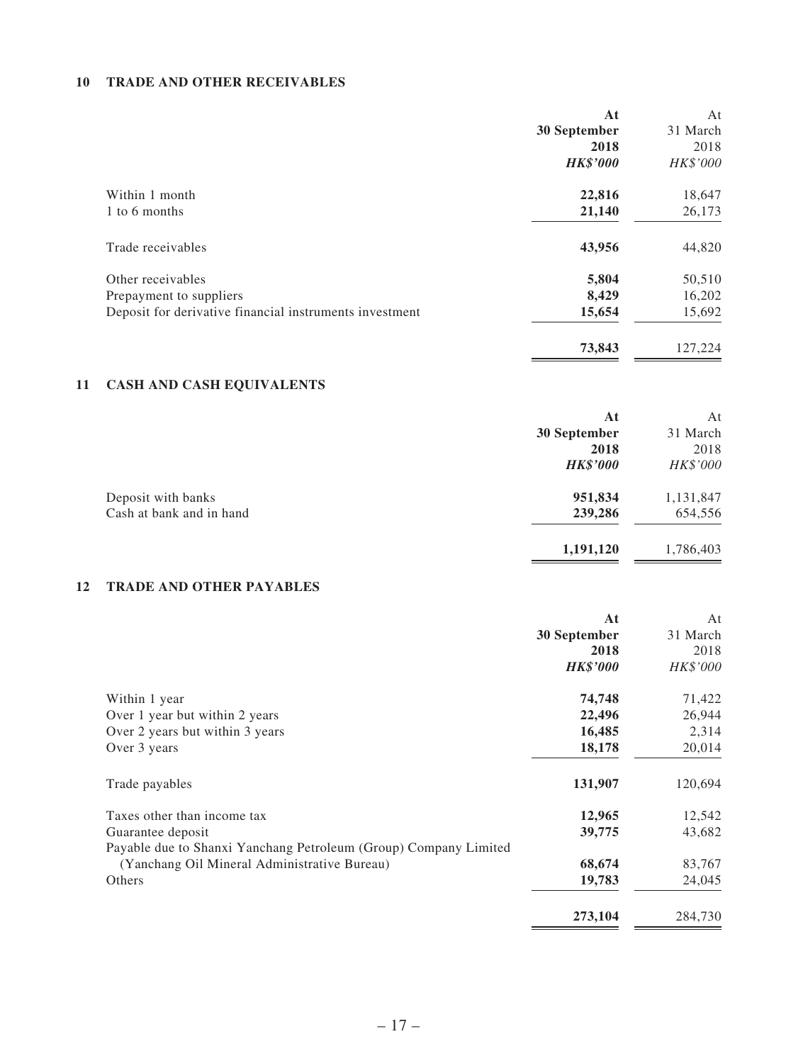## 10 TRADE AND OTHER RECEIVABLES

| | At 30 September 2018 *HK$'000* | At 31 March 2018 *HK$'000* |
|---|---|---|
| Within 1 month | **22,816** | 18,647 |
| 1 to 6 months | **21,140** | 26,173 |
| Trade receivables | **43,956** | 44,820 |
| Other receivables | **5,804** | 50,510 |
| Prepayment to suppliers | **8,429** | 16,202 |
| Deposit for derivative financial instruments investment | **15,654** | 15,692 |
| | **73,843** | 127,224 |

## 11 CASH AND CASH EQUIVALENTS

| | At 30 September 2018 *HK$'000* | At 31 March 2018 *HK$'000* |
|---|---|---|
| Deposit with banks | **951,834** | 1,131,847 |
| Cash at bank and in hand | **239,286** | 654,556 |
| | **1,191,120** | 1,786,403 |

## 12 TRADE AND OTHER PAYABLES

| | At 30 September 2018 *HK$'000* | At 31 March 2018 *HK$'000* |
|---|---|---|
| Within 1 year | **74,748** | 71,422 |
| Over 1 year but within 2 years | **22,496** | 26,944 |
| Over 2 years but within 3 years | **16,485** | 2,314 |
| Over 3 years | **18,178** | 20,014 |
| Trade payables | **131,907** | 120,694 |
| Taxes other than income tax | **12,965** | 12,542 |
| Guarantee deposit | **39,775** | 43,682 |
| Payable due to Shanxi Yanchang Petroleum (Group) Company Limited (Yanchang Oil Mineral Administrative Bureau) | **68,674** | 83,767 |
| Others | **19,783** | 24,045 |
| | **273,104** | 284,730 |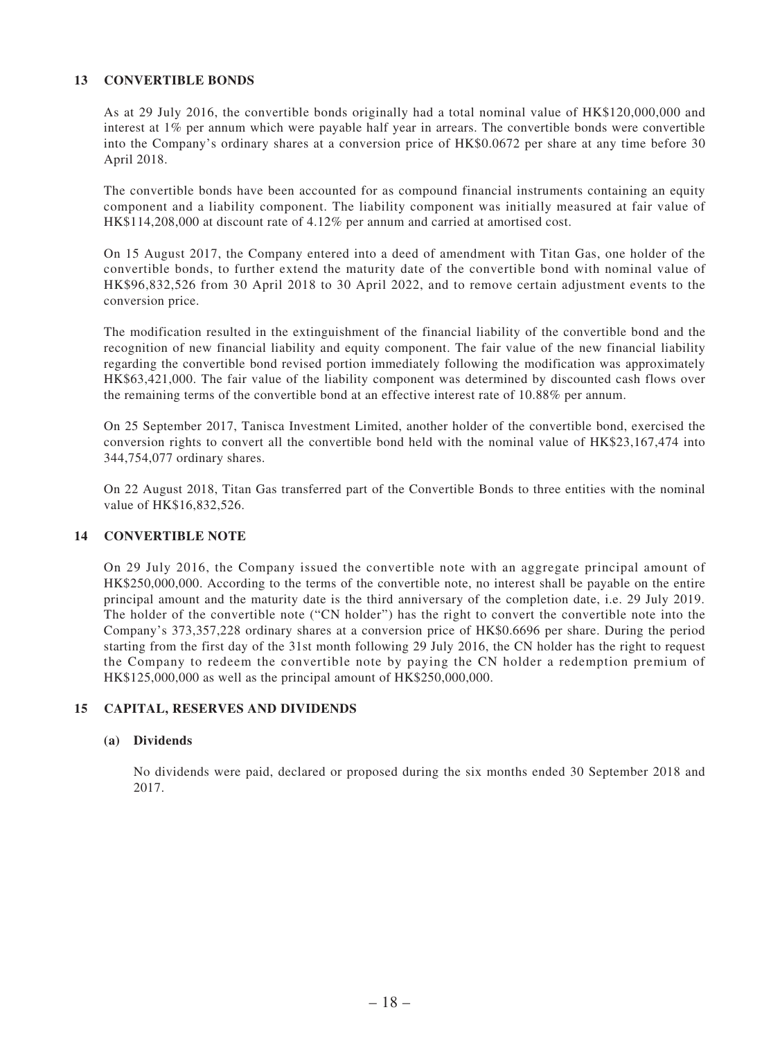## 13 CONVERTIBLE BONDS

As at 29 July 2016, the convertible bonds originally had a total nominal value of HK$120,000,000 and interest at 1% per annum which were payable half year in arrears. The convertible bonds were convertible into the Company's ordinary shares at a conversion price of HK$0.0672 per share at any time before 30 April 2018.

The convertible bonds have been accounted for as compound financial instruments containing an equity component and a liability component. The liability component was initially measured at fair value of HK$114,208,000 at discount rate of 4.12% per annum and carried at amortised cost.

On 15 August 2017, the Company entered into a deed of amendment with Titan Gas, one holder of the convertible bonds, to further extend the maturity date of the convertible bond with nominal value of HK$96,832,526 from 30 April 2018 to 30 April 2022, and to remove certain adjustment events to the conversion price.

The modification resulted in the extinguishment of the financial liability of the convertible bond and the recognition of new financial liability and equity component. The fair value of the new financial liability regarding the convertible bond revised portion immediately following the modification was approximately HK$63,421,000. The fair value of the liability component was determined by discounted cash flows over the remaining terms of the convertible bond at an effective interest rate of 10.88% per annum.

On 25 September 2017, Tanisca Investment Limited, another holder of the convertible bond, exercised the conversion rights to convert all the convertible bond held with the nominal value of HK$23,167,474 into 344,754,077 ordinary shares.

On 22 August 2018, Titan Gas transferred part of the Convertible Bonds to three entities with the nominal value of HK$16,832,526.

## 14 CONVERTIBLE NOTE

On 29 July 2016, the Company issued the convertible note with an aggregate principal amount of HK$250,000,000. According to the terms of the convertible note, no interest shall be payable on the entire principal amount and the maturity date is the third anniversary of the completion date, i.e. 29 July 2019. The holder of the convertible note ("CN holder") has the right to convert the convertible note into the Company's 373,357,228 ordinary shares at a conversion price of HK$0.6696 per share. During the period starting from the first day of the 31st month following 29 July 2016, the CN holder has the right to request the Company to redeem the convertible note by paying the CN holder a redemption premium of HK$125,000,000 as well as the principal amount of HK$250,000,000.

## 15 CAPITAL, RESERVES AND DIVIDENDS

### (a) Dividends

No dividends were paid, declared or proposed during the six months ended 30 September 2018 and 2017.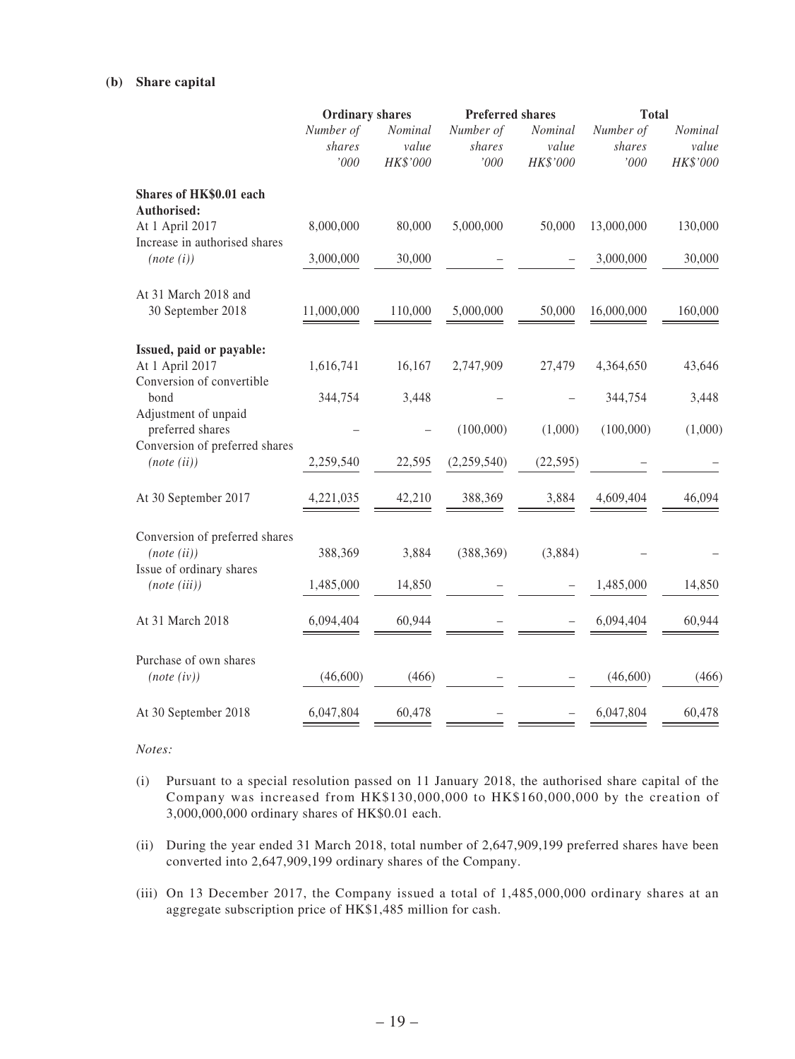**(b) Share capital**

| | Ordinary shares | | Preferred shares | | Total | |
|---|---|---|---|---|---|---|
| | *Number of shares* | *Nominal value* | *Number of shares* | *Nominal value* | *Number of shares* | *Nominal value* |
| | *'000* | *HK$'000* | *'000* | *HK$'000* | *'000* | *HK$'000* |
| **Shares of HK$0.01 each** | | | | | | |
| **Authorised:** | | | | | | |
| At 1 April 2017 | 8,000,000 | 80,000 | 5,000,000 | 50,000 | 13,000,000 | 130,000 |
| Increase in authorised shares *(note (i))* | 3,000,000 | 30,000 | – | – | 3,000,000 | 30,000 |
| At 31 March 2018 and 30 September 2018 | 11,000,000 | 110,000 | 5,000,000 | 50,000 | 16,000,000 | 160,000 |
| **Issued, paid or payable:** | | | | | | |
| At 1 April 2017 | 1,616,741 | 16,167 | 2,747,909 | 27,479 | 4,364,650 | 43,646 |
| Conversion of convertible bond | 344,754 | 3,448 | – | – | 344,754 | 3,448 |
| Adjustment of unpaid preferred shares | – | – | (100,000) | (1,000) | (100,000) | (1,000) |
| Conversion of preferred shares *(note (ii))* | 2,259,540 | 22,595 | (2,259,540) | (22,595) | – | – |
| At 30 September 2017 | 4,221,035 | 42,210 | 388,369 | 3,884 | 4,609,404 | 46,094 |
| Conversion of preferred shares *(note (ii))* | 388,369 | 3,884 | (388,369) | (3,884) | – | – |
| Issue of ordinary shares *(note (iii))* | 1,485,000 | 14,850 | – | – | 1,485,000 | 14,850 |
| At 31 March 2018 | 6,094,404 | 60,944 | – | – | 6,094,404 | 60,944 |
| Purchase of own shares *(note (iv))* | (46,600) | (466) | – | – | (46,600) | (466) |
| At 30 September 2018 | 6,047,804 | 60,478 | – | – | 6,047,804 | 60,478 |

*Notes:*

(i) Pursuant to a special resolution passed on 11 January 2018, the authorised share capital of the Company was increased from HK$130,000,000 to HK$160,000,000 by the creation of 3,000,000,000 ordinary shares of HK$0.01 each.

(ii) During the year ended 31 March 2018, total number of 2,647,909,199 preferred shares have been converted into 2,647,909,199 ordinary shares of the Company.

(iii) On 13 December 2017, the Company issued a total of 1,485,000,000 ordinary shares at an aggregate subscription price of HK$1,485 million for cash.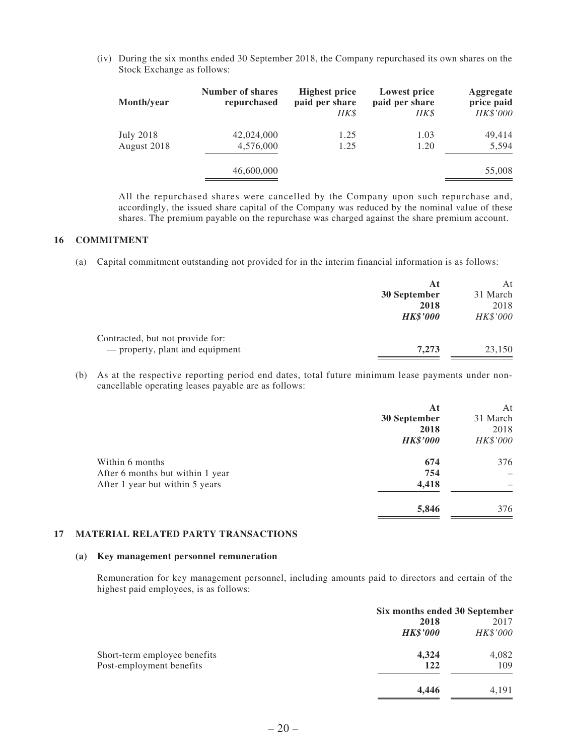(iv) During the six months ended 30 September 2018, the Company repurchased its own shares on the Stock Exchange as follows:

| Month/year | Number of shares repurchased | Highest price paid per share *HK$* | Lowest price paid per share *HK$* | Aggregate price paid *HK$'000* |
|---|---|---|---|---|
| July 2018 | 42,024,000 | 1.25 | 1.03 | 49,414 |
| August 2018 | 4,576,000 | 1.25 | 1.20 | 5,594 |
| | 46,600,000 | | | 55,008 |

All the repurchased shares were cancelled by the Company upon such repurchase and, accordingly, the issued share capital of the Company was reduced by the nominal value of these shares. The premium payable on the repurchase was charged against the share premium account.

## 16 COMMITMENT

(a) Capital commitment outstanding not provided for in the interim financial information is as follows:

| | **At 30 September 2018** ***HK$'000*** | At 31 March 2018 *HK$'000* |
|---|---|---|
| Contracted, but not provide for: | | |
| — property, plant and equipment | **7,273** | 23,150 |

(b) As at the respective reporting period end dates, total future minimum lease payments under non-cancellable operating leases payable are as follows:

| | **At 30 September 2018** ***HK$'000*** | At 31 March 2018 *HK$'000* |
|---|---|---|
| Within 6 months | **674** | 376 |
| After 6 months but within 1 year | **754** | – |
| After 1 year but within 5 years | **4,418** | – |
| | **5,846** | 376 |

## 17 MATERIAL RELATED PARTY TRANSACTIONS

### (a) Key management personnel remuneration

Remuneration for key management personnel, including amounts paid to directors and certain of the highest paid employees, is as follows:

| | **Six months ended 30 September** | |
|---|---|---|
| | **2018** ***HK$'000*** | 2017 *HK$'000* |
| Short-term employee benefits | **4,324** | 4,082 |
| Post-employment benefits | **122** | 109 |
| | **4,446** | 4,191 |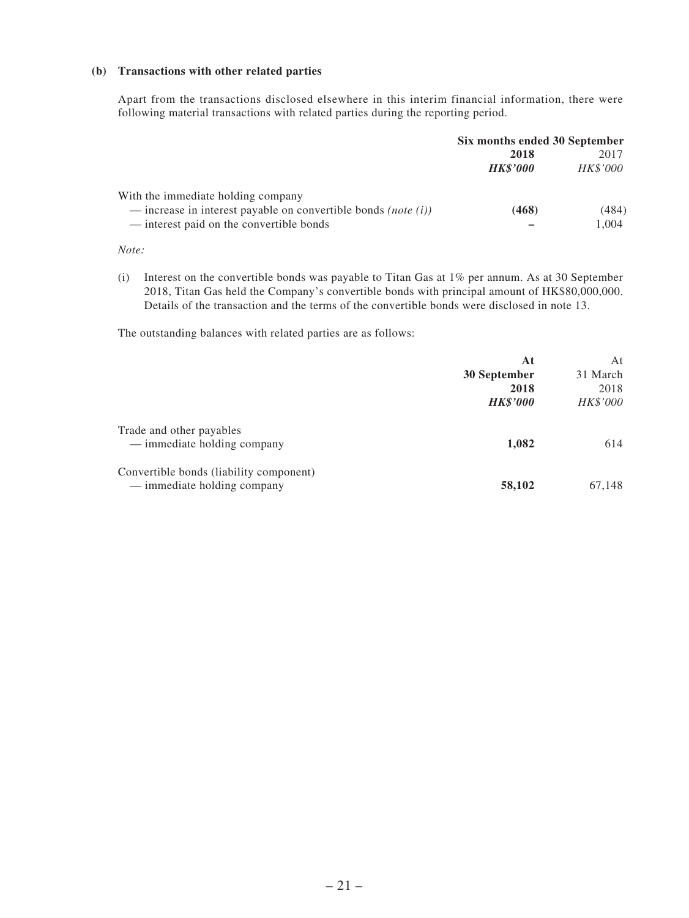**(b) Transactions with other related parties**

Apart from the transactions disclosed elsewhere in this interim financial information, there were following material transactions with related parties during the reporting period.

| | Six months ended 30 September | |
|---|---|---|
| | **2018** | 2017 |
| | ***HK$'000*** | *HK$'000* |
| With the immediate holding company | | |
| — increase in interest payable on convertible bonds *(note (i))* | **(468)** | (484) |
| — interest paid on the convertible bonds | **–** | 1,004 |

*Note:*

(i) Interest on the convertible bonds was payable to Titan Gas at 1% per annum. As at 30 September 2018, Titan Gas held the Company's convertible bonds with principal amount of HK$80,000,000. Details of the transaction and the terms of the convertible bonds were disclosed in note 13.

The outstanding balances with related parties are as follows:

| | **At 30 September 2018** | At 31 March 2018 |
|---|---|---|
| | ***HK$'000*** | *HK$'000* |
| Trade and other payables | | |
| — immediate holding company | **1,082** | 614 |
| Convertible bonds (liability component) | | |
| — immediate holding company | **58,102** | 67,148 |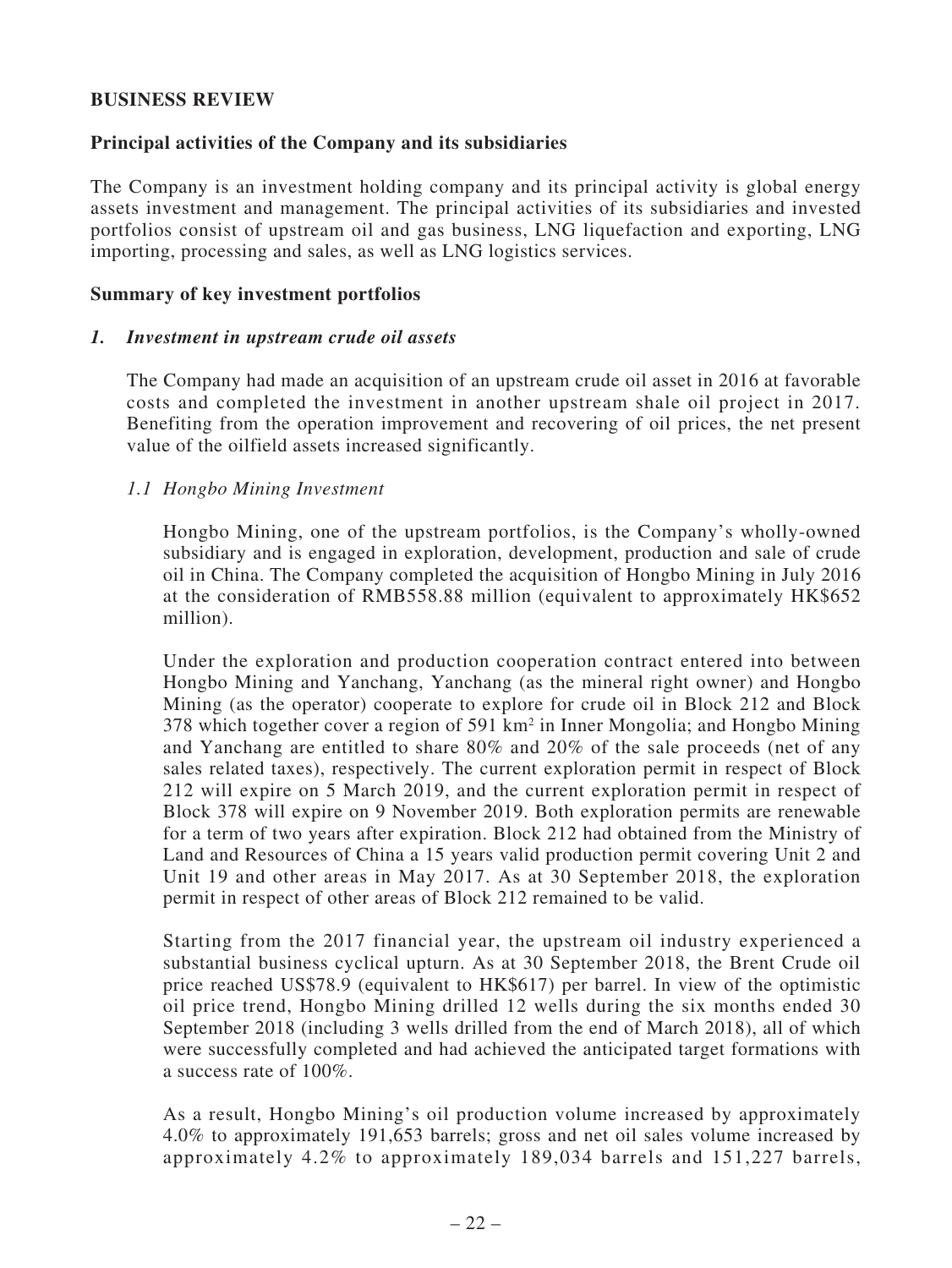## BUSINESS REVIEW

### Principal activities of the Company and its subsidiaries

The Company is an investment holding company and its principal activity is global energy assets investment and management. The principal activities of its subsidiaries and invested portfolios consist of upstream oil and gas business, LNG liquefaction and exporting, LNG importing, processing and sales, as well as LNG logistics services.

### Summary of key investment portfolios

#### *1. Investment in upstream crude oil assets*

The Company had made an acquisition of an upstream crude oil asset in 2016 at favorable costs and completed the investment in another upstream shale oil project in 2017. Benefiting from the operation improvement and recovering of oil prices, the net present value of the oilfield assets increased significantly.

*1.1 Hongbo Mining Investment*

Hongbo Mining, one of the upstream portfolios, is the Company's wholly-owned subsidiary and is engaged in exploration, development, production and sale of crude oil in China. The Company completed the acquisition of Hongbo Mining in July 2016 at the consideration of RMB558.88 million (equivalent to approximately HK$652 million).

Under the exploration and production cooperation contract entered into between Hongbo Mining and Yanchang, Yanchang (as the mineral right owner) and Hongbo Mining (as the operator) cooperate to explore for crude oil in Block 212 and Block 378 which together cover a region of 591 km$^2$ in Inner Mongolia; and Hongbo Mining and Yanchang are entitled to share 80% and 20% of the sale proceeds (net of any sales related taxes), respectively. The current exploration permit in respect of Block 212 will expire on 5 March 2019, and the current exploration permit in respect of Block 378 will expire on 9 November 2019. Both exploration permits are renewable for a term of two years after expiration. Block 212 had obtained from the Ministry of Land and Resources of China a 15 years valid production permit covering Unit 2 and Unit 19 and other areas in May 2017. As at 30 September 2018, the exploration permit in respect of other areas of Block 212 remained to be valid.

Starting from the 2017 financial year, the upstream oil industry experienced a substantial business cyclical upturn. As at 30 September 2018, the Brent Crude oil price reached US$78.9 (equivalent to HK$617) per barrel. In view of the optimistic oil price trend, Hongbo Mining drilled 12 wells during the six months ended 30 September 2018 (including 3 wells drilled from the end of March 2018), all of which were successfully completed and had achieved the anticipated target formations with a success rate of 100%.

As a result, Hongbo Mining's oil production volume increased by approximately 4.0% to approximately 191,653 barrels; gross and net oil sales volume increased by approximately 4.2% to approximately 189,034 barrels and 151,227 barrels,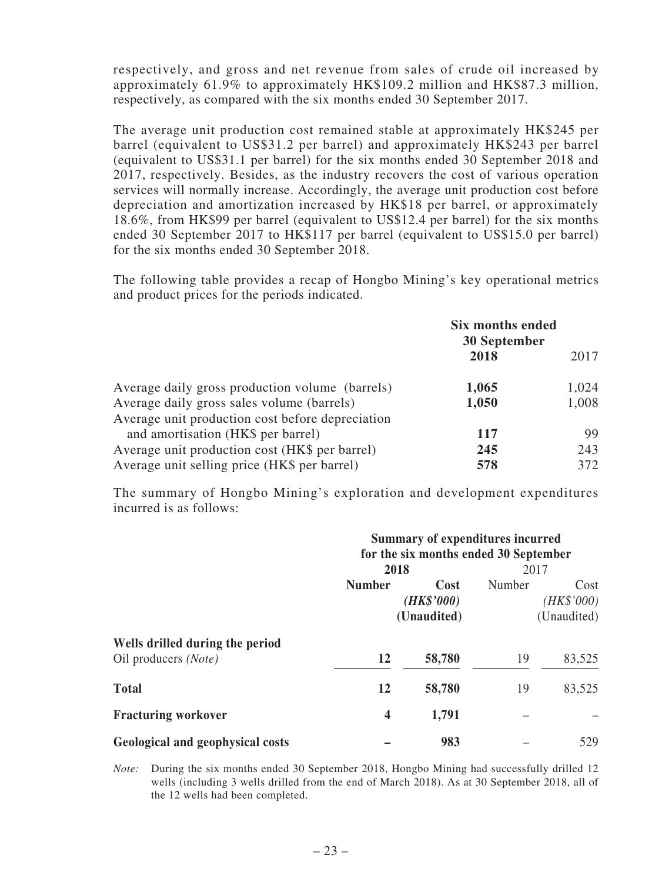respectively, and gross and net revenue from sales of crude oil increased by approximately 61.9% to approximately HK$109.2 million and HK$87.3 million, respectively, as compared with the six months ended 30 September 2017.

The average unit production cost remained stable at approximately HK$245 per barrel (equivalent to US$31.2 per barrel) and approximately HK$243 per barrel (equivalent to US$31.1 per barrel) for the six months ended 30 September 2018 and 2017, respectively. Besides, as the industry recovers the cost of various operation services will normally increase. Accordingly, the average unit production cost before depreciation and amortization increased by HK$18 per barrel, or approximately 18.6%, from HK$99 per barrel (equivalent to US$12.4 per barrel) for the six months ended 30 September 2017 to HK$117 per barrel (equivalent to US$15.0 per barrel) for the six months ended 30 September 2018.

The following table provides a recap of Hongbo Mining's key operational metrics and product prices for the periods indicated.

| | Six months ended 30 September | |
|---|---|---|
| | **2018** | 2017 |
| Average daily gross production volume (barrels) | **1,065** | 1,024 |
| Average daily gross sales volume (barrels) | **1,050** | 1,008 |
| Average unit production cost before depreciation and amortisation (HK$ per barrel) | **117** | 99 |
| Average unit production cost (HK$ per barrel) | **245** | 243 |
| Average unit selling price (HK$ per barrel) | **578** | 372 |

The summary of Hongbo Mining's exploration and development expenditures incurred is as follows:

| | Summary of expenditures incurred for the six months ended 30 September | | | |
|---|---|---|---|---|
| | **2018** | | 2017 | |
| | **Number** | **Cost (HK$'000) (Unaudited)** | Number | Cost (HK$'000) (Unaudited) |
| **Wells drilled during the period** | | | | |
| Oil producers *(Note)* | **12** | **58,780** | 19 | 83,525 |
| **Total** | **12** | **58,780** | 19 | 83,525 |
| **Fracturing workover** | **4** | **1,791** | – | – |
| **Geological and geophysical costs** | **–** | **983** | – | 529 |

*Note:* During the six months ended 30 September 2018, Hongbo Mining had successfully drilled 12 wells (including 3 wells drilled from the end of March 2018). As at 30 September 2018, all of the 12 wells had been completed.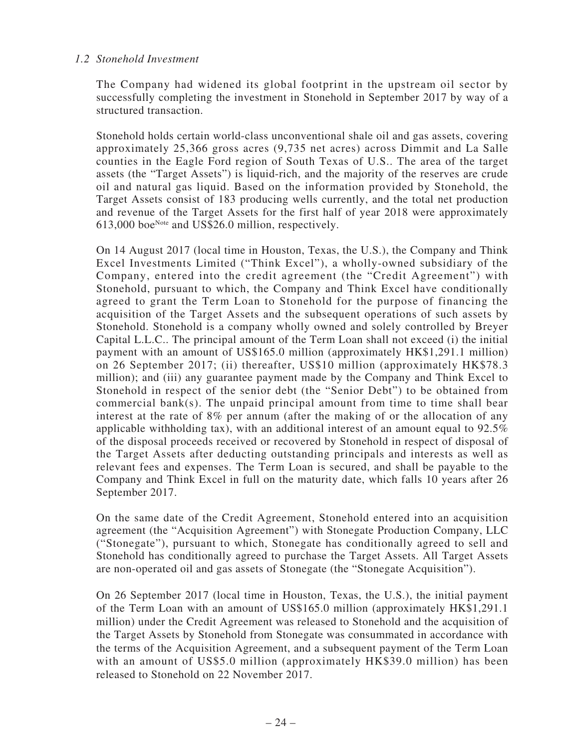### *1.2 Stonehold Investment*

The Company had widened its global footprint in the upstream oil sector by successfully completing the investment in Stonehold in September 2017 by way of a structured transaction.

Stonehold holds certain world-class unconventional shale oil and gas assets, covering approximately 25,366 gross acres (9,735 net acres) across Dimmit and La Salle counties in the Eagle Ford region of South Texas of U.S.. The area of the target assets (the "Target Assets") is liquid-rich, and the majority of the reserves are crude oil and natural gas liquid. Based on the information provided by Stonehold, the Target Assets consist of 183 producing wells currently, and the total net production and revenue of the Target Assets for the first half of year 2018 were approximately 613,000 boe[Note] and US$26.0 million, respectively.

On 14 August 2017 (local time in Houston, Texas, the U.S.), the Company and Think Excel Investments Limited ("Think Excel"), a wholly-owned subsidiary of the Company, entered into the credit agreement (the "Credit Agreement") with Stonehold, pursuant to which, the Company and Think Excel have conditionally agreed to grant the Term Loan to Stonehold for the purpose of financing the acquisition of the Target Assets and the subsequent operations of such assets by Stonehold. Stonehold is a company wholly owned and solely controlled by Breyer Capital L.L.C.. The principal amount of the Term Loan shall not exceed (i) the initial payment with an amount of US$165.0 million (approximately HK$1,291.1 million) on 26 September 2017; (ii) thereafter, US$10 million (approximately HK$78.3 million); and (iii) any guarantee payment made by the Company and Think Excel to Stonehold in respect of the senior debt (the "Senior Debt") to be obtained from commercial bank(s). The unpaid principal amount from time to time shall bear interest at the rate of 8% per annum (after the making of or the allocation of any applicable withholding tax), with an additional interest of an amount equal to 92.5% of the disposal proceeds received or recovered by Stonehold in respect of disposal of the Target Assets after deducting outstanding principals and interests as well as relevant fees and expenses. The Term Loan is secured, and shall be payable to the Company and Think Excel in full on the maturity date, which falls 10 years after 26 September 2017.

On the same date of the Credit Agreement, Stonehold entered into an acquisition agreement (the "Acquisition Agreement") with Stonegate Production Company, LLC ("Stonegate"), pursuant to which, Stonegate has conditionally agreed to sell and Stonehold has conditionally agreed to purchase the Target Assets. All Target Assets are non-operated oil and gas assets of Stonegate (the "Stonegate Acquisition").

On 26 September 2017 (local time in Houston, Texas, the U.S.), the initial payment of the Term Loan with an amount of US$165.0 million (approximately HK$1,291.1 million) under the Credit Agreement was released to Stonehold and the acquisition of the Target Assets by Stonehold from Stonegate was consummated in accordance with the terms of the Acquisition Agreement, and a subsequent payment of the Term Loan with an amount of US$5.0 million (approximately HK$39.0 million) has been released to Stonehold on 22 November 2017.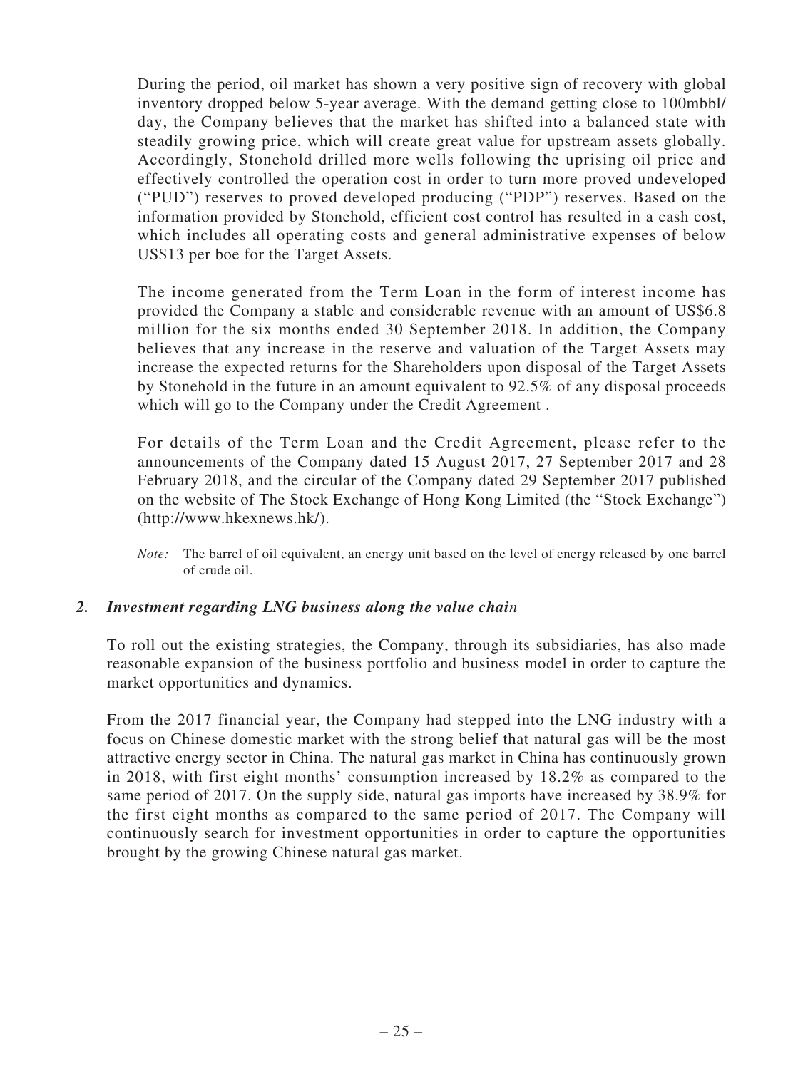During the period, oil market has shown a very positive sign of recovery with global inventory dropped below 5-year average. With the demand getting close to 100mbbl/day, the Company believes that the market has shifted into a balanced state with steadily growing price, which will create great value for upstream assets globally. Accordingly, Stonehold drilled more wells following the uprising oil price and effectively controlled the operation cost in order to turn more proved undeveloped ("PUD") reserves to proved developed producing ("PDP") reserves. Based on the information provided by Stonehold, efficient cost control has resulted in a cash cost, which includes all operating costs and general administrative expenses of below US$13 per boe for the Target Assets.

The income generated from the Term Loan in the form of interest income has provided the Company a stable and considerable revenue with an amount of US$6.8 million for the six months ended 30 September 2018. In addition, the Company believes that any increase in the reserve and valuation of the Target Assets may increase the expected returns for the Shareholders upon disposal of the Target Assets by Stonehold in the future in an amount equivalent to 92.5% of any disposal proceeds which will go to the Company under the Credit Agreement .

For details of the Term Loan and the Credit Agreement, please refer to the announcements of the Company dated 15 August 2017, 27 September 2017 and 28 February 2018, and the circular of the Company dated 29 September 2017 published on the website of The Stock Exchange of Hong Kong Limited (the "Stock Exchange") (http://www.hkexnews.hk/).

*Note:* The barrel of oil equivalent, an energy unit based on the level of energy released by one barrel of crude oil.

### *2. Investment regarding LNG business along the value chain*

To roll out the existing strategies, the Company, through its subsidiaries, has also made reasonable expansion of the business portfolio and business model in order to capture the market opportunities and dynamics.

From the 2017 financial year, the Company had stepped into the LNG industry with a focus on Chinese domestic market with the strong belief that natural gas will be the most attractive energy sector in China. The natural gas market in China has continuously grown in 2018, with first eight months' consumption increased by 18.2% as compared to the same period of 2017. On the supply side, natural gas imports have increased by 38.9% for the first eight months as compared to the same period of 2017. The Company will continuously search for investment opportunities in order to capture the opportunities brought by the growing Chinese natural gas market.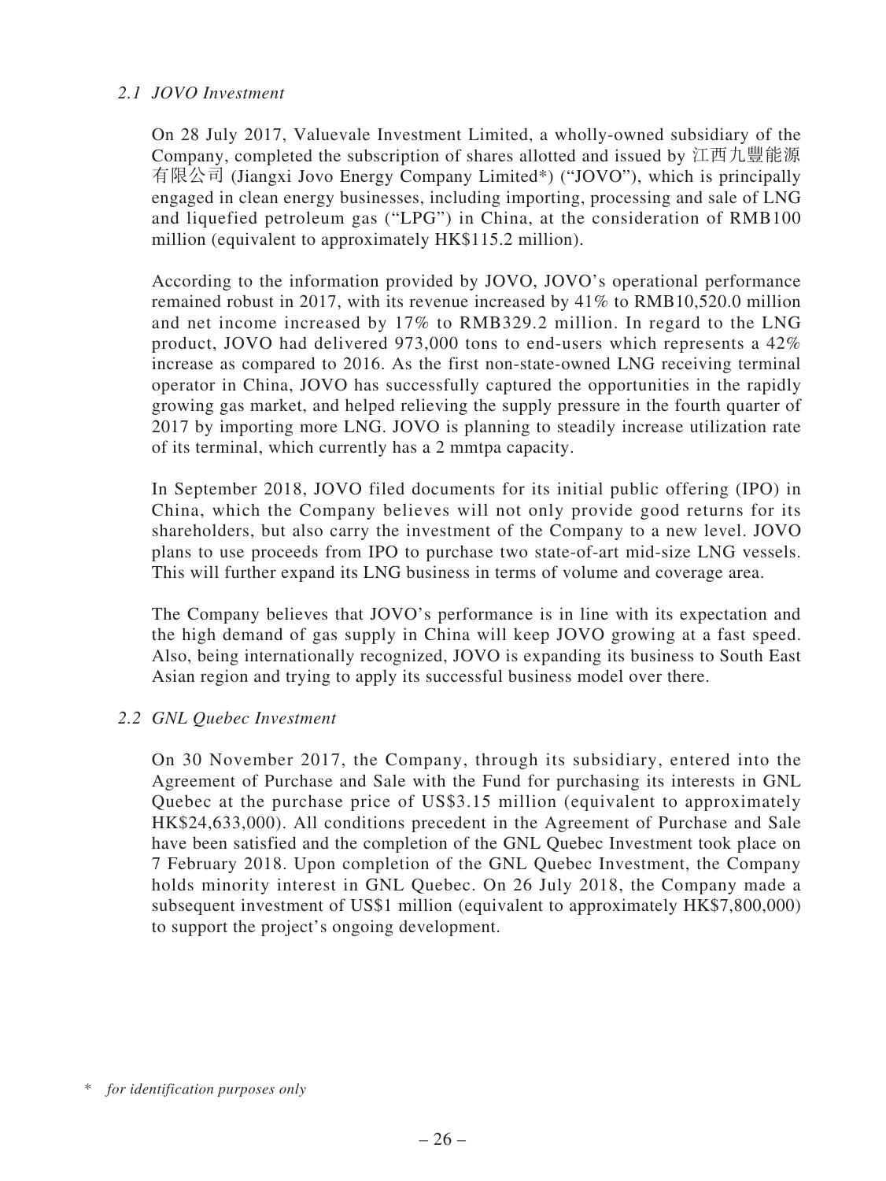### *2.1 JOVO Investment*

On 28 July 2017, Valuevale Investment Limited, a wholly-owned subsidiary of the Company, completed the subscription of shares allotted and issued by 江西九豐能源有限公司 (Jiangxi Jovo Energy Company Limited*) ("JOVO"), which is principally engaged in clean energy businesses, including importing, processing and sale of LNG and liquefied petroleum gas ("LPG") in China, at the consideration of RMB100 million (equivalent to approximately HK$115.2 million).

According to the information provided by JOVO, JOVO's operational performance remained robust in 2017, with its revenue increased by 41% to RMB10,520.0 million and net income increased by 17% to RMB329.2 million. In regard to the LNG product, JOVO had delivered 973,000 tons to end-users which represents a 42% increase as compared to 2016. As the first non-state-owned LNG receiving terminal operator in China, JOVO has successfully captured the opportunities in the rapidly growing gas market, and helped relieving the supply pressure in the fourth quarter of 2017 by importing more LNG. JOVO is planning to steadily increase utilization rate of its terminal, which currently has a 2 mmtpa capacity.

In September 2018, JOVO filed documents for its initial public offering (IPO) in China, which the Company believes will not only provide good returns for its shareholders, but also carry the investment of the Company to a new level. JOVO plans to use proceeds from IPO to purchase two state-of-art mid-size LNG vessels. This will further expand its LNG business in terms of volume and coverage area.

The Company believes that JOVO's performance is in line with its expectation and the high demand of gas supply in China will keep JOVO growing at a fast speed. Also, being internationally recognized, JOVO is expanding its business to South East Asian region and trying to apply its successful business model over there.

### *2.2 GNL Quebec Investment*

On 30 November 2017, the Company, through its subsidiary, entered into the Agreement of Purchase and Sale with the Fund for purchasing its interests in GNL Quebec at the purchase price of US$3.15 million (equivalent to approximately HK$24,633,000). All conditions precedent in the Agreement of Purchase and Sale have been satisfied and the completion of the GNL Quebec Investment took place on 7 February 2018. Upon completion of the GNL Quebec Investment, the Company holds minority interest in GNL Quebec. On 26 July 2018, the Company made a subsequent investment of US$1 million (equivalent to approximately HK$7,800,000) to support the project's ongoing development.

\* *for identification purposes only*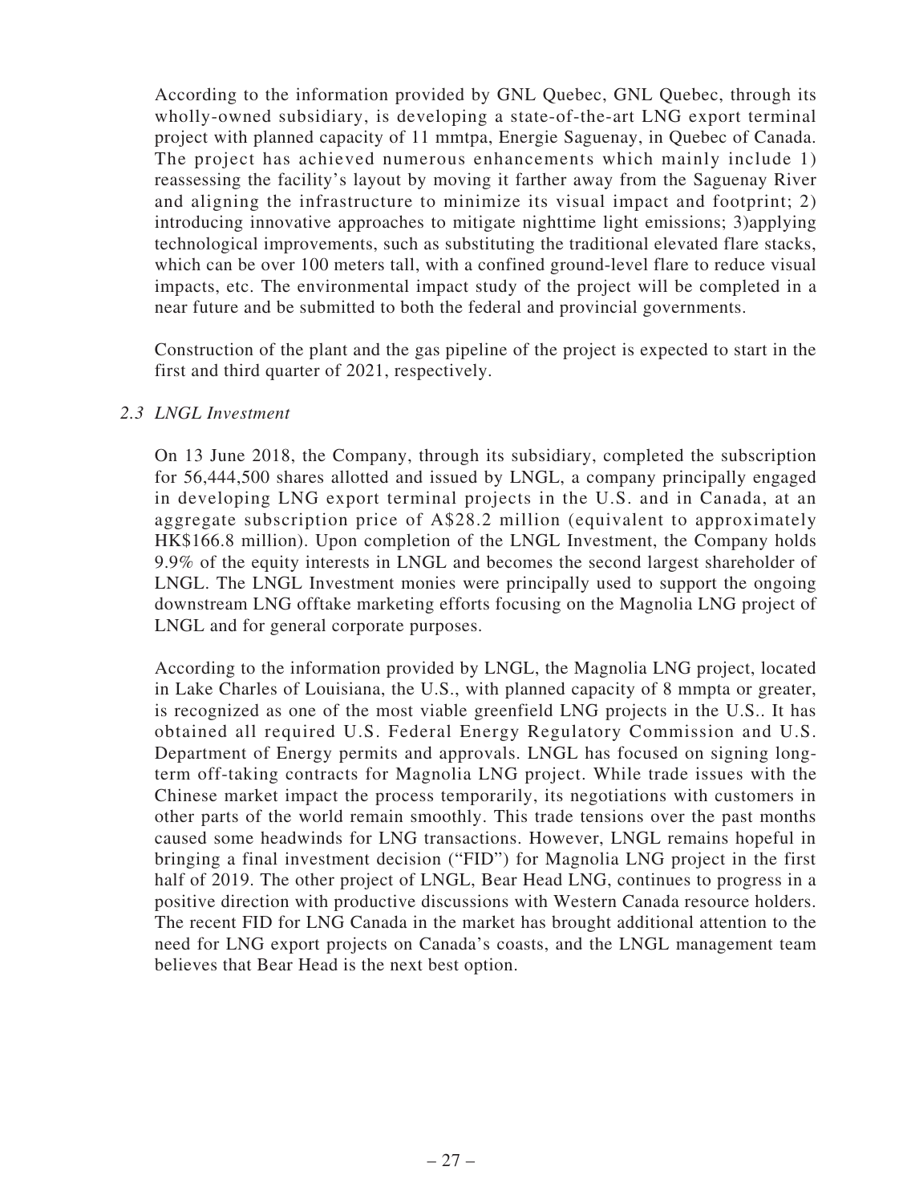According to the information provided by GNL Quebec, GNL Quebec, through its wholly-owned subsidiary, is developing a state-of-the-art LNG export terminal project with planned capacity of 11 mmtpa, Energie Saguenay, in Quebec of Canada. The project has achieved numerous enhancements which mainly include 1) reassessing the facility's layout by moving it farther away from the Saguenay River and aligning the infrastructure to minimize its visual impact and footprint; 2) introducing innovative approaches to mitigate nighttime light emissions; 3)applying technological improvements, such as substituting the traditional elevated flare stacks, which can be over 100 meters tall, with a confined ground-level flare to reduce visual impacts, etc. The environmental impact study of the project will be completed in a near future and be submitted to both the federal and provincial governments.

Construction of the plant and the gas pipeline of the project is expected to start in the first and third quarter of 2021, respectively.

*2.3 LNGL Investment*

On 13 June 2018, the Company, through its subsidiary, completed the subscription for 56,444,500 shares allotted and issued by LNGL, a company principally engaged in developing LNG export terminal projects in the U.S. and in Canada, at an aggregate subscription price of A$28.2 million (equivalent to approximately HK$166.8 million). Upon completion of the LNGL Investment, the Company holds 9.9% of the equity interests in LNGL and becomes the second largest shareholder of LNGL. The LNGL Investment monies were principally used to support the ongoing downstream LNG offtake marketing efforts focusing on the Magnolia LNG project of LNGL and for general corporate purposes.

According to the information provided by LNGL, the Magnolia LNG project, located in Lake Charles of Louisiana, the U.S., with planned capacity of 8 mmpta or greater, is recognized as one of the most viable greenfield LNG projects in the U.S.. It has obtained all required U.S. Federal Energy Regulatory Commission and U.S. Department of Energy permits and approvals. LNGL has focused on signing long-term off-taking contracts for Magnolia LNG project. While trade issues with the Chinese market impact the process temporarily, its negotiations with customers in other parts of the world remain smoothly. This trade tensions over the past months caused some headwinds for LNG transactions. However, LNGL remains hopeful in bringing a final investment decision ("FID") for Magnolia LNG project in the first half of 2019. The other project of LNGL, Bear Head LNG, continues to progress in a positive direction with productive discussions with Western Canada resource holders. The recent FID for LNG Canada in the market has brought additional attention to the need for LNG export projects on Canada's coasts, and the LNGL management team believes that Bear Head is the next best option.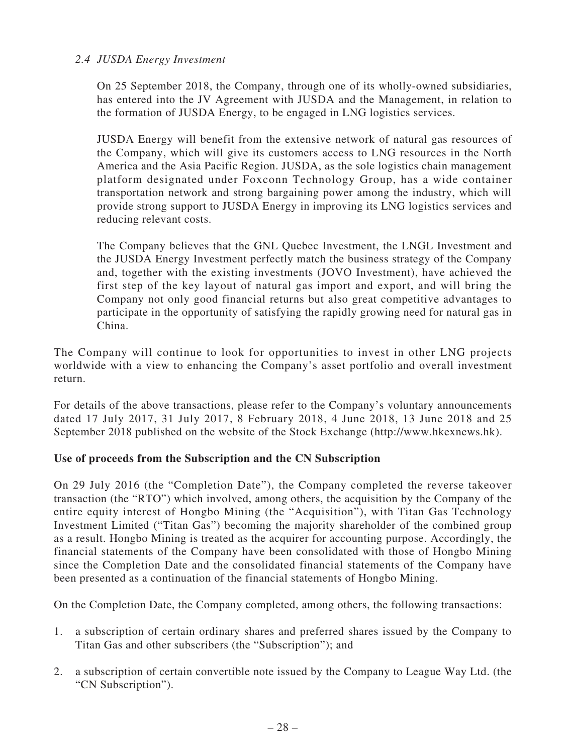*2.4 JUSDA Energy Investment*

On 25 September 2018, the Company, through one of its wholly-owned subsidiaries, has entered into the JV Agreement with JUSDA and the Management, in relation to the formation of JUSDA Energy, to be engaged in LNG logistics services.

JUSDA Energy will benefit from the extensive network of natural gas resources of the Company, which will give its customers access to LNG resources in the North America and the Asia Pacific Region. JUSDA, as the sole logistics chain management platform designated under Foxconn Technology Group, has a wide container transportation network and strong bargaining power among the industry, which will provide strong support to JUSDA Energy in improving its LNG logistics services and reducing relevant costs.

The Company believes that the GNL Quebec Investment, the LNGL Investment and the JUSDA Energy Investment perfectly match the business strategy of the Company and, together with the existing investments (JOVO Investment), have achieved the first step of the key layout of natural gas import and export, and will bring the Company not only good financial returns but also great competitive advantages to participate in the opportunity of satisfying the rapidly growing need for natural gas in China.

The Company will continue to look for opportunities to invest in other LNG projects worldwide with a view to enhancing the Company's asset portfolio and overall investment return.

For details of the above transactions, please refer to the Company's voluntary announcements dated 17 July 2017, 31 July 2017, 8 February 2018, 4 June 2018, 13 June 2018 and 25 September 2018 published on the website of the Stock Exchange (http://www.hkexnews.hk).

**Use of proceeds from the Subscription and the CN Subscription**

On 29 July 2016 (the "Completion Date"), the Company completed the reverse takeover transaction (the "RTO") which involved, among others, the acquisition by the Company of the entire equity interest of Hongbo Mining (the "Acquisition"), with Titan Gas Technology Investment Limited ("Titan Gas") becoming the majority shareholder of the combined group as a result. Hongbo Mining is treated as the acquirer for accounting purpose. Accordingly, the financial statements of the Company have been consolidated with those of Hongbo Mining since the Completion Date and the consolidated financial statements of the Company have been presented as a continuation of the financial statements of Hongbo Mining.

On the Completion Date, the Company completed, among others, the following transactions:

1. a subscription of certain ordinary shares and preferred shares issued by the Company to Titan Gas and other subscribers (the "Subscription"); and

2. a subscription of certain convertible note issued by the Company to League Way Ltd. (the "CN Subscription").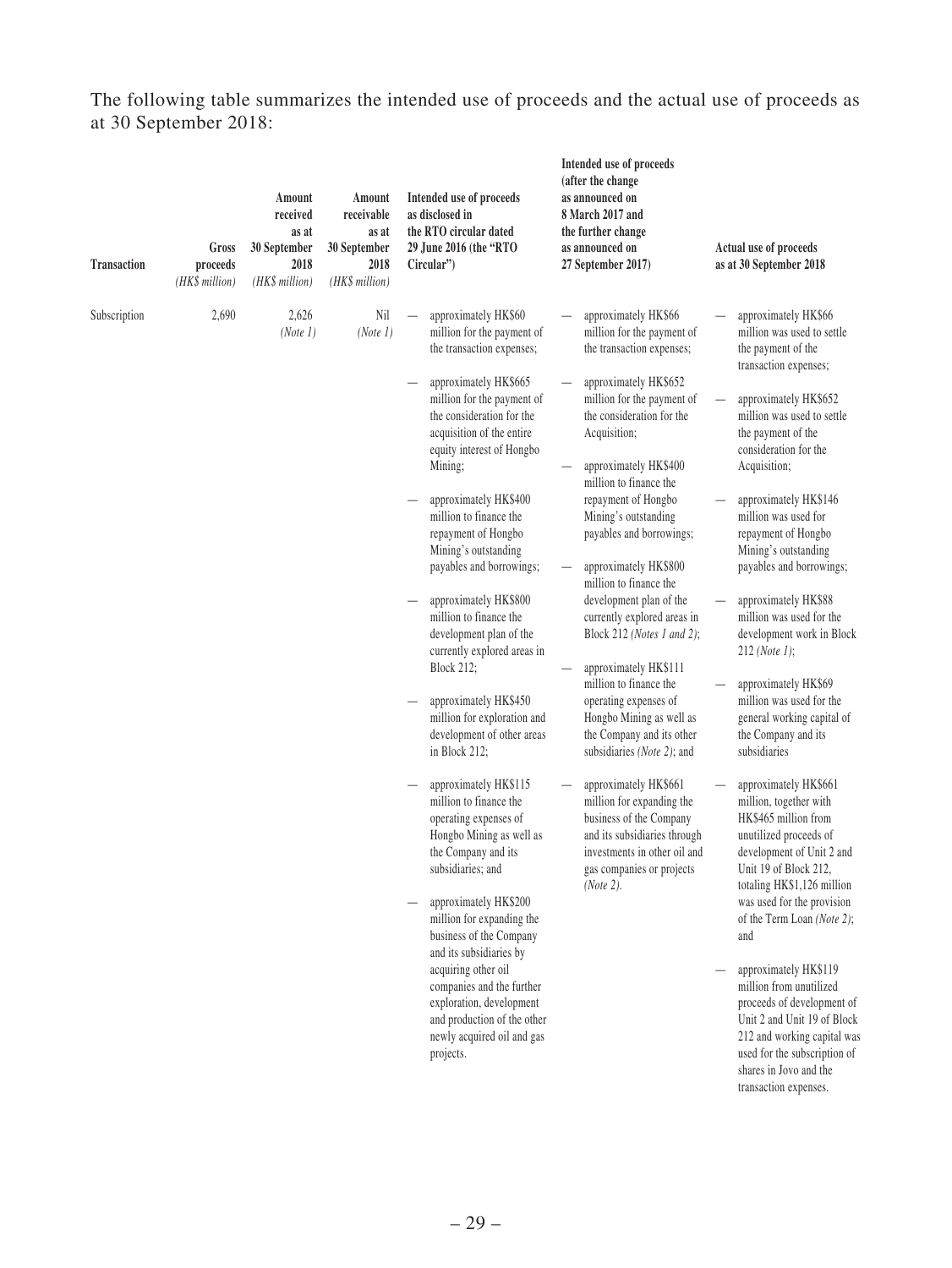The following table summarizes the intended use of proceeds and the actual use of proceeds as at 30 September 2018:

| Transaction | Gross proceeds *(HK$ million)* | Amount received as at 30 September 2018 *(HK$ million)* | Amount receivable as at 30 September 2018 *(HK$ million)* | Intended use of proceeds as disclosed in the RTO circular dated 29 June 2016 (the "RTO Circular") | Intended use of proceeds (after the change as announced on 8 March 2017 and the further change as announced on 27 September 2017) | Actual use of proceeds as at 30 September 2018 |
|---|---|---|---|---|---|---|
| Subscription | 2,690 | 2,626 *(Note 1)* | Nil *(Note 1)* | — approximately HK$60 million for the payment of the transaction expenses;<br><br>— approximately HK$665 million for the payment of the consideration for the acquisition of the entire equity interest of Hongbo Mining;<br><br>— approximately HK$400 million to finance the repayment of Hongbo Mining's outstanding payables and borrowings;<br><br>— approximately HK$800 million to finance the development plan of the currently explored areas in Block 212;<br><br>— approximately HK$450 million for exploration and development of other areas in Block 212;<br><br>— approximately HK$115 million to finance the operating expenses of Hongbo Mining as well as the Company and its subsidiaries; and<br><br>— approximately HK$200 million for expanding the business of the Company and its subsidiaries by acquiring other oil companies and the further exploration, development and production of the other newly acquired oil and gas projects. | — approximately HK$66 million for the payment of the transaction expenses;<br><br>— approximately HK$652 million for the payment of the consideration for the Acquisition;<br><br>— approximately HK$400 million to finance the repayment of Hongbo Mining's outstanding payables and borrowings;<br><br>— approximately HK$800 million to finance the development plan of the currently explored areas in Block 212 *(Notes 1 and 2)*;<br><br>— approximately HK$111 million to finance the operating expenses of Hongbo Mining as well as the Company and its other subsidiaries *(Note 2)*; and<br><br>— approximately HK$661 million for expanding the business of the Company and its subsidiaries through investments in other oil and gas companies or projects *(Note 2)*. | — approximately HK$66 million was used to settle the payment of the transaction expenses;<br><br>— approximately HK$652 million was used to settle the payment of the consideration for the Acquisition;<br><br>— approximately HK$146 million was used for repayment of Hongbo Mining's outstanding payables and borrowings;<br><br>— approximately HK$88 million was used for the development work in Block 212 *(Note 1)*;<br><br>— approximately HK$69 million was used for the general working capital of the Company and its subsidiaries<br><br>— approximately HK$661 million, together with HK$465 million from unutilized proceeds of development of Unit 2 and Unit 19 of Block 212, totaling HK$1,126 million was used for the provision of the Term Loan *(Note 2)*; and<br><br>— approximately HK$119 million from unutilized proceeds of development of Unit 2 and Unit 19 of Block 212 and working capital was used for the subscription of shares in Jovo and the transaction expenses. |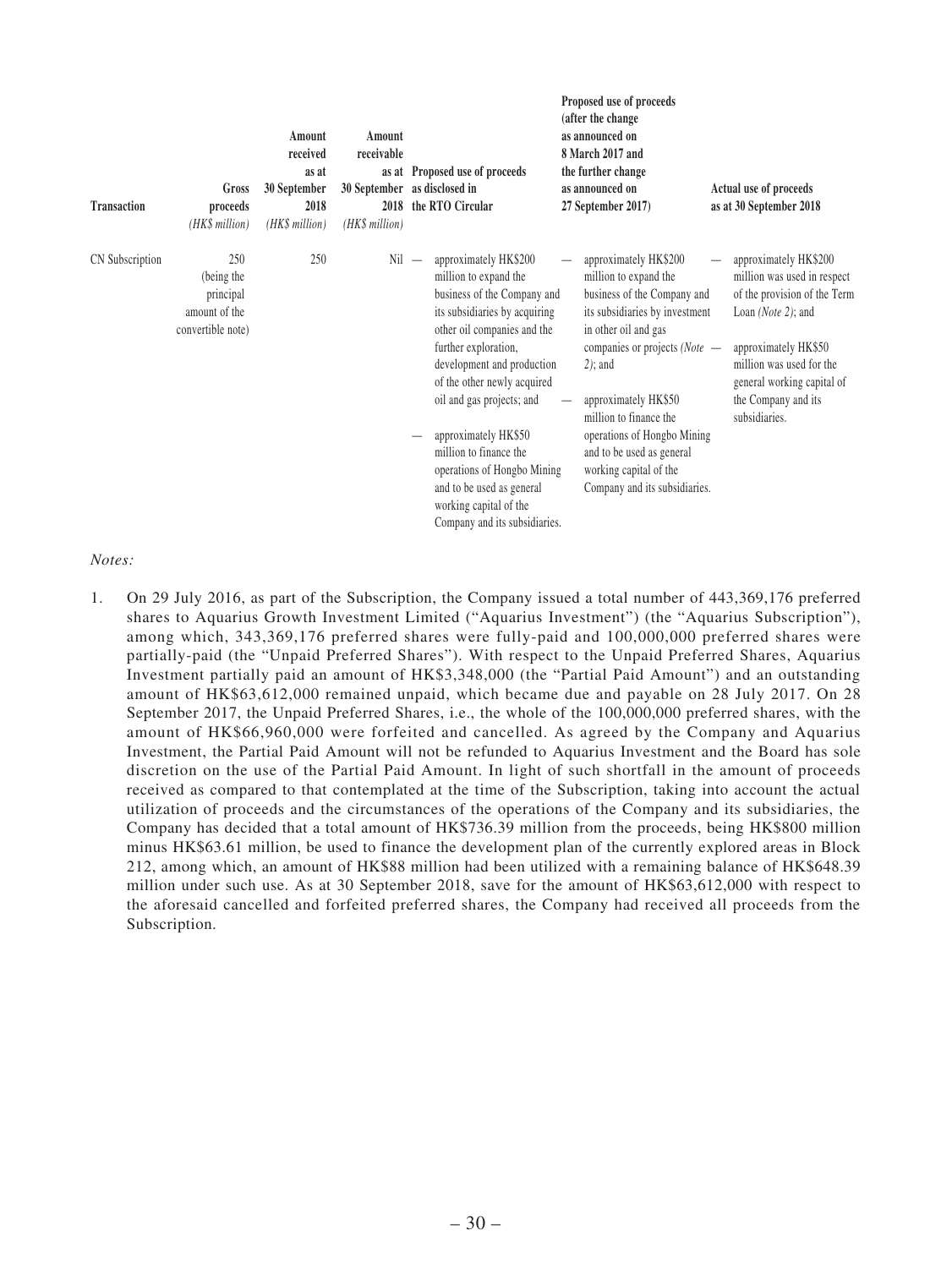| Transaction | Gross proceeds *(HK$ million)* | Amount received as at 30 September 2018 *(HK$ million)* | Amount receivable as at 30 September 2018 *(HK$ million)* | Proposed use of proceeds as disclosed in the RTO Circular | Proposed use of proceeds (after the change as announced on 8 March 2017 and the further change as announced on 27 September 2017) | Actual use of proceeds as at 30 September 2018 |
|---|---|---|---|---|---|---|
| CN Subscription | 250 (being the principal amount of the convertible note) | 250 | Nil | — approximately HK$200 million to expand the business of the Company and its subsidiaries by acquiring other oil companies and the further exploration, development and production of the other newly acquired oil and gas projects; and<br>— approximately HK$50 million to finance the operations of Hongbo Mining and to be used as general working capital of the Company and its subsidiaries. | — approximately HK$200 million to expand the business of the Company and its subsidiaries by investment in other oil and gas companies or projects *(Note 2)*; and<br>— approximately HK$50 million to finance the operations of Hongbo Mining and to be used as general working capital of the Company and its subsidiaries. | — approximately HK$200 million was used in respect of the provision of the Term Loan *(Note 2)*; and<br>— approximately HK$50 million was used for the general working capital of the Company and its subsidiaries. |

*Notes:*

1. On 29 July 2016, as part of the Subscription, the Company issued a total number of 443,369,176 preferred shares to Aquarius Growth Investment Limited ("Aquarius Investment") (the "Aquarius Subscription"), among which, 343,369,176 preferred shares were fully-paid and 100,000,000 preferred shares were partially-paid (the "Unpaid Preferred Shares"). With respect to the Unpaid Preferred Shares, Aquarius Investment partially paid an amount of HK$3,348,000 (the "Partial Paid Amount") and an outstanding amount of HK$63,612,000 remained unpaid, which became due and payable on 28 July 2017. On 28 September 2017, the Unpaid Preferred Shares, i.e., the whole of the 100,000,000 preferred shares, with the amount of HK$66,960,000 were forfeited and cancelled. As agreed by the Company and Aquarius Investment, the Partial Paid Amount will not be refunded to Aquarius Investment and the Board has sole discretion on the use of the Partial Paid Amount. In light of such shortfall in the amount of proceeds received as compared to that contemplated at the time of the Subscription, taking into account the actual utilization of proceeds and the circumstances of the operations of the Company and its subsidiaries, the Company has decided that a total amount of HK$736.39 million from the proceeds, being HK$800 million minus HK$63.61 million, be used to finance the development plan of the currently explored areas in Block 212, among which, an amount of HK$88 million had been utilized with a remaining balance of HK$648.39 million under such use. As at 30 September 2018, save for the amount of HK$63,612,000 with respect to the aforesaid cancelled and forfeited preferred shares, the Company had received all proceeds from the Subscription.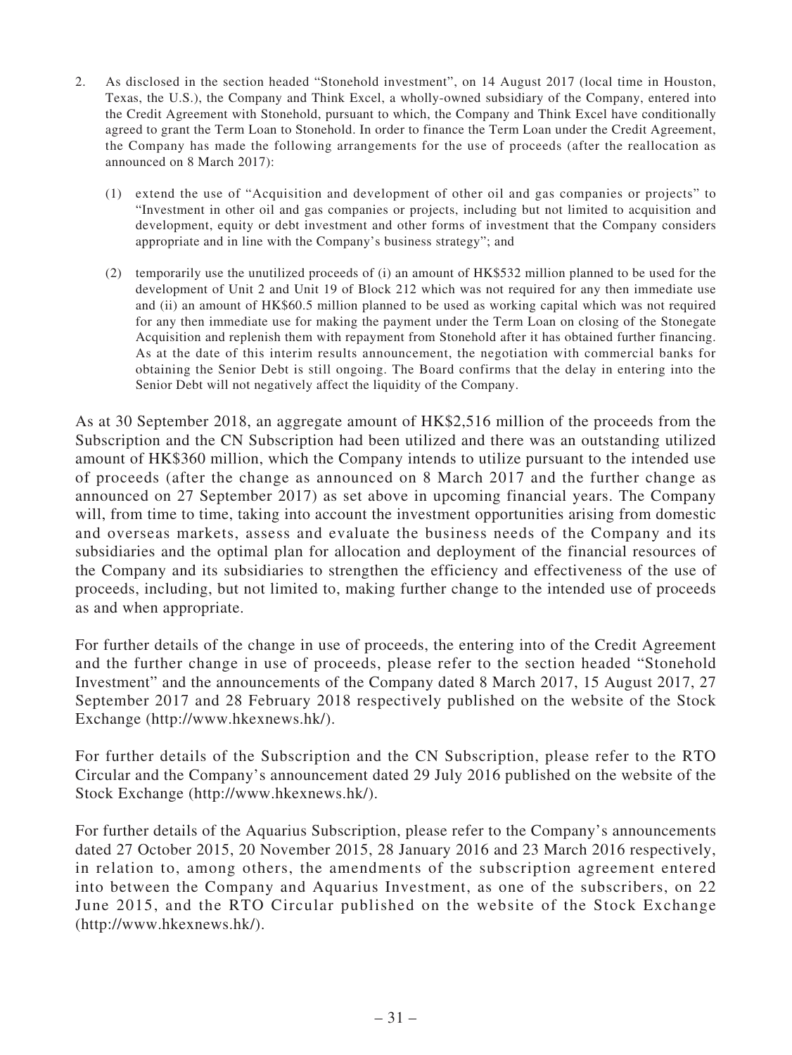2. As disclosed in the section headed "Stonehold investment", on 14 August 2017 (local time in Houston, Texas, the U.S.), the Company and Think Excel, a wholly-owned subsidiary of the Company, entered into the Credit Agreement with Stonehold, pursuant to which, the Company and Think Excel have conditionally agreed to grant the Term Loan to Stonehold. In order to finance the Term Loan under the Credit Agreement, the Company has made the following arrangements for the use of proceeds (after the reallocation as announced on 8 March 2017):

   (1) extend the use of "Acquisition and development of other oil and gas companies or projects" to "Investment in other oil and gas companies or projects, including but not limited to acquisition and development, equity or debt investment and other forms of investment that the Company considers appropriate and in line with the Company's business strategy"; and

   (2) temporarily use the unutilized proceeds of (i) an amount of HK$532 million planned to be used for the development of Unit 2 and Unit 19 of Block 212 which was not required for any then immediate use and (ii) an amount of HK$60.5 million planned to be used as working capital which was not required for any then immediate use for making the payment under the Term Loan on closing of the Stonegate Acquisition and replenish them with repayment from Stonehold after it has obtained further financing. As at the date of this interim results announcement, the negotiation with commercial banks for obtaining the Senior Debt is still ongoing. The Board confirms that the delay in entering into the Senior Debt will not negatively affect the liquidity of the Company.

As at 30 September 2018, an aggregate amount of HK$2,516 million of the proceeds from the Subscription and the CN Subscription had been utilized and there was an outstanding utilized amount of HK$360 million, which the Company intends to utilize pursuant to the intended use of proceeds (after the change as announced on 8 March 2017 and the further change as announced on 27 September 2017) as set above in upcoming financial years. The Company will, from time to time, taking into account the investment opportunities arising from domestic and overseas markets, assess and evaluate the business needs of the Company and its subsidiaries and the optimal plan for allocation and deployment of the financial resources of the Company and its subsidiaries to strengthen the efficiency and effectiveness of the use of proceeds, including, but not limited to, making further change to the intended use of proceeds as and when appropriate.

For further details of the change in use of proceeds, the entering into of the Credit Agreement and the further change in use of proceeds, please refer to the section headed "Stonehold Investment" and the announcements of the Company dated 8 March 2017, 15 August 2017, 27 September 2017 and 28 February 2018 respectively published on the website of the Stock Exchange (http://www.hkexnews.hk/).

For further details of the Subscription and the CN Subscription, please refer to the RTO Circular and the Company's announcement dated 29 July 2016 published on the website of the Stock Exchange (http://www.hkexnews.hk/).

For further details of the Aquarius Subscription, please refer to the Company's announcements dated 27 October 2015, 20 November 2015, 28 January 2016 and 23 March 2016 respectively, in relation to, among others, the amendments of the subscription agreement entered into between the Company and Aquarius Investment, as one of the subscribers, on 22 June 2015, and the RTO Circular published on the website of the Stock Exchange (http://www.hkexnews.hk/).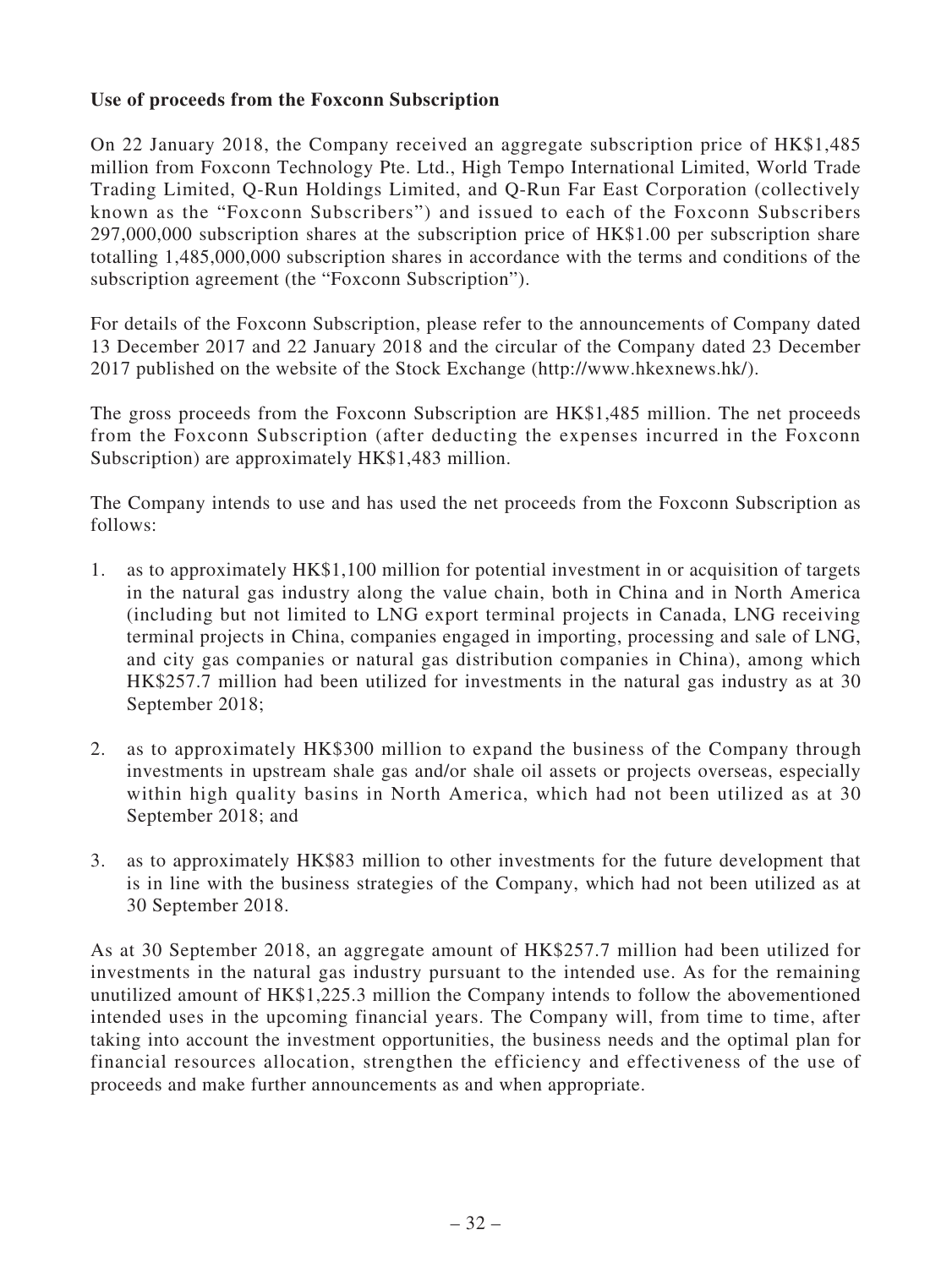**Use of proceeds from the Foxconn Subscription**

On 22 January 2018, the Company received an aggregate subscription price of HK$1,485 million from Foxconn Technology Pte. Ltd., High Tempo International Limited, World Trade Trading Limited, Q-Run Holdings Limited, and Q-Run Far East Corporation (collectively known as the "Foxconn Subscribers") and issued to each of the Foxconn Subscribers 297,000,000 subscription shares at the subscription price of HK$1.00 per subscription share totalling 1,485,000,000 subscription shares in accordance with the terms and conditions of the subscription agreement (the "Foxconn Subscription").

For details of the Foxconn Subscription, please refer to the announcements of Company dated 13 December 2017 and 22 January 2018 and the circular of the Company dated 23 December 2017 published on the website of the Stock Exchange (http://www.hkexnews.hk/).

The gross proceeds from the Foxconn Subscription are HK$1,485 million. The net proceeds from the Foxconn Subscription (after deducting the expenses incurred in the Foxconn Subscription) are approximately HK$1,483 million.

The Company intends to use and has used the net proceeds from the Foxconn Subscription as follows:

1. as to approximately HK$1,100 million for potential investment in or acquisition of targets in the natural gas industry along the value chain, both in China and in North America (including but not limited to LNG export terminal projects in Canada, LNG receiving terminal projects in China, companies engaged in importing, processing and sale of LNG, and city gas companies or natural gas distribution companies in China), among which HK$257.7 million had been utilized for investments in the natural gas industry as at 30 September 2018;

2. as to approximately HK$300 million to expand the business of the Company through investments in upstream shale gas and/or shale oil assets or projects overseas, especially within high quality basins in North America, which had not been utilized as at 30 September 2018; and

3. as to approximately HK$83 million to other investments for the future development that is in line with the business strategies of the Company, which had not been utilized as at 30 September 2018.

As at 30 September 2018, an aggregate amount of HK$257.7 million had been utilized for investments in the natural gas industry pursuant to the intended use. As for the remaining unutilized amount of HK$1,225.3 million the Company intends to follow the abovementioned intended uses in the upcoming financial years. The Company will, from time to time, after taking into account the investment opportunities, the business needs and the optimal plan for financial resources allocation, strengthen the efficiency and effectiveness of the use of proceeds and make further announcements as and when appropriate.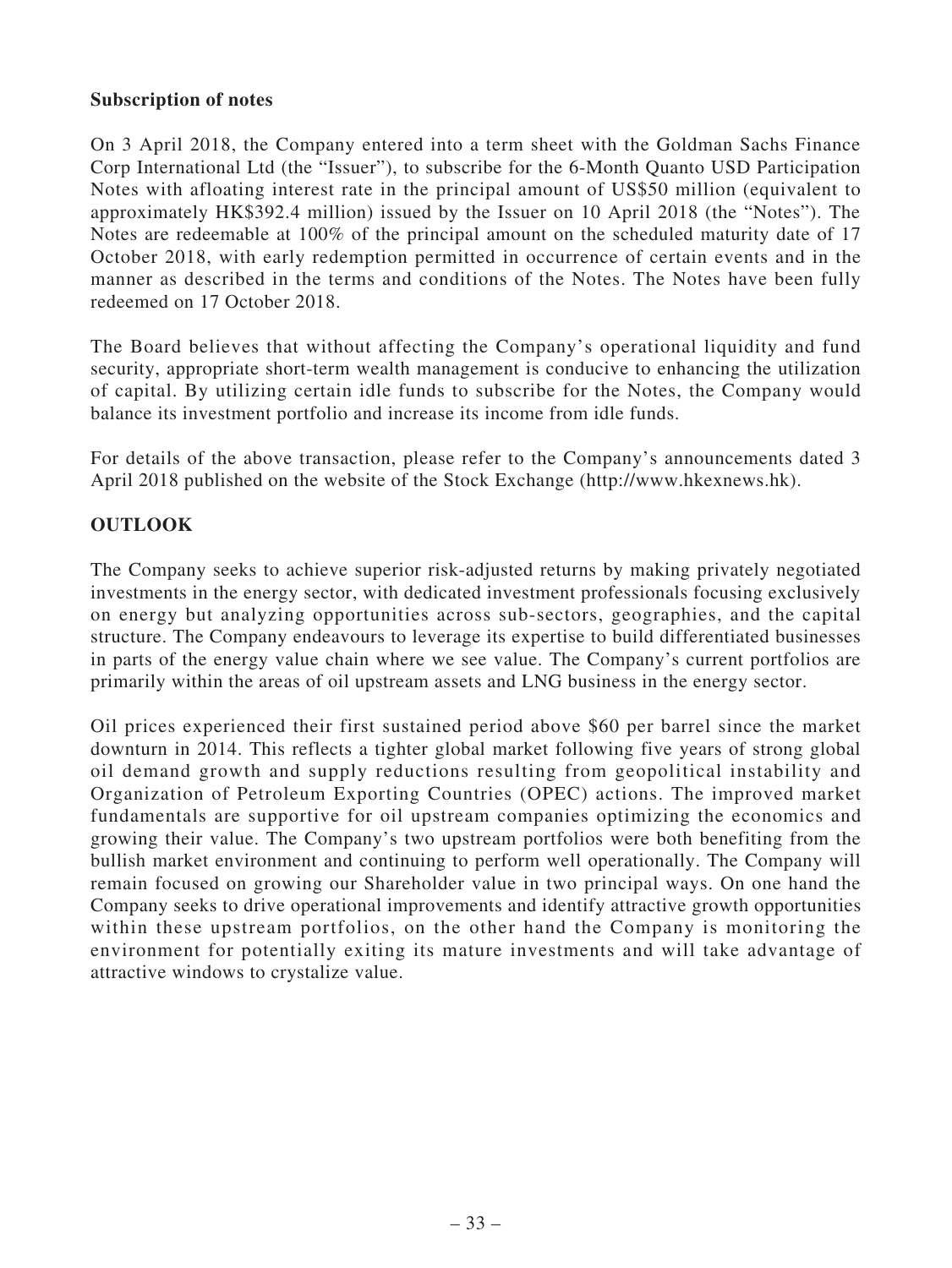**Subscription of notes**

On 3 April 2018, the Company entered into a term sheet with the Goldman Sachs Finance Corp International Ltd (the "Issuer"), to subscribe for the 6-Month Quanto USD Participation Notes with afloating interest rate in the principal amount of US$50 million (equivalent to approximately HK$392.4 million) issued by the Issuer on 10 April 2018 (the "Notes"). The Notes are redeemable at 100% of the principal amount on the scheduled maturity date of 17 October 2018, with early redemption permitted in occurrence of certain events and in the manner as described in the terms and conditions of the Notes. The Notes have been fully redeemed on 17 October 2018.

The Board believes that without affecting the Company's operational liquidity and fund security, appropriate short-term wealth management is conducive to enhancing the utilization of capital. By utilizing certain idle funds to subscribe for the Notes, the Company would balance its investment portfolio and increase its income from idle funds.

For details of the above transaction, please refer to the Company's announcements dated 3 April 2018 published on the website of the Stock Exchange (http://www.hkexnews.hk).

## OUTLOOK

The Company seeks to achieve superior risk-adjusted returns by making privately negotiated investments in the energy sector, with dedicated investment professionals focusing exclusively on energy but analyzing opportunities across sub-sectors, geographies, and the capital structure. The Company endeavours to leverage its expertise to build differentiated businesses in parts of the energy value chain where we see value. The Company's current portfolios are primarily within the areas of oil upstream assets and LNG business in the energy sector.

Oil prices experienced their first sustained period above $60 per barrel since the market downturn in 2014. This reflects a tighter global market following five years of strong global oil demand growth and supply reductions resulting from geopolitical instability and Organization of Petroleum Exporting Countries (OPEC) actions. The improved market fundamentals are supportive for oil upstream companies optimizing the economics and growing their value. The Company's two upstream portfolios were both benefiting from the bullish market environment and continuing to perform well operationally. The Company will remain focused on growing our Shareholder value in two principal ways. On one hand the Company seeks to drive operational improvements and identify attractive growth opportunities within these upstream portfolios, on the other hand the Company is monitoring the environment for potentially exiting its mature investments and will take advantage of attractive windows to crystalize value.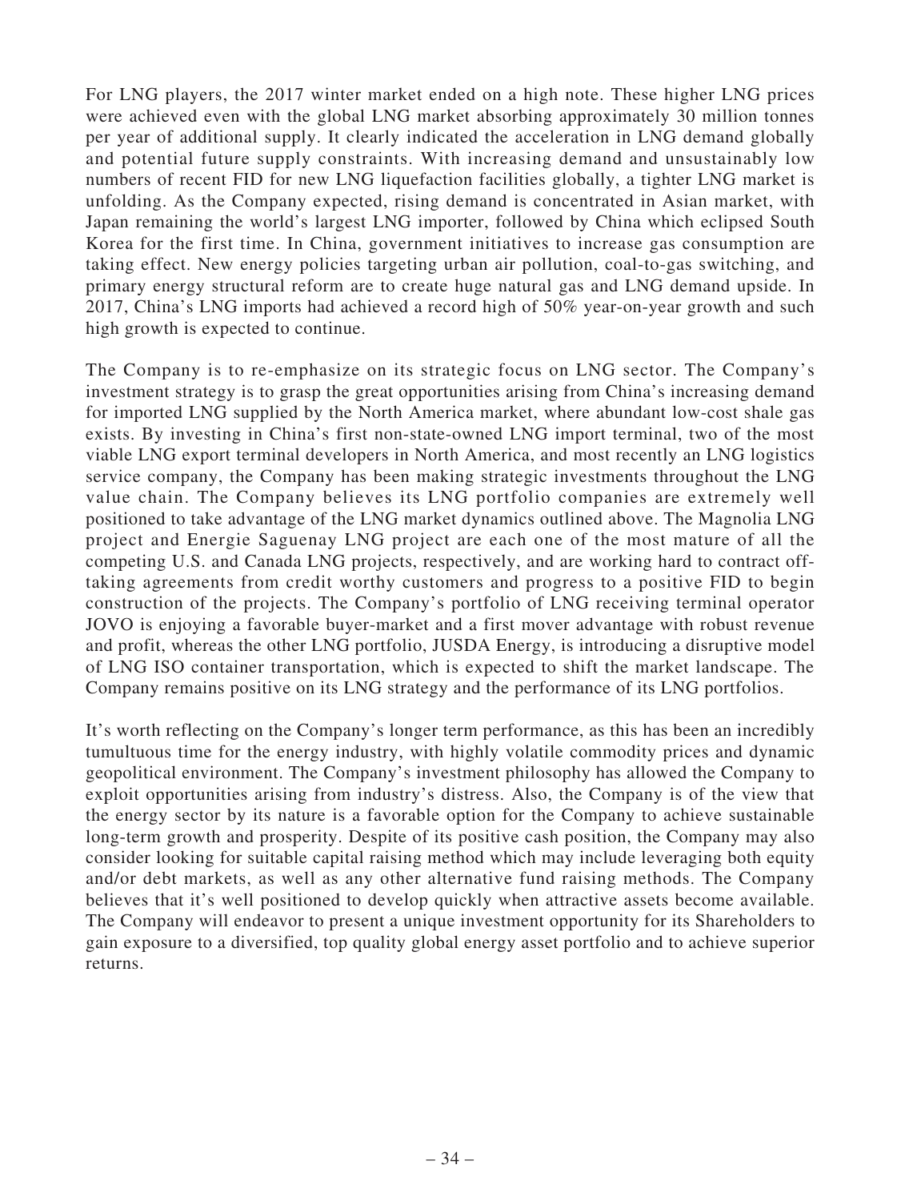For LNG players, the 2017 winter market ended on a high note. These higher LNG prices were achieved even with the global LNG market absorbing approximately 30 million tonnes per year of additional supply. It clearly indicated the acceleration in LNG demand globally and potential future supply constraints. With increasing demand and unsustainably low numbers of recent FID for new LNG liquefaction facilities globally, a tighter LNG market is unfolding. As the Company expected, rising demand is concentrated in Asian market, with Japan remaining the world's largest LNG importer, followed by China which eclipsed South Korea for the first time. In China, government initiatives to increase gas consumption are taking effect. New energy policies targeting urban air pollution, coal-to-gas switching, and primary energy structural reform are to create huge natural gas and LNG demand upside. In 2017, China's LNG imports had achieved a record high of 50% year-on-year growth and such high growth is expected to continue.

The Company is to re-emphasize on its strategic focus on LNG sector. The Company's investment strategy is to grasp the great opportunities arising from China's increasing demand for imported LNG supplied by the North America market, where abundant low-cost shale gas exists. By investing in China's first non-state-owned LNG import terminal, two of the most viable LNG export terminal developers in North America, and most recently an LNG logistics service company, the Company has been making strategic investments throughout the LNG value chain. The Company believes its LNG portfolio companies are extremely well positioned to take advantage of the LNG market dynamics outlined above. The Magnolia LNG project and Energie Saguenay LNG project are each one of the most mature of all the competing U.S. and Canada LNG projects, respectively, and are working hard to contract off-taking agreements from credit worthy customers and progress to a positive FID to begin construction of the projects. The Company's portfolio of LNG receiving terminal operator JOVO is enjoying a favorable buyer-market and a first mover advantage with robust revenue and profit, whereas the other LNG portfolio, JUSDA Energy, is introducing a disruptive model of LNG ISO container transportation, which is expected to shift the market landscape. The Company remains positive on its LNG strategy and the performance of its LNG portfolios.

It's worth reflecting on the Company's longer term performance, as this has been an incredibly tumultuous time for the energy industry, with highly volatile commodity prices and dynamic geopolitical environment. The Company's investment philosophy has allowed the Company to exploit opportunities arising from industry's distress. Also, the Company is of the view that the energy sector by its nature is a favorable option for the Company to achieve sustainable long-term growth and prosperity. Despite of its positive cash position, the Company may also consider looking for suitable capital raising method which may include leveraging both equity and/or debt markets, as well as any other alternative fund raising methods. The Company believes that it's well positioned to develop quickly when attractive assets become available. The Company will endeavor to present a unique investment opportunity for its Shareholders to gain exposure to a diversified, top quality global energy asset portfolio and to achieve superior returns.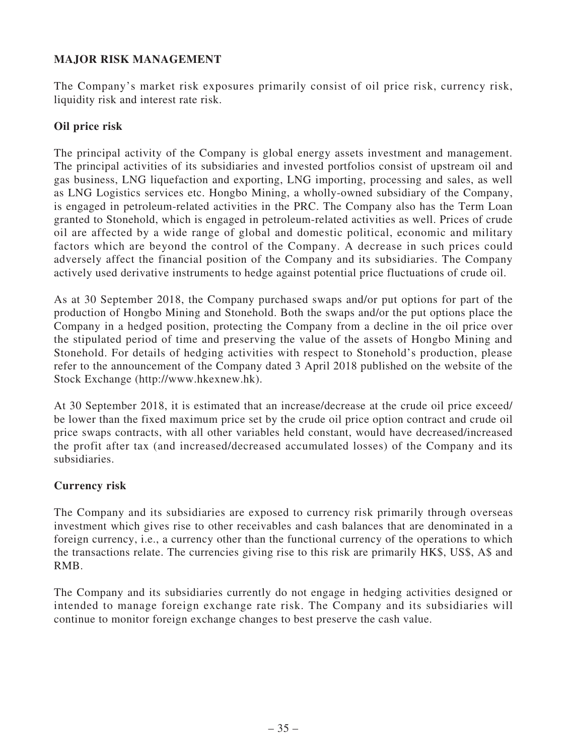## MAJOR RISK MANAGEMENT

The Company's market risk exposures primarily consist of oil price risk, currency risk, liquidity risk and interest rate risk.

### Oil price risk

The principal activity of the Company is global energy assets investment and management. The principal activities of its subsidiaries and invested portfolios consist of upstream oil and gas business, LNG liquefaction and exporting, LNG importing, processing and sales, as well as LNG Logistics services etc. Hongbo Mining, a wholly-owned subsidiary of the Company, is engaged in petroleum-related activities in the PRC. The Company also has the Term Loan granted to Stonehold, which is engaged in petroleum-related activities as well. Prices of crude oil are affected by a wide range of global and domestic political, economic and military factors which are beyond the control of the Company. A decrease in such prices could adversely affect the financial position of the Company and its subsidiaries. The Company actively used derivative instruments to hedge against potential price fluctuations of crude oil.

As at 30 September 2018, the Company purchased swaps and/or put options for part of the production of Hongbo Mining and Stonehold. Both the swaps and/or the put options place the Company in a hedged position, protecting the Company from a decline in the oil price over the stipulated period of time and preserving the value of the assets of Hongbo Mining and Stonehold. For details of hedging activities with respect to Stonehold's production, please refer to the announcement of the Company dated 3 April 2018 published on the website of the Stock Exchange (http://www.hkexnew.hk).

At 30 September 2018, it is estimated that an increase/decrease at the crude oil price exceed/be lower than the fixed maximum price set by the crude oil price option contract and crude oil price swaps contracts, with all other variables held constant, would have decreased/increased the profit after tax (and increased/decreased accumulated losses) of the Company and its subsidiaries.

### Currency risk

The Company and its subsidiaries are exposed to currency risk primarily through overseas investment which gives rise to other receivables and cash balances that are denominated in a foreign currency, i.e., a currency other than the functional currency of the operations to which the transactions relate. The currencies giving rise to this risk are primarily HK$, US$, A$ and RMB.

The Company and its subsidiaries currently do not engage in hedging activities designed or intended to manage foreign exchange rate risk. The Company and its subsidiaries will continue to monitor foreign exchange changes to best preserve the cash value.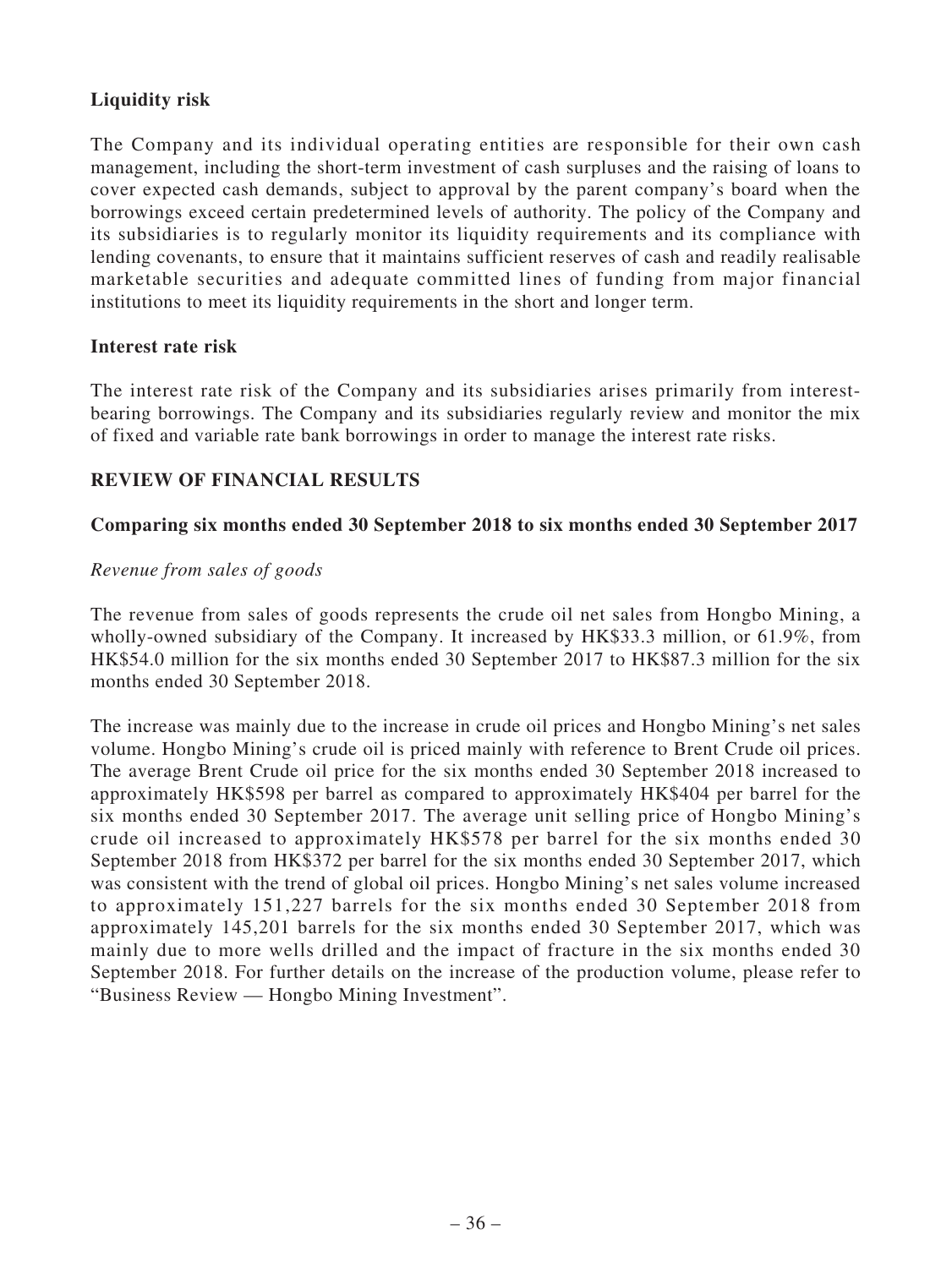### Liquidity risk

The Company and its individual operating entities are responsible for their own cash management, including the short-term investment of cash surpluses and the raising of loans to cover expected cash demands, subject to approval by the parent company's board when the borrowings exceed certain predetermined levels of authority. The policy of the Company and its subsidiaries is to regularly monitor its liquidity requirements and its compliance with lending covenants, to ensure that it maintains sufficient reserves of cash and readily realisable marketable securities and adequate committed lines of funding from major financial institutions to meet its liquidity requirements in the short and longer term.

### Interest rate risk

The interest rate risk of the Company and its subsidiaries arises primarily from interest-bearing borrowings. The Company and its subsidiaries regularly review and monitor the mix of fixed and variable rate bank borrowings in order to manage the interest rate risks.

## REVIEW OF FINANCIAL RESULTS

### Comparing six months ended 30 September 2018 to six months ended 30 September 2017

*Revenue from sales of goods*

The revenue from sales of goods represents the crude oil net sales from Hongbo Mining, a wholly-owned subsidiary of the Company. It increased by HK$33.3 million, or 61.9%, from HK$54.0 million for the six months ended 30 September 2017 to HK$87.3 million for the six months ended 30 September 2018.

The increase was mainly due to the increase in crude oil prices and Hongbo Mining's net sales volume. Hongbo Mining's crude oil is priced mainly with reference to Brent Crude oil prices. The average Brent Crude oil price for the six months ended 30 September 2018 increased to approximately HK$598 per barrel as compared to approximately HK$404 per barrel for the six months ended 30 September 2017. The average unit selling price of Hongbo Mining's crude oil increased to approximately HK$578 per barrel for the six months ended 30 September 2018 from HK$372 per barrel for the six months ended 30 September 2017, which was consistent with the trend of global oil prices. Hongbo Mining's net sales volume increased to approximately 151,227 barrels for the six months ended 30 September 2018 from approximately 145,201 barrels for the six months ended 30 September 2017, which was mainly due to more wells drilled and the impact of fracture in the six months ended 30 September 2018. For further details on the increase of the production volume, please refer to "Business Review — Hongbo Mining Investment".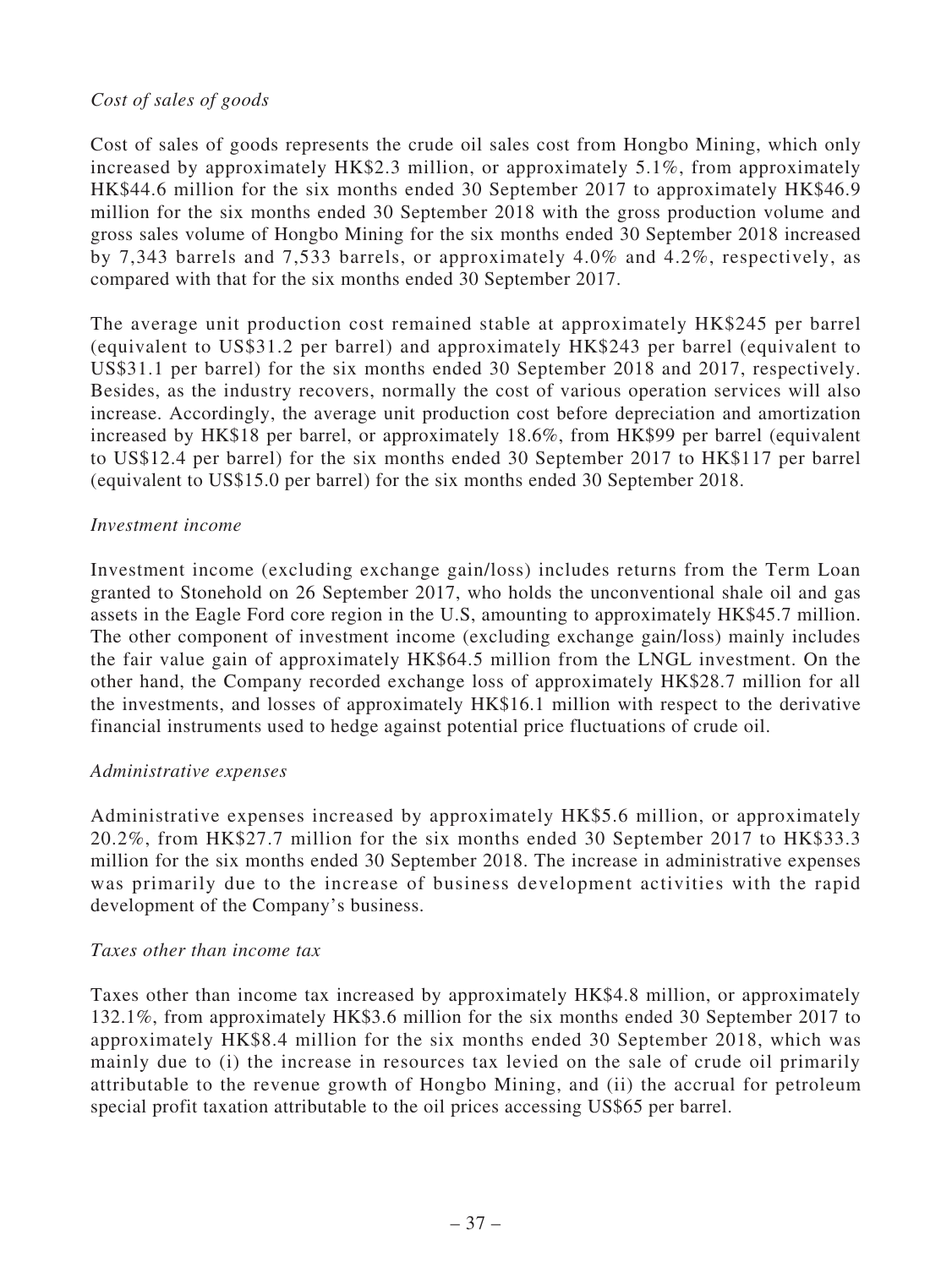*Cost of sales of goods*

Cost of sales of goods represents the crude oil sales cost from Hongbo Mining, which only increased by approximately HK$2.3 million, or approximately 5.1%, from approximately HK$44.6 million for the six months ended 30 September 2017 to approximately HK$46.9 million for the six months ended 30 September 2018 with the gross production volume and gross sales volume of Hongbo Mining for the six months ended 30 September 2018 increased by 7,343 barrels and 7,533 barrels, or approximately 4.0% and 4.2%, respectively, as compared with that for the six months ended 30 September 2017.

The average unit production cost remained stable at approximately HK$245 per barrel (equivalent to US$31.2 per barrel) and approximately HK$243 per barrel (equivalent to US$31.1 per barrel) for the six months ended 30 September 2018 and 2017, respectively. Besides, as the industry recovers, normally the cost of various operation services will also increase. Accordingly, the average unit production cost before depreciation and amortization increased by HK$18 per barrel, or approximately 18.6%, from HK$99 per barrel (equivalent to US$12.4 per barrel) for the six months ended 30 September 2017 to HK$117 per barrel (equivalent to US$15.0 per barrel) for the six months ended 30 September 2018.

*Investment income*

Investment income (excluding exchange gain/loss) includes returns from the Term Loan granted to Stonehold on 26 September 2017, who holds the unconventional shale oil and gas assets in the Eagle Ford core region in the U.S, amounting to approximately HK$45.7 million. The other component of investment income (excluding exchange gain/loss) mainly includes the fair value gain of approximately HK$64.5 million from the LNGL investment. On the other hand, the Company recorded exchange loss of approximately HK$28.7 million for all the investments, and losses of approximately HK$16.1 million with respect to the derivative financial instruments used to hedge against potential price fluctuations of crude oil.

*Administrative expenses*

Administrative expenses increased by approximately HK$5.6 million, or approximately 20.2%, from HK$27.7 million for the six months ended 30 September 2017 to HK$33.3 million for the six months ended 30 September 2018. The increase in administrative expenses was primarily due to the increase of business development activities with the rapid development of the Company's business.

*Taxes other than income tax*

Taxes other than income tax increased by approximately HK$4.8 million, or approximately 132.1%, from approximately HK$3.6 million for the six months ended 30 September 2017 to approximately HK$8.4 million for the six months ended 30 September 2018, which was mainly due to (i) the increase in resources tax levied on the sale of crude oil primarily attributable to the revenue growth of Hongbo Mining, and (ii) the accrual for petroleum special profit taxation attributable to the oil prices accessing US$65 per barrel.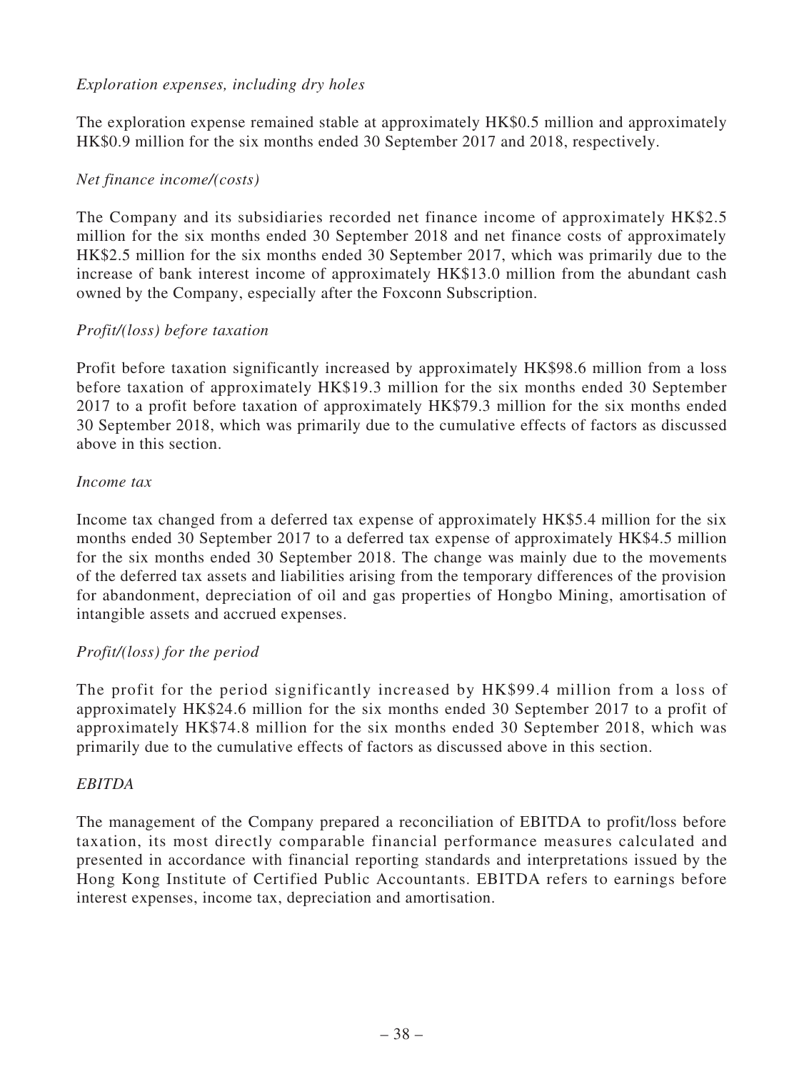*Exploration expenses, including dry holes*

The exploration expense remained stable at approximately HK$0.5 million and approximately HK$0.9 million for the six months ended 30 September 2017 and 2018, respectively.

*Net finance income/(costs)*

The Company and its subsidiaries recorded net finance income of approximately HK$2.5 million for the six months ended 30 September 2018 and net finance costs of approximately HK$2.5 million for the six months ended 30 September 2017, which was primarily due to the increase of bank interest income of approximately HK$13.0 million from the abundant cash owned by the Company, especially after the Foxconn Subscription.

*Profit/(loss) before taxation*

Profit before taxation significantly increased by approximately HK$98.6 million from a loss before taxation of approximately HK$19.3 million for the six months ended 30 September 2017 to a profit before taxation of approximately HK$79.3 million for the six months ended 30 September 2018, which was primarily due to the cumulative effects of factors as discussed above in this section.

*Income tax*

Income tax changed from a deferred tax expense of approximately HK$5.4 million for the six months ended 30 September 2017 to a deferred tax expense of approximately HK$4.5 million for the six months ended 30 September 2018. The change was mainly due to the movements of the deferred tax assets and liabilities arising from the temporary differences of the provision for abandonment, depreciation of oil and gas properties of Hongbo Mining, amortisation of intangible assets and accrued expenses.

*Profit/(loss) for the period*

The profit for the period significantly increased by HK$99.4 million from a loss of approximately HK$24.6 million for the six months ended 30 September 2017 to a profit of approximately HK$74.8 million for the six months ended 30 September 2018, which was primarily due to the cumulative effects of factors as discussed above in this section.

*EBITDA*

The management of the Company prepared a reconciliation of EBITDA to profit/loss before taxation, its most directly comparable financial performance measures calculated and presented in accordance with financial reporting standards and interpretations issued by the Hong Kong Institute of Certified Public Accountants. EBITDA refers to earnings before interest expenses, income tax, depreciation and amortisation.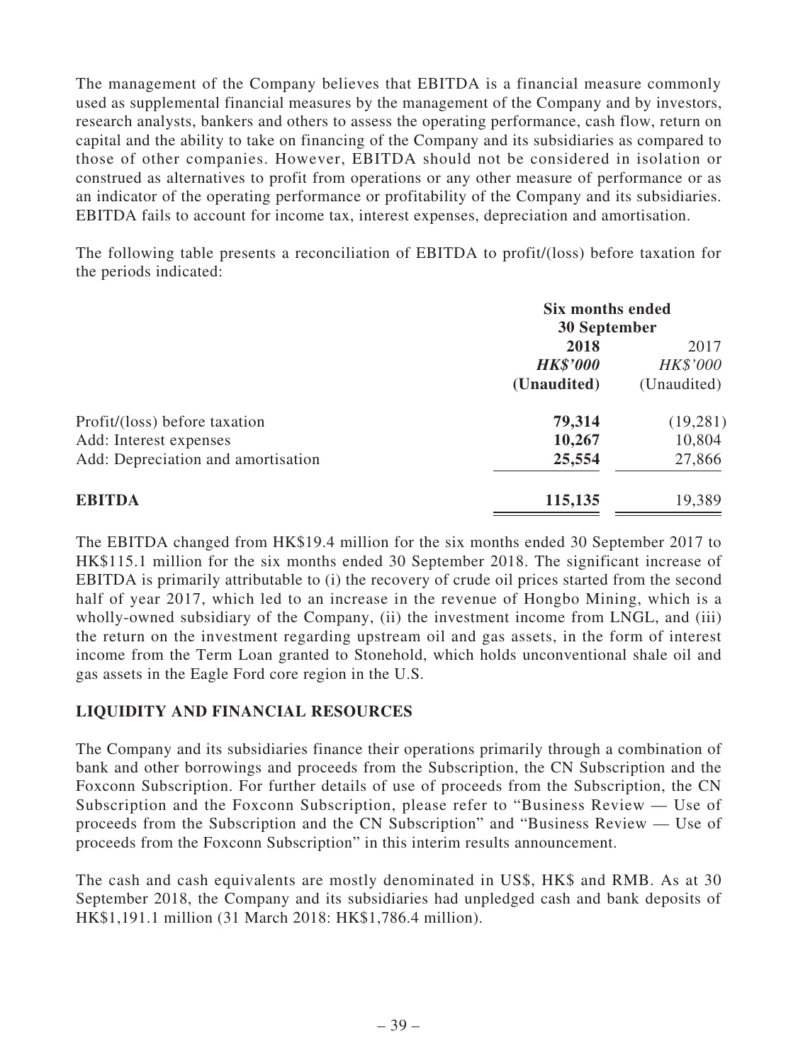The management of the Company believes that EBITDA is a financial measure commonly used as supplemental financial measures by the management of the Company and by investors, research analysts, bankers and others to assess the operating performance, cash flow, return on capital and the ability to take on financing of the Company and its subsidiaries as compared to those of other companies. However, EBITDA should not be considered in isolation or construed as alternatives to profit from operations or any other measure of performance or as an indicator of the operating performance or profitability of the Company and its subsidiaries. EBITDA fails to account for income tax, interest expenses, depreciation and amortisation.

The following table presents a reconciliation of EBITDA to profit/(loss) before taxation for the periods indicated:

| | Six months ended 30 September | |
|---|---|---|
| | **2018** | 2017 |
| | ***HK$'000*** | *HK$'000* |
| | **(Unaudited)** | (Unaudited) |
| Profit/(loss) before taxation | **79,314** | (19,281) |
| Add: Interest expenses | **10,267** | 10,804 |
| Add: Depreciation and amortisation | **25,554** | 27,866 |
| **EBITDA** | **115,135** | 19,389 |

The EBITDA changed from HK$19.4 million for the six months ended 30 September 2017 to HK$115.1 million for the six months ended 30 September 2018. The significant increase of EBITDA is primarily attributable to (i) the recovery of crude oil prices started from the second half of year 2017, which led to an increase in the revenue of Hongbo Mining, which is a wholly-owned subsidiary of the Company, (ii) the investment income from LNGL, and (iii) the return on the investment regarding upstream oil and gas assets, in the form of interest income from the Term Loan granted to Stonehold, which holds unconventional shale oil and gas assets in the Eagle Ford core region in the U.S.

## LIQUIDITY AND FINANCIAL RESOURCES

The Company and its subsidiaries finance their operations primarily through a combination of bank and other borrowings and proceeds from the Subscription, the CN Subscription and the Foxconn Subscription. For further details of use of proceeds from the Subscription, the CN Subscription and the Foxconn Subscription, please refer to "Business Review — Use of proceeds from the Subscription and the CN Subscription" and "Business Review — Use of proceeds from the Foxconn Subscription" in this interim results announcement.

The cash and cash equivalents are mostly denominated in US$, HK$ and RMB. As at 30 September 2018, the Company and its subsidiaries had unpledged cash and bank deposits of HK$1,191.1 million (31 March 2018: HK$1,786.4 million).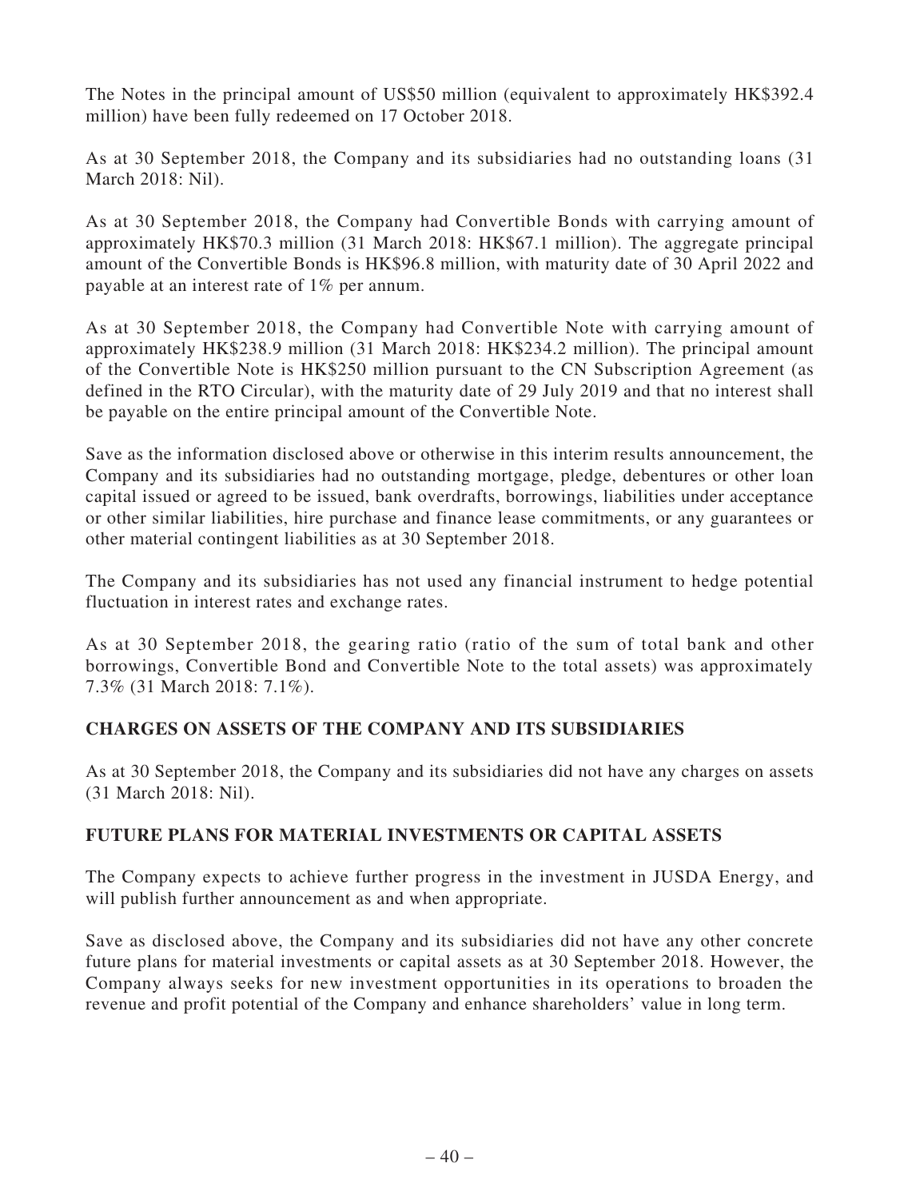The Notes in the principal amount of US$50 million (equivalent to approximately HK$392.4 million) have been fully redeemed on 17 October 2018.

As at 30 September 2018, the Company and its subsidiaries had no outstanding loans (31 March 2018: Nil).

As at 30 September 2018, the Company had Convertible Bonds with carrying amount of approximately HK$70.3 million (31 March 2018: HK$67.1 million). The aggregate principal amount of the Convertible Bonds is HK$96.8 million, with maturity date of 30 April 2022 and payable at an interest rate of 1% per annum.

As at 30 September 2018, the Company had Convertible Note with carrying amount of approximately HK$238.9 million (31 March 2018: HK$234.2 million). The principal amount of the Convertible Note is HK$250 million pursuant to the CN Subscription Agreement (as defined in the RTO Circular), with the maturity date of 29 July 2019 and that no interest shall be payable on the entire principal amount of the Convertible Note.

Save as the information disclosed above or otherwise in this interim results announcement, the Company and its subsidiaries had no outstanding mortgage, pledge, debentures or other loan capital issued or agreed to be issued, bank overdrafts, borrowings, liabilities under acceptance or other similar liabilities, hire purchase and finance lease commitments, or any guarantees or other material contingent liabilities as at 30 September 2018.

The Company and its subsidiaries has not used any financial instrument to hedge potential fluctuation in interest rates and exchange rates.

As at 30 September 2018, the gearing ratio (ratio of the sum of total bank and other borrowings, Convertible Bond and Convertible Note to the total assets) was approximately 7.3% (31 March 2018: 7.1%).

## CHARGES ON ASSETS OF THE COMPANY AND ITS SUBSIDIARIES

As at 30 September 2018, the Company and its subsidiaries did not have any charges on assets (31 March 2018: Nil).

## FUTURE PLANS FOR MATERIAL INVESTMENTS OR CAPITAL ASSETS

The Company expects to achieve further progress in the investment in JUSDA Energy, and will publish further announcement as and when appropriate.

Save as disclosed above, the Company and its subsidiaries did not have any other concrete future plans for material investments or capital assets as at 30 September 2018. However, the Company always seeks for new investment opportunities in its operations to broaden the revenue and profit potential of the Company and enhance shareholders' value in long term.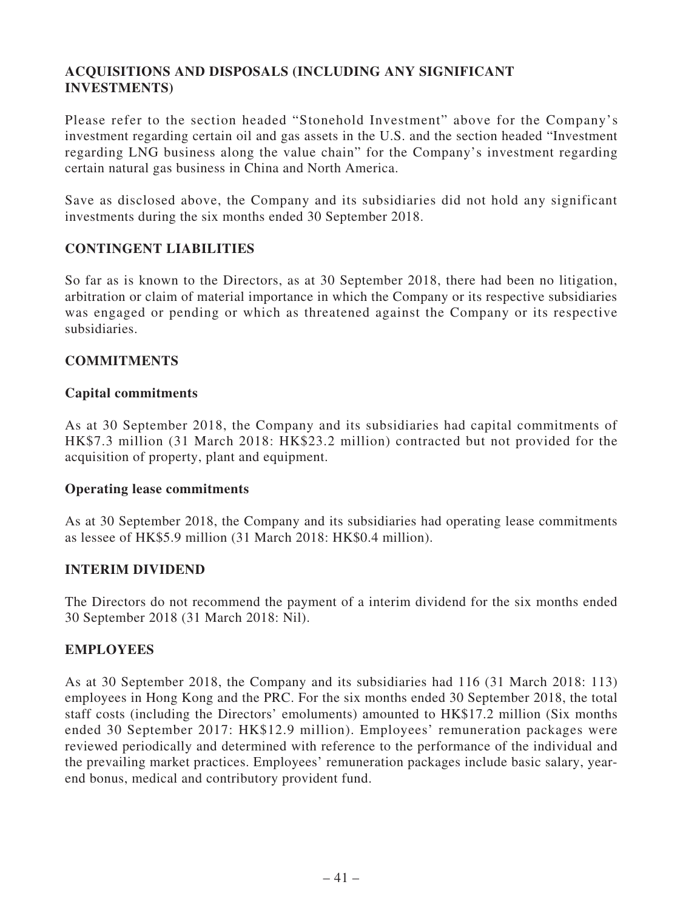## ACQUISITIONS AND DISPOSALS (INCLUDING ANY SIGNIFICANT INVESTMENTS)

Please refer to the section headed "Stonehold Investment" above for the Company's investment regarding certain oil and gas assets in the U.S. and the section headed "Investment regarding LNG business along the value chain" for the Company's investment regarding certain natural gas business in China and North America.

Save as disclosed above, the Company and its subsidiaries did not hold any significant investments during the six months ended 30 September 2018.

## CONTINGENT LIABILITIES

So far as is known to the Directors, as at 30 September 2018, there had been no litigation, arbitration or claim of material importance in which the Company or its respective subsidiaries was engaged or pending or which as threatened against the Company or its respective subsidiaries.

## COMMITMENTS

### Capital commitments

As at 30 September 2018, the Company and its subsidiaries had capital commitments of HK$7.3 million (31 March 2018: HK$23.2 million) contracted but not provided for the acquisition of property, plant and equipment.

### Operating lease commitments

As at 30 September 2018, the Company and its subsidiaries had operating lease commitments as lessee of HK$5.9 million (31 March 2018: HK$0.4 million).

## INTERIM DIVIDEND

The Directors do not recommend the payment of a interim dividend for the six months ended 30 September 2018 (31 March 2018: Nil).

## EMPLOYEES

As at 30 September 2018, the Company and its subsidiaries had 116 (31 March 2018: 113) employees in Hong Kong and the PRC. For the six months ended 30 September 2018, the total staff costs (including the Directors' emoluments) amounted to HK$17.2 million (Six months ended 30 September 2017: HK$12.9 million). Employees' remuneration packages were reviewed periodically and determined with reference to the performance of the individual and the prevailing market practices. Employees' remuneration packages include basic salary, year-end bonus, medical and contributory provident fund.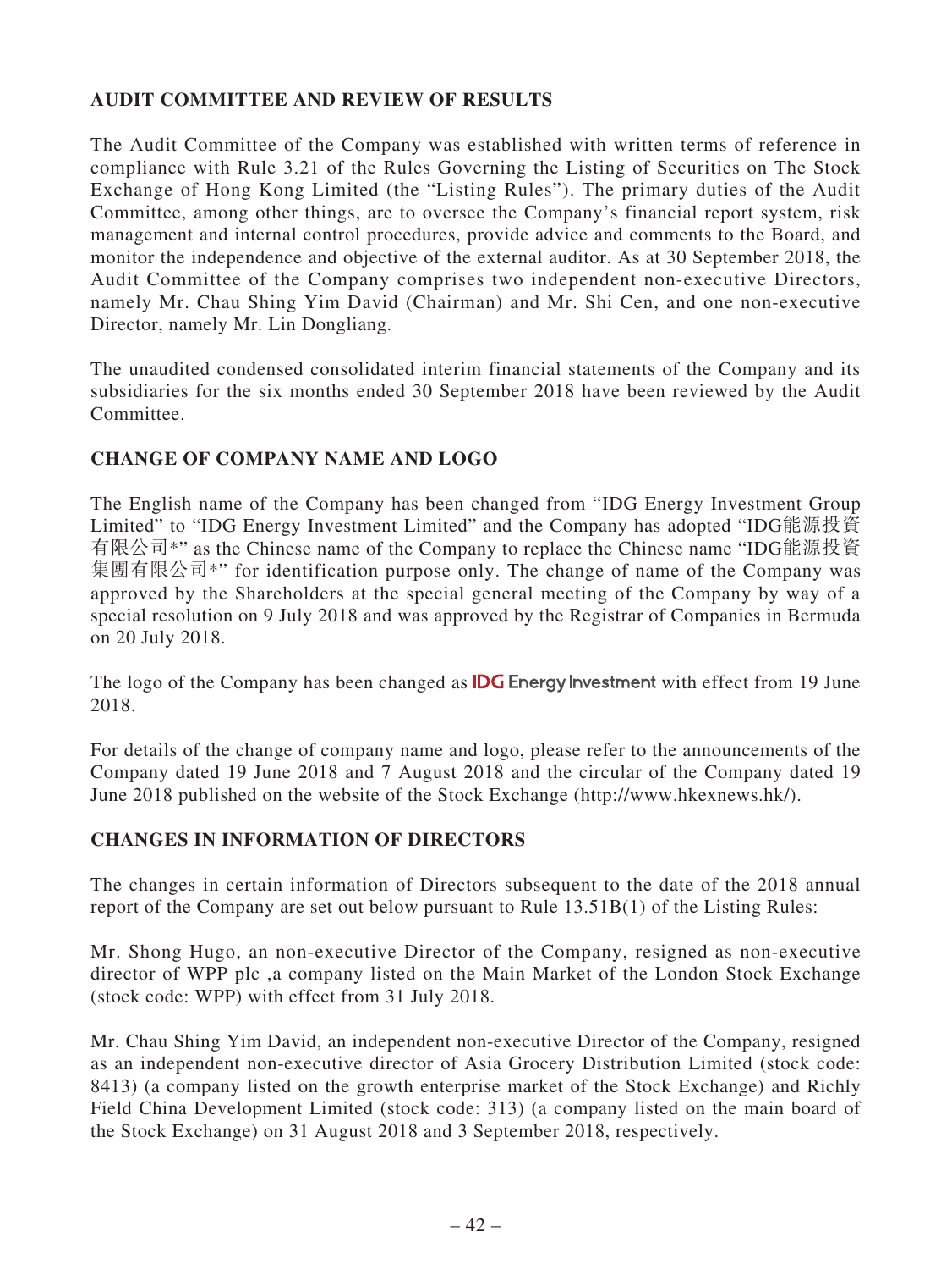## AUDIT COMMITTEE AND REVIEW OF RESULTS

The Audit Committee of the Company was established with written terms of reference in compliance with Rule 3.21 of the Rules Governing the Listing of Securities on The Stock Exchange of Hong Kong Limited (the "Listing Rules"). The primary duties of the Audit Committee, among other things, are to oversee the Company's financial report system, risk management and internal control procedures, provide advice and comments to the Board, and monitor the independence and objective of the external auditor. As at 30 September 2018, the Audit Committee of the Company comprises two independent non-executive Directors, namely Mr. Chau Shing Yim David (Chairman) and Mr. Shi Cen, and one non-executive Director, namely Mr. Lin Dongliang.

The unaudited condensed consolidated interim financial statements of the Company and its subsidiaries for the six months ended 30 September 2018 have been reviewed by the Audit Committee.

## CHANGE OF COMPANY NAME AND LOGO

The English name of the Company has been changed from "IDG Energy Investment Group Limited" to "IDG Energy Investment Limited" and the Company has adopted "IDG能源投資有限公司*" as the Chinese name of the Company to replace the Chinese name "IDG能源投資集團有限公司*" for identification purpose only. The change of name of the Company was approved by the Shareholders at the special general meeting of the Company by way of a special resolution on 9 July 2018 and was approved by the Registrar of Companies in Bermuda on 20 July 2018.

The logo of the Company has been changed as IDG Energy Investment with effect from 19 June 2018.

For details of the change of company name and logo, please refer to the announcements of the Company dated 19 June 2018 and 7 August 2018 and the circular of the Company dated 19 June 2018 published on the website of the Stock Exchange (http://www.hkexnews.hk/).

## CHANGES IN INFORMATION OF DIRECTORS

The changes in certain information of Directors subsequent to the date of the 2018 annual report of the Company are set out below pursuant to Rule 13.51B(1) of the Listing Rules:

Mr. Shong Hugo, an non-executive Director of the Company, resigned as non-executive director of WPP plc ,a company listed on the Main Market of the London Stock Exchange (stock code: WPP) with effect from 31 July 2018.

Mr. Chau Shing Yim David, an independent non-executive Director of the Company, resigned as an independent non-executive director of Asia Grocery Distribution Limited (stock code: 8413) (a company listed on the growth enterprise market of the Stock Exchange) and Richly Field China Development Limited (stock code: 313) (a company listed on the main board of the Stock Exchange) on 31 August 2018 and 3 September 2018, respectively.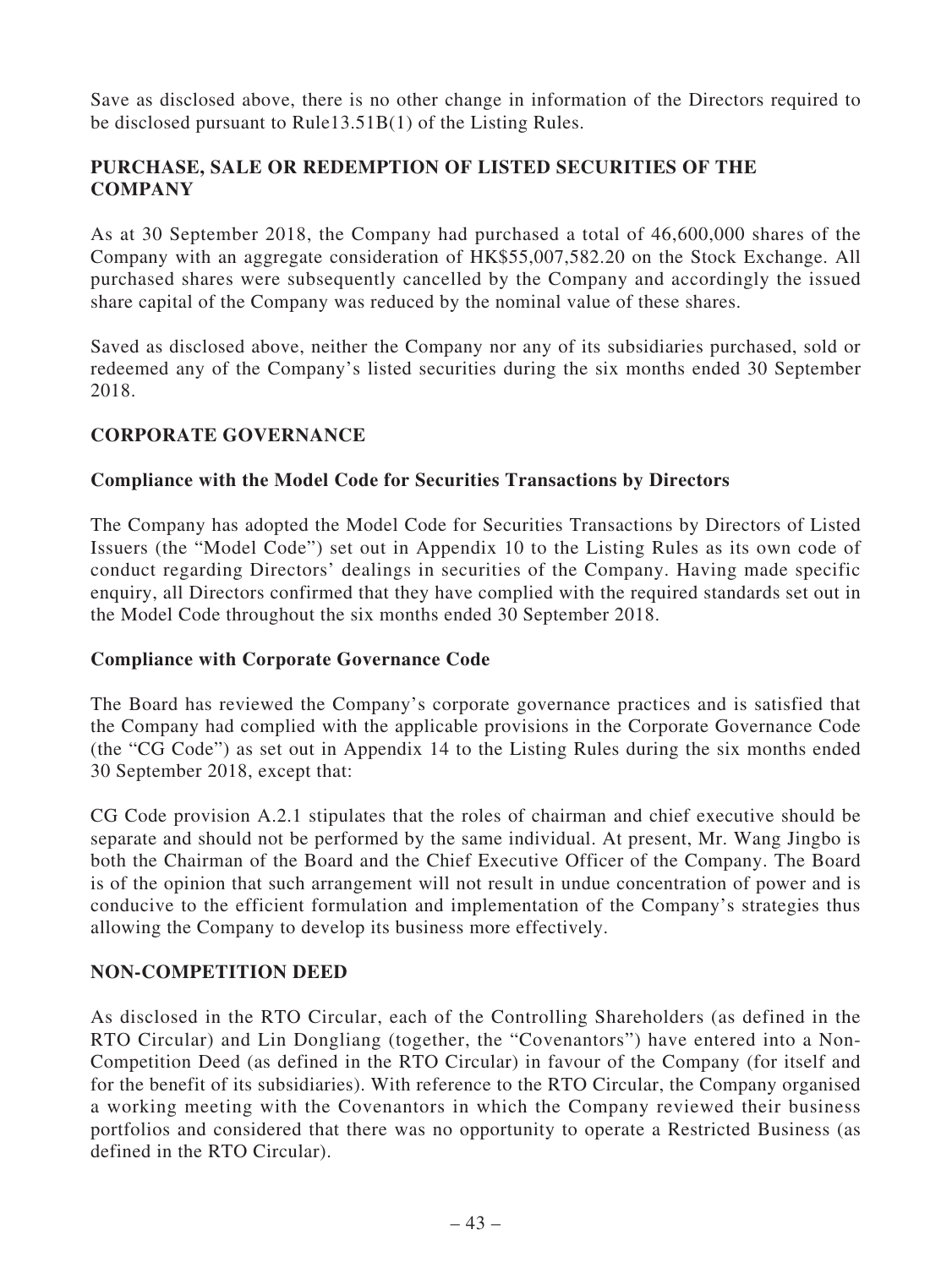Save as disclosed above, there is no other change in information of the Directors required to be disclosed pursuant to Rule13.51B(1) of the Listing Rules.

## PURCHASE, SALE OR REDEMPTION OF LISTED SECURITIES OF THE COMPANY

As at 30 September 2018, the Company had purchased a total of 46,600,000 shares of the Company with an aggregate consideration of HK$55,007,582.20 on the Stock Exchange. All purchased shares were subsequently cancelled by the Company and accordingly the issued share capital of the Company was reduced by the nominal value of these shares.

Saved as disclosed above, neither the Company nor any of its subsidiaries purchased, sold or redeemed any of the Company's listed securities during the six months ended 30 September 2018.

## CORPORATE GOVERNANCE

### Compliance with the Model Code for Securities Transactions by Directors

The Company has adopted the Model Code for Securities Transactions by Directors of Listed Issuers (the "Model Code") set out in Appendix 10 to the Listing Rules as its own code of conduct regarding Directors' dealings in securities of the Company. Having made specific enquiry, all Directors confirmed that they have complied with the required standards set out in the Model Code throughout the six months ended 30 September 2018.

### Compliance with Corporate Governance Code

The Board has reviewed the Company's corporate governance practices and is satisfied that the Company had complied with the applicable provisions in the Corporate Governance Code (the "CG Code") as set out in Appendix 14 to the Listing Rules during the six months ended 30 September 2018, except that:

CG Code provision A.2.1 stipulates that the roles of chairman and chief executive should be separate and should not be performed by the same individual. At present, Mr. Wang Jingbo is both the Chairman of the Board and the Chief Executive Officer of the Company. The Board is of the opinion that such arrangement will not result in undue concentration of power and is conducive to the efficient formulation and implementation of the Company's strategies thus allowing the Company to develop its business more effectively.

## NON-COMPETITION DEED

As disclosed in the RTO Circular, each of the Controlling Shareholders (as defined in the RTO Circular) and Lin Dongliang (together, the "Covenantors") have entered into a Non-Competition Deed (as defined in the RTO Circular) in favour of the Company (for itself and for the benefit of its subsidiaries). With reference to the RTO Circular, the Company organised a working meeting with the Covenantors in which the Company reviewed their business portfolios and considered that there was no opportunity to operate a Restricted Business (as defined in the RTO Circular).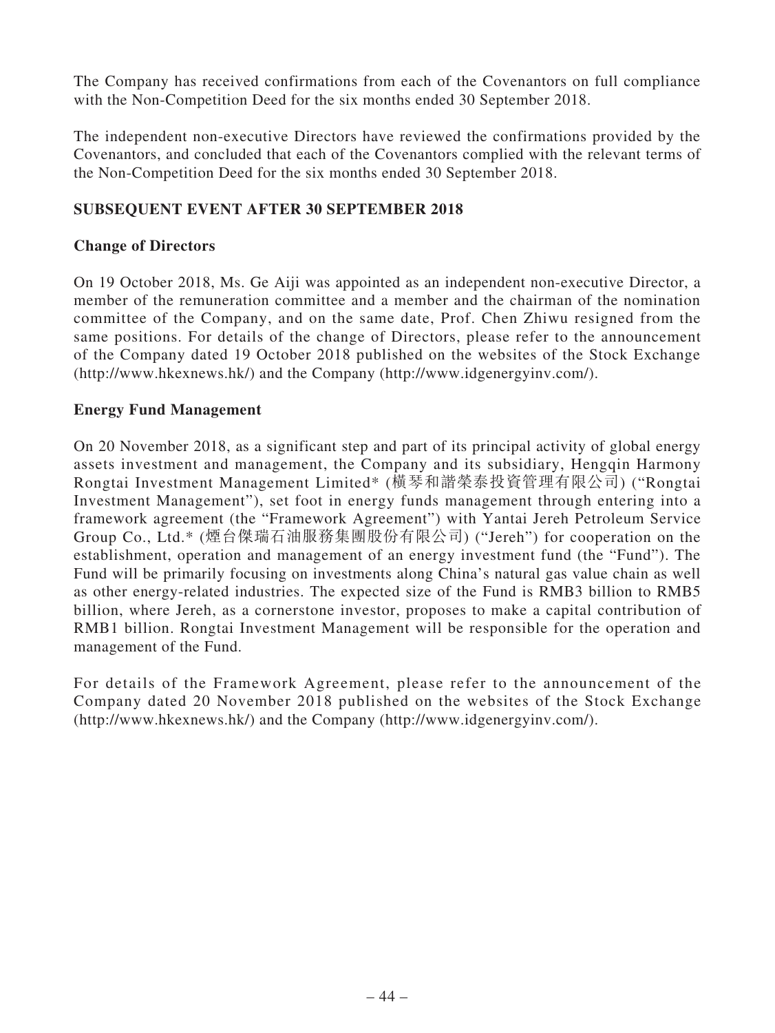The Company has received confirmations from each of the Covenantors on full compliance with the Non-Competition Deed for the six months ended 30 September 2018.

The independent non-executive Directors have reviewed the confirmations provided by the Covenantors, and concluded that each of the Covenantors complied with the relevant terms of the Non-Competition Deed for the six months ended 30 September 2018.

## SUBSEQUENT EVENT AFTER 30 SEPTEMBER 2018

### Change of Directors

On 19 October 2018, Ms. Ge Aiji was appointed as an independent non-executive Director, a member of the remuneration committee and a member and the chairman of the nomination committee of the Company, and on the same date, Prof. Chen Zhiwu resigned from the same positions. For details of the change of Directors, please refer to the announcement of the Company dated 19 October 2018 published on the websites of the Stock Exchange (http://www.hkexnews.hk/) and the Company (http://www.idgenergyinv.com/).

### Energy Fund Management

On 20 November 2018, as a significant step and part of its principal activity of global energy assets investment and management, the Company and its subsidiary, Hengqin Harmony Rongtai Investment Management Limited* (橫琴和諧榮泰投資管理有限公司) ("Rongtai Investment Management"), set foot in energy funds management through entering into a framework agreement (the "Framework Agreement") with Yantai Jereh Petroleum Service Group Co., Ltd.* (煙台傑瑞石油服務集團股份有限公司) ("Jereh") for cooperation on the establishment, operation and management of an energy investment fund (the "Fund"). The Fund will be primarily focusing on investments along China's natural gas value chain as well as other energy-related industries. The expected size of the Fund is RMB3 billion to RMB5 billion, where Jereh, as a cornerstone investor, proposes to make a capital contribution of RMB1 billion. Rongtai Investment Management will be responsible for the operation and management of the Fund.

For details of the Framework Agreement, please refer to the announcement of the Company dated 20 November 2018 published on the websites of the Stock Exchange (http://www.hkexnews.hk/) and the Company (http://www.idgenergyinv.com/).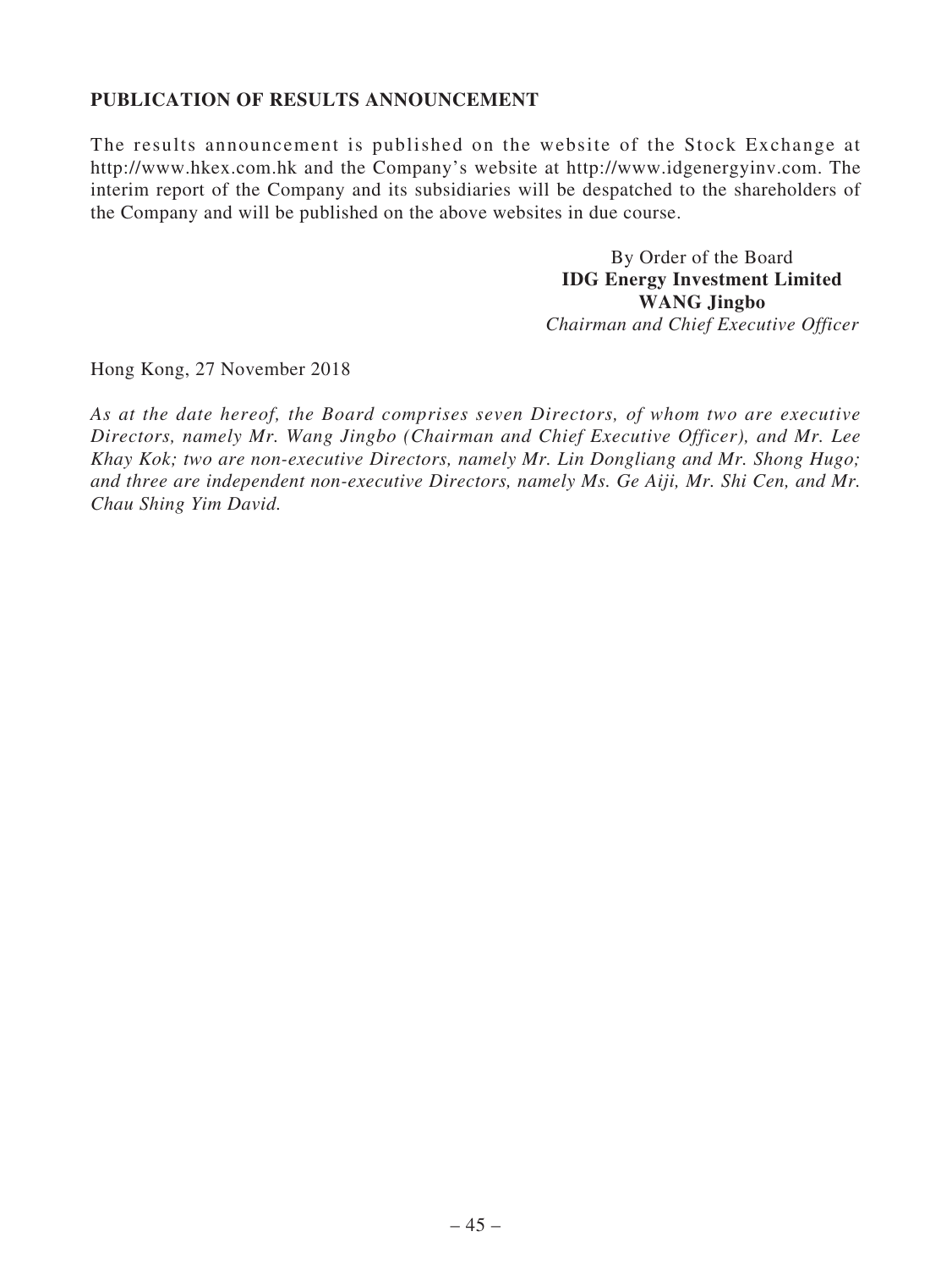## PUBLICATION OF RESULTS ANNOUNCEMENT

The results announcement is published on the website of the Stock Exchange at http://www.hkex.com.hk and the Company's website at http://www.idgenergyinv.com. The interim report of the Company and its subsidiaries will be despatched to the shareholders of the Company and will be published on the above websites in due course.

By Order of the Board
**IDG Energy Investment Limited**
**WANG Jingbo**
*Chairman and Chief Executive Officer*

Hong Kong, 27 November 2018

*As at the date hereof, the Board comprises seven Directors, of whom two are executive Directors, namely Mr. Wang Jingbo (Chairman and Chief Executive Officer), and Mr. Lee Khay Kok; two are non-executive Directors, namely Mr. Lin Dongliang and Mr. Shong Hugo; and three are independent non-executive Directors, namely Ms. Ge Aiji, Mr. Shi Cen, and Mr. Chau Shing Yim David.*